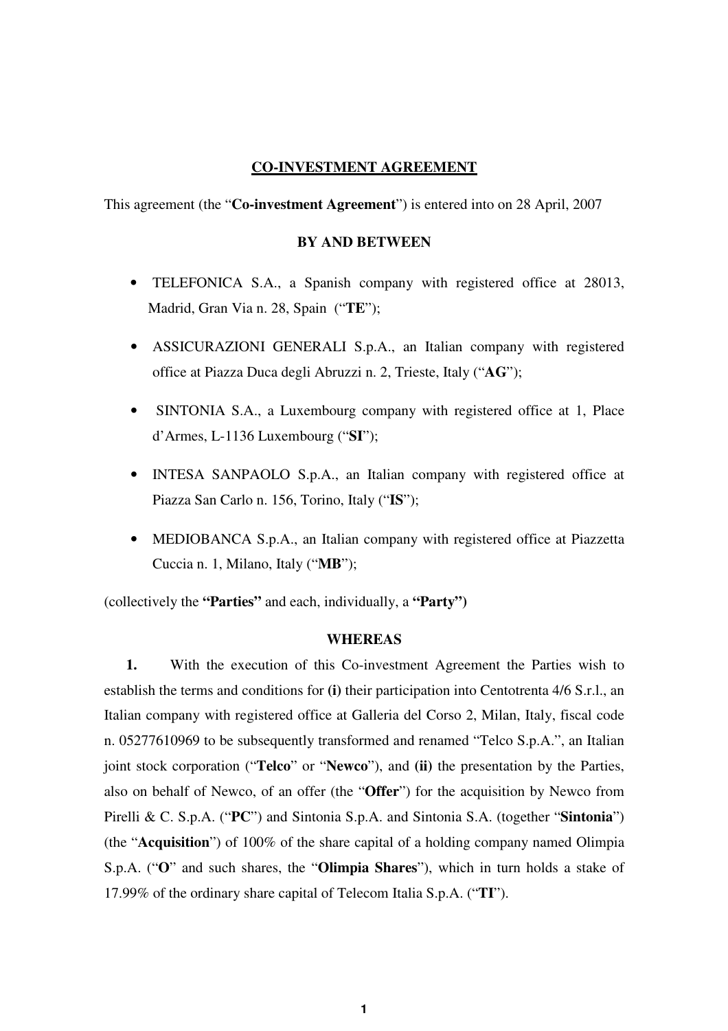# CO-INVESTMENT AGREEMENT

This agreement (the "**Co-investment Agreement**") is entered into on 28 April, 2007

**BY AND BETWEEN**

- TELEFONICA S.A., a Spanish company with registered office at 28013, Madrid, Gran Via n. 28, Spain ("**TE**");
- ASSICURAZIONI GENERALI S.p.A., an Italian company with registered office at Piazza Duca degli Abruzzi n. 2, Trieste, Italy ("**AG**");
- SINTONIA S.A., a Luxembourg company with registered office at 1, Place d'Armes, L-1136 Luxembourg ("**SI**");
- INTESA SANPAOLO S.p.A., an Italian company with registered office at Piazza San Carlo n. 156, Torino, Italy ("**IS**");
- MEDIOBANCA S.p.A., an Italian company with registered office at Piazzetta Cuccia n. 1, Milano, Italy ("**MB**");

(collectively the **"Parties"** and each, individually, a **"Party")**

**WHEREAS**

**1.** With the execution of this Co-investment Agreement the Parties wish to establish the terms and conditions for **(i)** their participation into Centotrenta 4/6 S.r.l., an Italian company with registered office at Galleria del Corso 2, Milan, Italy, fiscal code n. 05277610969 to be subsequently transformed and renamed "Telco S.p.A.", an Italian joint stock corporation ("**Telco**" or "**Newco**"), and **(ii)** the presentation by the Parties, also on behalf of Newco, of an offer (the "**Offer**") for the acquisition by Newco from Pirelli & C. S.p.A. ("**PC**") and Sintonia S.p.A. and Sintonia S.A. (together "**Sintonia**") (the "**Acquisition**") of 100% of the share capital of a holding company named Olimpia S.p.A. ("**O**" and such shares, the "**Olimpia Shares**"), which in turn holds a stake of 17.99% of the ordinary share capital of Telecom Italia S.p.A. ("**TI**").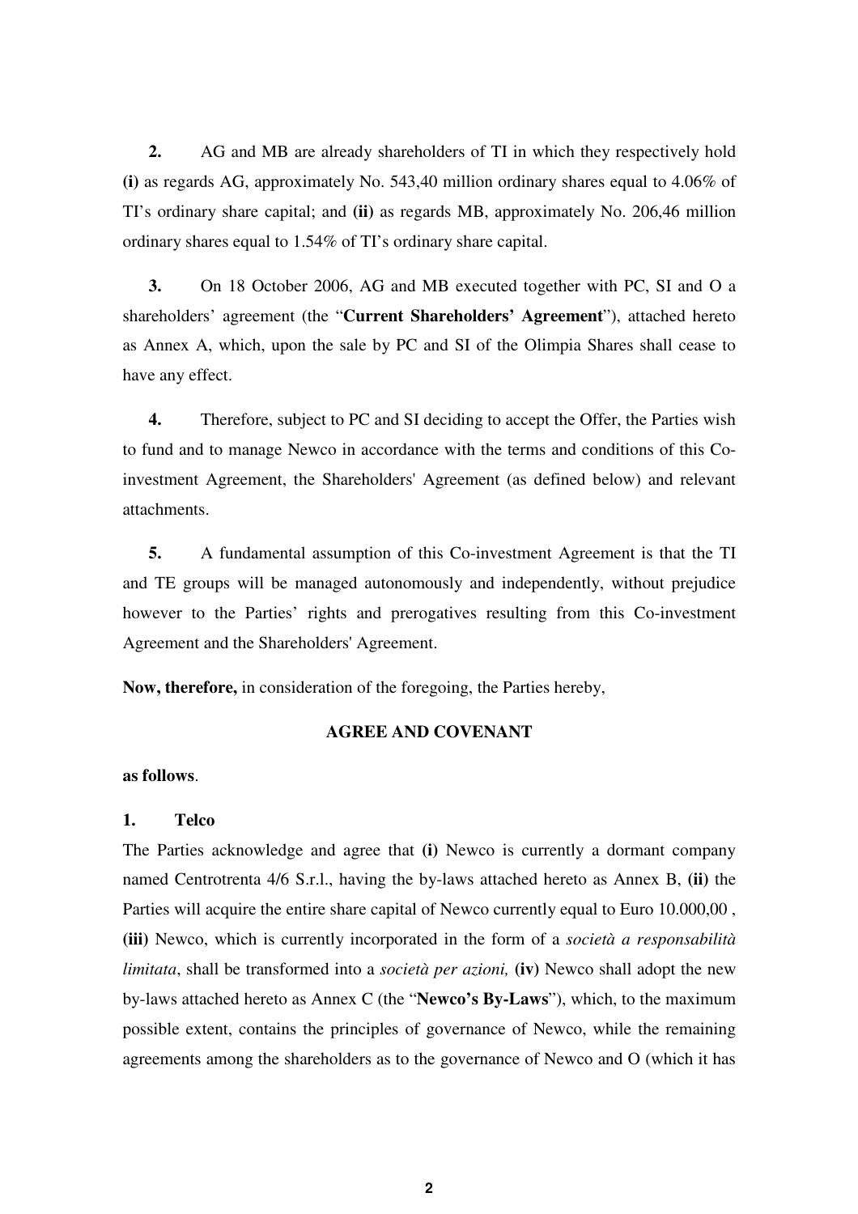**2.** AG and MB are already shareholders of TI in which they respectively hold **(i)** as regards AG, approximately No. 543,40 million ordinary shares equal to 4.06% of TI's ordinary share capital; and **(ii)** as regards MB, approximately No. 206,46 million ordinary shares equal to 1.54% of TI's ordinary share capital.

**3.** On 18 October 2006, AG and MB executed together with PC, SI and O a shareholders' agreement (the "**Current Shareholders' Agreement**"), attached hereto as Annex A, which, upon the sale by PC and SI of the Olimpia Shares shall cease to have any effect.

**4.** Therefore, subject to PC and SI deciding to accept the Offer, the Parties wish to fund and to manage Newco in accordance with the terms and conditions of this Co-investment Agreement, the Shareholders' Agreement (as defined below) and relevant attachments.

**5.** A fundamental assumption of this Co-investment Agreement is that the TI and TE groups will be managed autonomously and independently, without prejudice however to the Parties' rights and prerogatives resulting from this Co-investment Agreement and the Shareholders' Agreement.

**Now, therefore,** in consideration of the foregoing, the Parties hereby,

**AGREE AND COVENANT**

**as follows**.

## 1. Telco

The Parties acknowledge and agree that **(i)** Newco is currently a dormant company named Centrotrenta 4/6 S.r.l., having the by-laws attached hereto as Annex B, **(ii)** the Parties will acquire the entire share capital of Newco currently equal to Euro 10.000,00 , **(iii)** Newco, which is currently incorporated in the form of a *società a responsabilità limitata*, shall be transformed into a *società per azioni,* **(iv)** Newco shall adopt the new by-laws attached hereto as Annex C (the "**Newco's By-Laws**"), which, to the maximum possible extent, contains the principles of governance of Newco, while the remaining agreements among the shareholders as to the governance of Newco and O (which it has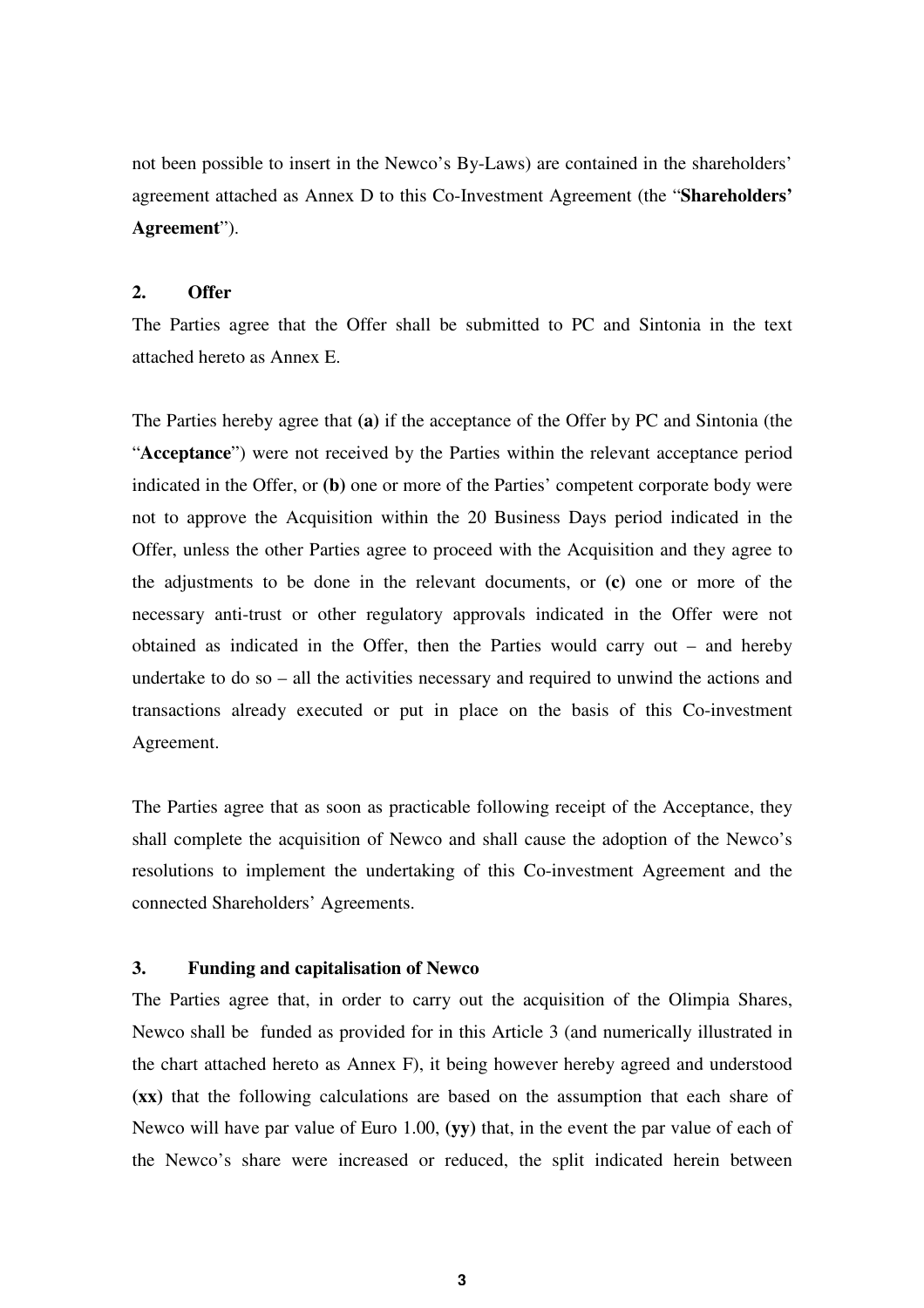not been possible to insert in the Newco's By-Laws) are contained in the shareholders' agreement attached as Annex D to this Co-Investment Agreement (the "**Shareholders' Agreement**").

## 2. Offer

The Parties agree that the Offer shall be submitted to PC and Sintonia in the text attached hereto as Annex E.

The Parties hereby agree that **(a)** if the acceptance of the Offer by PC and Sintonia (the "**Acceptance**") were not received by the Parties within the relevant acceptance period indicated in the Offer, or **(b)** one or more of the Parties' competent corporate body were not to approve the Acquisition within the 20 Business Days period indicated in the Offer, unless the other Parties agree to proceed with the Acquisition and they agree to the adjustments to be done in the relevant documents, or **(c)** one or more of the necessary anti-trust or other regulatory approvals indicated in the Offer were not obtained as indicated in the Offer, then the Parties would carry out – and hereby undertake to do so – all the activities necessary and required to unwind the actions and transactions already executed or put in place on the basis of this Co-investment Agreement.

The Parties agree that as soon as practicable following receipt of the Acceptance, they shall complete the acquisition of Newco and shall cause the adoption of the Newco's resolutions to implement the undertaking of this Co-investment Agreement and the connected Shareholders' Agreements.

## 3. Funding and capitalisation of Newco

The Parties agree that, in order to carry out the acquisition of the Olimpia Shares, Newco shall be funded as provided for in this Article 3 (and numerically illustrated in the chart attached hereto as Annex F), it being however hereby agreed and understood **(xx)** that the following calculations are based on the assumption that each share of Newco will have par value of Euro 1.00, **(yy)** that, in the event the par value of each of the Newco's share were increased or reduced, the split indicated herein between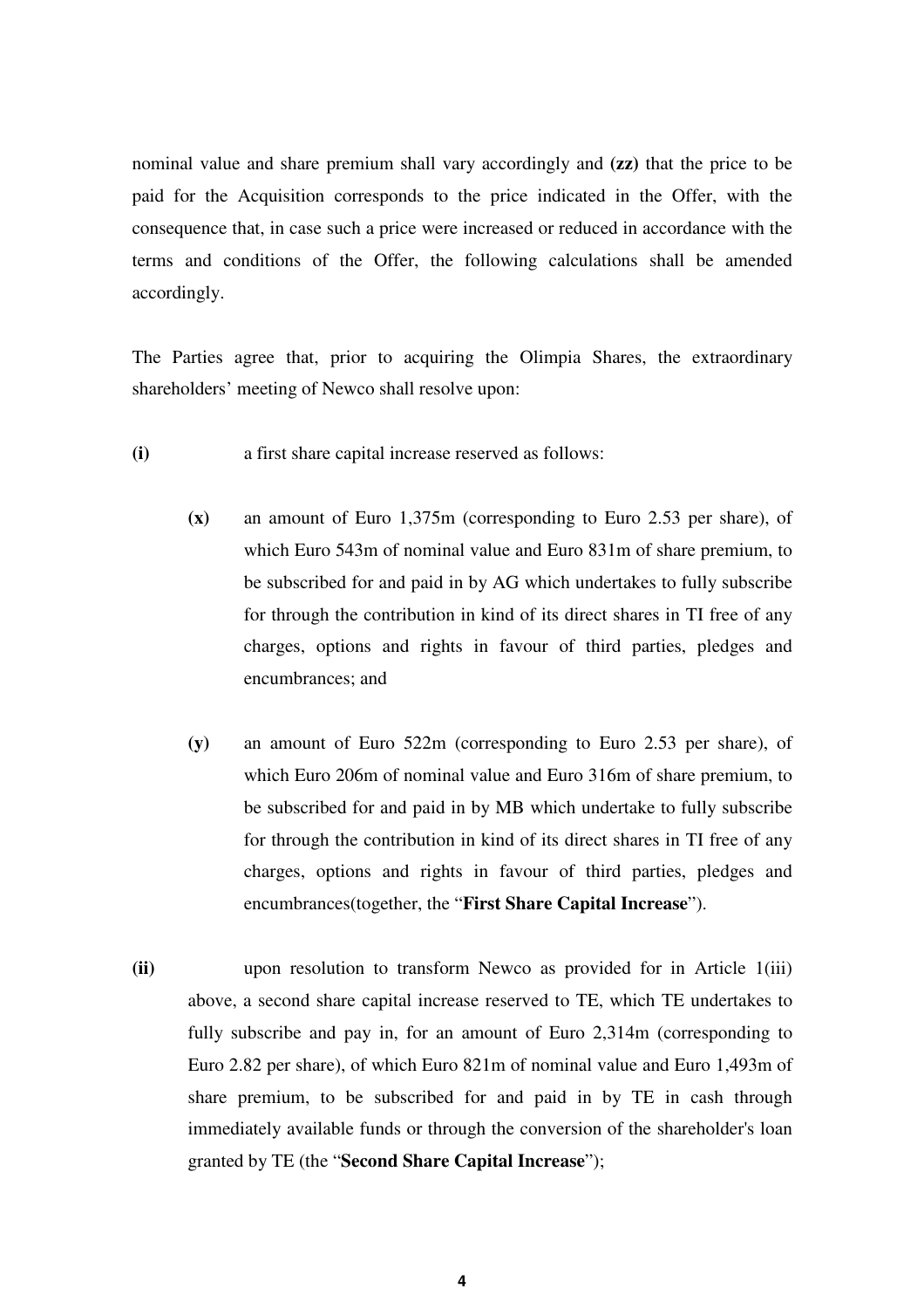nominal value and share premium shall vary accordingly and **(zz)** that the price to be paid for the Acquisition corresponds to the price indicated in the Offer, with the consequence that, in case such a price were increased or reduced in accordance with the terms and conditions of the Offer, the following calculations shall be amended accordingly.

The Parties agree that, prior to acquiring the Olimpia Shares, the extraordinary shareholders' meeting of Newco shall resolve upon:

**(i)** a first share capital increase reserved as follows:

- **(x)** an amount of Euro 1,375m (corresponding to Euro 2.53 per share), of which Euro 543m of nominal value and Euro 831m of share premium, to be subscribed for and paid in by AG which undertakes to fully subscribe for through the contribution in kind of its direct shares in TI free of any charges, options and rights in favour of third parties, pledges and encumbrances; and

- **(y)** an amount of Euro 522m (corresponding to Euro 2.53 per share), of which Euro 206m of nominal value and Euro 316m of share premium, to be subscribed for and paid in by MB which undertake to fully subscribe for through the contribution in kind of its direct shares in TI free of any charges, options and rights in favour of third parties, pledges and encumbrances(together, the "**First Share Capital Increase**").

**(ii)** upon resolution to transform Newco as provided for in Article 1(iii) above, a second share capital increase reserved to TE, which TE undertakes to fully subscribe and pay in, for an amount of Euro 2,314m (corresponding to Euro 2.82 per share), of which Euro 821m of nominal value and Euro 1,493m of share premium, to be subscribed for and paid in by TE in cash through immediately available funds or through the conversion of the shareholder's loan granted by TE (the "**Second Share Capital Increase**");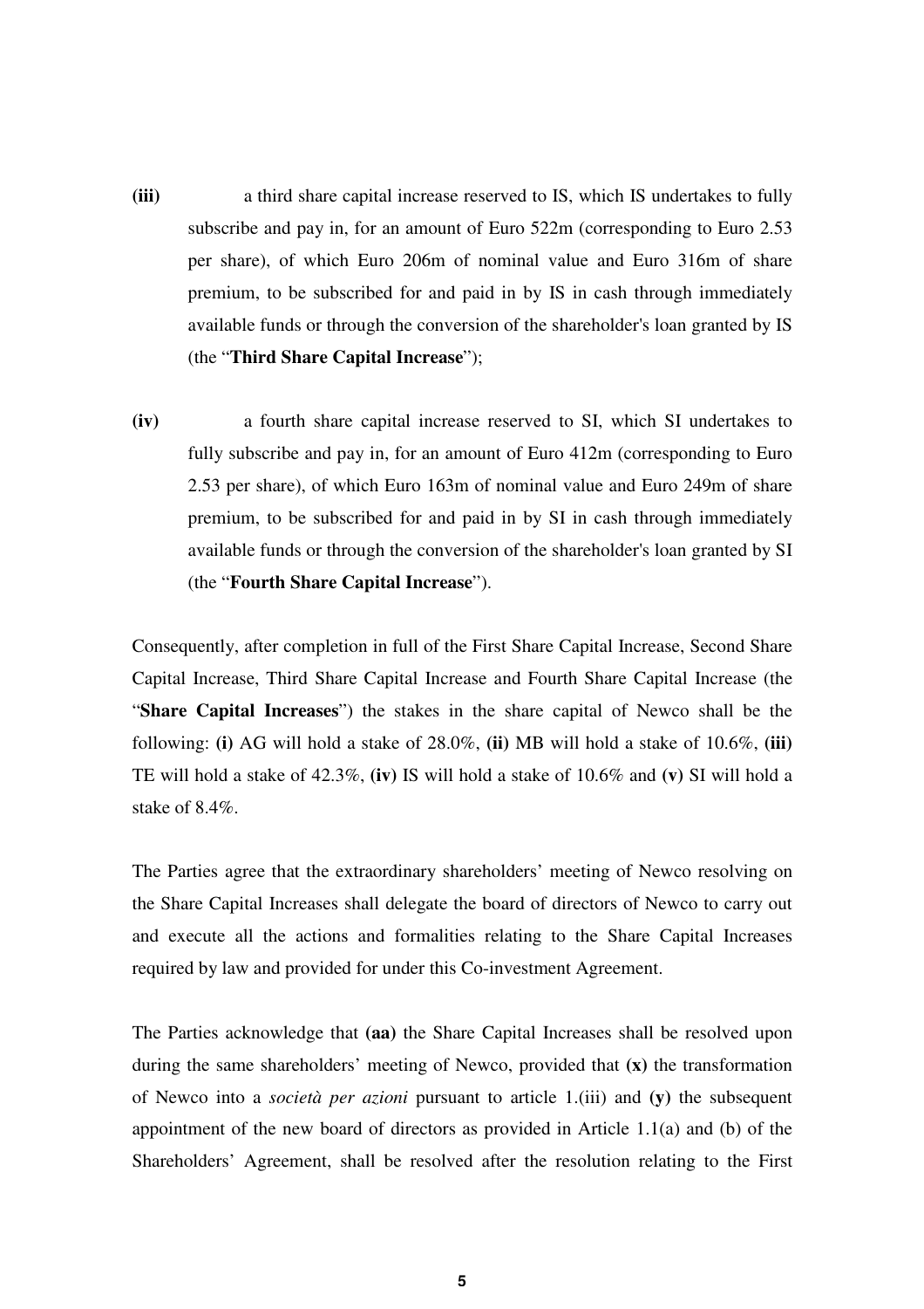**(iii)** a third share capital increase reserved to IS, which IS undertakes to fully subscribe and pay in, for an amount of Euro 522m (corresponding to Euro 2.53 per share), of which Euro 206m of nominal value and Euro 316m of share premium, to be subscribed for and paid in by IS in cash through immediately available funds or through the conversion of the shareholder's loan granted by IS (the "**Third Share Capital Increase**");

**(iv)** a fourth share capital increase reserved to SI, which SI undertakes to fully subscribe and pay in, for an amount of Euro 412m (corresponding to Euro 2.53 per share), of which Euro 163m of nominal value and Euro 249m of share premium, to be subscribed for and paid in by SI in cash through immediately available funds or through the conversion of the shareholder's loan granted by SI (the "**Fourth Share Capital Increase**").

Consequently, after completion in full of the First Share Capital Increase, Second Share Capital Increase, Third Share Capital Increase and Fourth Share Capital Increase (the "**Share Capital Increases**") the stakes in the share capital of Newco shall be the following: **(i)** AG will hold a stake of 28.0%, **(ii)** MB will hold a stake of 10.6%, **(iii)** TE will hold a stake of 42.3%, **(iv)** IS will hold a stake of 10.6% and **(v)** SI will hold a stake of 8.4%.

The Parties agree that the extraordinary shareholders' meeting of Newco resolving on the Share Capital Increases shall delegate the board of directors of Newco to carry out and execute all the actions and formalities relating to the Share Capital Increases required by law and provided for under this Co-investment Agreement.

The Parties acknowledge that **(aa)** the Share Capital Increases shall be resolved upon during the same shareholders' meeting of Newco, provided that **(x)** the transformation of Newco into a *società per azioni* pursuant to article 1.(iii) and **(y)** the subsequent appointment of the new board of directors as provided in Article 1.1(a) and (b) of the Shareholders' Agreement, shall be resolved after the resolution relating to the First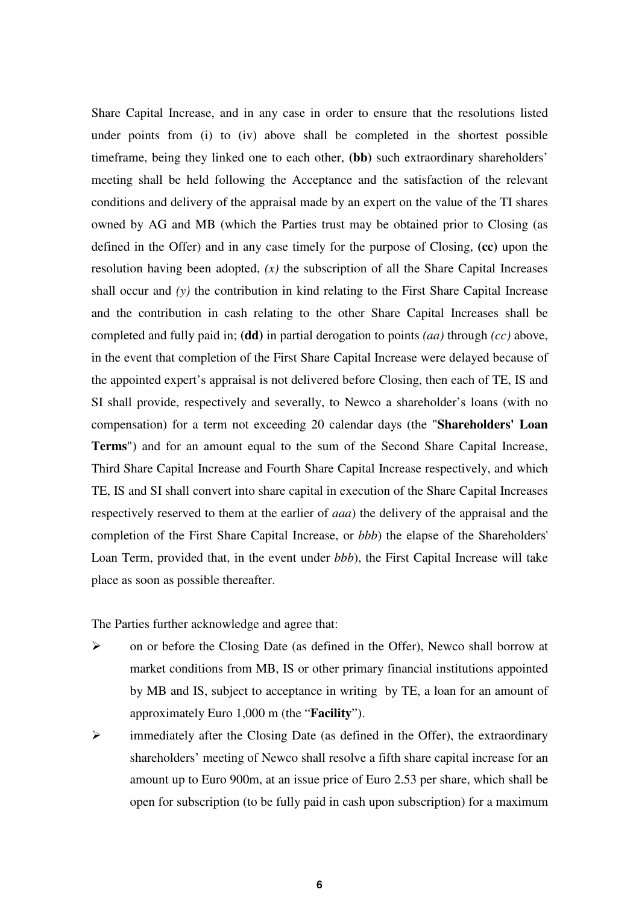Share Capital Increase, and in any case in order to ensure that the resolutions listed under points from (i) to (iv) above shall be completed in the shortest possible timeframe, being they linked one to each other, **(bb)** such extraordinary shareholders' meeting shall be held following the Acceptance and the satisfaction of the relevant conditions and delivery of the appraisal made by an expert on the value of the TI shares owned by AG and MB (which the Parties trust may be obtained prior to Closing (as defined in the Offer) and in any case timely for the purpose of Closing, **(cc)** upon the resolution having been adopted, *(x)* the subscription of all the Share Capital Increases shall occur and *(y)* the contribution in kind relating to the First Share Capital Increase and the contribution in cash relating to the other Share Capital Increases shall be completed and fully paid in; **(dd)** in partial derogation to points *(aa)* through *(cc)* above, in the event that completion of the First Share Capital Increase were delayed because of the appointed expert's appraisal is not delivered before Closing, then each of TE, IS and SI shall provide, respectively and severally, to Newco a shareholder's loans (with no compensation) for a term not exceeding 20 calendar days (the "**Shareholders' Loan Terms**") and for an amount equal to the sum of the Second Share Capital Increase, Third Share Capital Increase and Fourth Share Capital Increase respectively, and which TE, IS and SI shall convert into share capital in execution of the Share Capital Increases respectively reserved to them at the earlier of *aaa*) the delivery of the appraisal and the completion of the First Share Capital Increase, or *bbb*) the elapse of the Shareholders' Loan Term, provided that, in the event under *bbb*), the First Capital Increase will take place as soon as possible thereafter.

The Parties further acknowledge and agree that:

- on or before the Closing Date (as defined in the Offer), Newco shall borrow at market conditions from MB, IS or other primary financial institutions appointed by MB and IS, subject to acceptance in writing by TE, a loan for an amount of approximately Euro 1,000 m (the "**Facility**").
- immediately after the Closing Date (as defined in the Offer), the extraordinary shareholders' meeting of Newco shall resolve a fifth share capital increase for an amount up to Euro 900m, at an issue price of Euro 2.53 per share, which shall be open for subscription (to be fully paid in cash upon subscription) for a maximum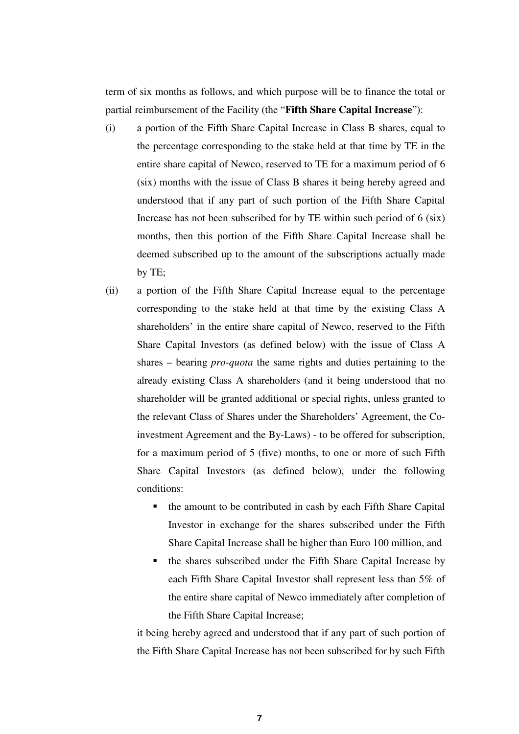term of six months as follows, and which purpose will be to finance the total or partial reimbursement of the Facility (the "**Fifth Share Capital Increase**"):

(i) a portion of the Fifth Share Capital Increase in Class B shares, equal to the percentage corresponding to the stake held at that time by TE in the entire share capital of Newco, reserved to TE for a maximum period of 6 (six) months with the issue of Class B shares it being hereby agreed and understood that if any part of such portion of the Fifth Share Capital Increase has not been subscribed for by TE within such period of 6 (six) months, then this portion of the Fifth Share Capital Increase shall be deemed subscribed up to the amount of the subscriptions actually made by TE;

(ii) a portion of the Fifth Share Capital Increase equal to the percentage corresponding to the stake held at that time by the existing Class A shareholders' in the entire share capital of Newco, reserved to the Fifth Share Capital Investors (as defined below) with the issue of Class A shares – bearing *pro-quota* the same rights and duties pertaining to the already existing Class A shareholders (and it being understood that no shareholder will be granted additional or special rights, unless granted to the relevant Class of Shares under the Shareholders' Agreement, the Co-investment Agreement and the By-Laws) - to be offered for subscription, for a maximum period of 5 (five) months, to one or more of such Fifth Share Capital Investors (as defined below), under the following conditions:

 - the amount to be contributed in cash by each Fifth Share Capital Investor in exchange for the shares subscribed under the Fifth Share Capital Increase shall be higher than Euro 100 million, and
 - the shares subscribed under the Fifth Share Capital Increase by each Fifth Share Capital Investor shall represent less than 5% of the entire share capital of Newco immediately after completion of the Fifth Share Capital Increase;

 it being hereby agreed and understood that if any part of such portion of the Fifth Share Capital Increase has not been subscribed for by such Fifth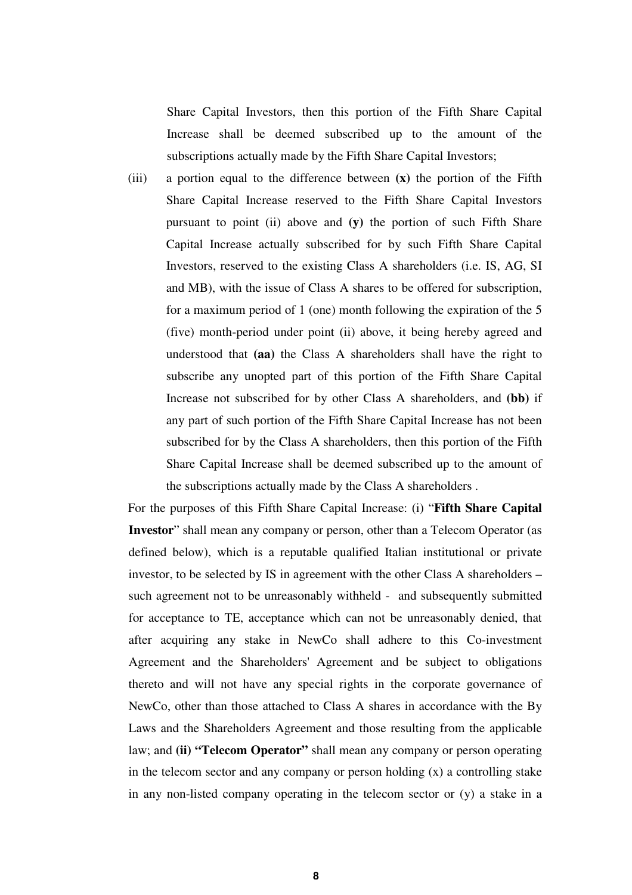Share Capital Investors, then this portion of the Fifth Share Capital Increase shall be deemed subscribed up to the amount of the subscriptions actually made by the Fifth Share Capital Investors;

(iii) a portion equal to the difference between **(x)** the portion of the Fifth Share Capital Increase reserved to the Fifth Share Capital Investors pursuant to point (ii) above and **(y)** the portion of such Fifth Share Capital Increase actually subscribed for by such Fifth Share Capital Investors, reserved to the existing Class A shareholders (i.e. IS, AG, SI and MB), with the issue of Class A shares to be offered for subscription, for a maximum period of 1 (one) month following the expiration of the 5 (five) month-period under point (ii) above, it being hereby agreed and understood that **(aa)** the Class A shareholders shall have the right to subscribe any unopted part of this portion of the Fifth Share Capital Increase not subscribed for by other Class A shareholders, and **(bb)** if any part of such portion of the Fifth Share Capital Increase has not been subscribed for by the Class A shareholders, then this portion of the Fifth Share Capital Increase shall be deemed subscribed up to the amount of the subscriptions actually made by the Class A shareholders .

For the purposes of this Fifth Share Capital Increase: (i) "**Fifth Share Capital Investor**" shall mean any company or person, other than a Telecom Operator (as defined below), which is a reputable qualified Italian institutional or private investor, to be selected by IS in agreement with the other Class A shareholders – such agreement not to be unreasonably withheld - and subsequently submitted for acceptance to TE, acceptance which can not be unreasonably denied, that after acquiring any stake in NewCo shall adhere to this Co-investment Agreement and the Shareholders' Agreement and be subject to obligations thereto and will not have any special rights in the corporate governance of NewCo, other than those attached to Class A shares in accordance with the By Laws and the Shareholders Agreement and those resulting from the applicable law; and **(ii) "Telecom Operator"** shall mean any company or person operating in the telecom sector and any company or person holding (x) a controlling stake in any non-listed company operating in the telecom sector or (y) a stake in a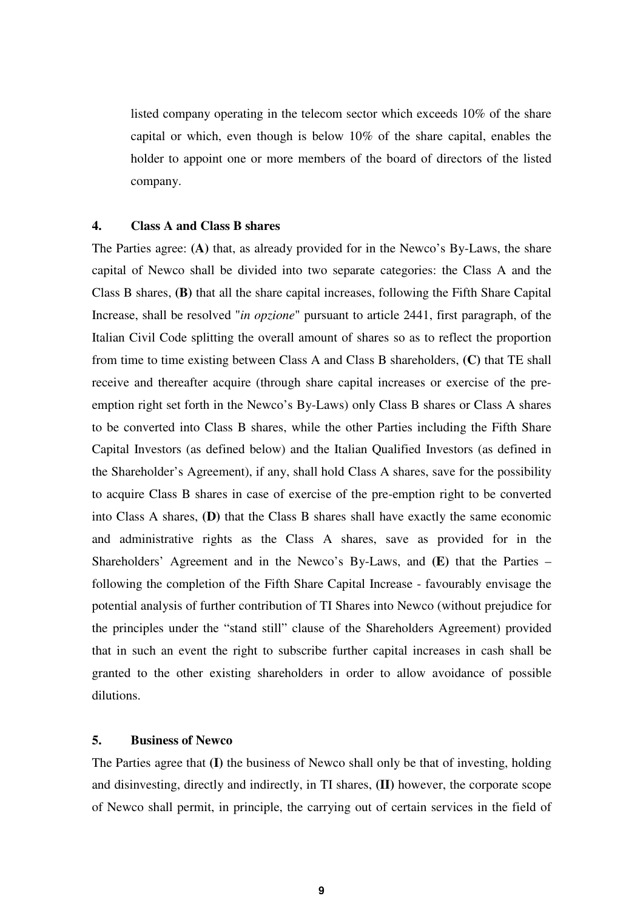listed company operating in the telecom sector which exceeds 10% of the share capital or which, even though is below 10% of the share capital, enables the holder to appoint one or more members of the board of directors of the listed company.

### 4. Class A and Class B shares

The Parties agree: **(A)** that, as already provided for in the Newco's By-Laws, the share capital of Newco shall be divided into two separate categories: the Class A and the Class B shares, **(B)** that all the share capital increases, following the Fifth Share Capital Increase, shall be resolved "*in opzione*" pursuant to article 2441, first paragraph, of the Italian Civil Code splitting the overall amount of shares so as to reflect the proportion from time to time existing between Class A and Class B shareholders, **(C)** that TE shall receive and thereafter acquire (through share capital increases or exercise of the pre-emption right set forth in the Newco's By-Laws) only Class B shares or Class A shares to be converted into Class B shares, while the other Parties including the Fifth Share Capital Investors (as defined below) and the Italian Qualified Investors (as defined in the Shareholder's Agreement), if any, shall hold Class A shares, save for the possibility to acquire Class B shares in case of exercise of the pre-emption right to be converted into Class A shares, **(D)** that the Class B shares shall have exactly the same economic and administrative rights as the Class A shares, save as provided for in the Shareholders' Agreement and in the Newco's By-Laws, and **(E)** that the Parties – following the completion of the Fifth Share Capital Increase - favourably envisage the potential analysis of further contribution of TI Shares into Newco (without prejudice for the principles under the "stand still" clause of the Shareholders Agreement) provided that in such an event the right to subscribe further capital increases in cash shall be granted to the other existing shareholders in order to allow avoidance of possible dilutions.

### 5. Business of Newco

The Parties agree that **(I)** the business of Newco shall only be that of investing, holding and disinvesting, directly and indirectly, in TI shares, **(II)** however, the corporate scope of Newco shall permit, in principle, the carrying out of certain services in the field of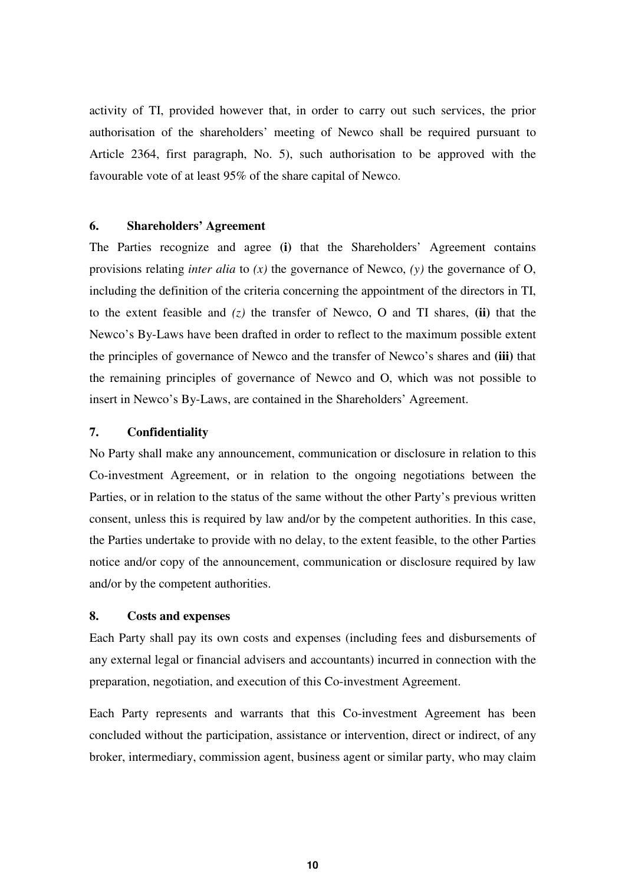activity of TI, provided however that, in order to carry out such services, the prior authorisation of the shareholders' meeting of Newco shall be required pursuant to Article 2364, first paragraph, No. 5), such authorisation to be approved with the favourable vote of at least 95% of the share capital of Newco.

### 6. Shareholders' Agreement

The Parties recognize and agree **(i)** that the Shareholders' Agreement contains provisions relating *inter alia* to *(x)* the governance of Newco, *(y)* the governance of O, including the definition of the criteria concerning the appointment of the directors in TI, to the extent feasible and *(z)* the transfer of Newco, O and TI shares, **(ii)** that the Newco's By-Laws have been drafted in order to reflect to the maximum possible extent the principles of governance of Newco and the transfer of Newco's shares and **(iii)** that the remaining principles of governance of Newco and O, which was not possible to insert in Newco's By-Laws, are contained in the Shareholders' Agreement.

### 7. Confidentiality

No Party shall make any announcement, communication or disclosure in relation to this Co-investment Agreement, or in relation to the ongoing negotiations between the Parties, or in relation to the status of the same without the other Party's previous written consent, unless this is required by law and/or by the competent authorities. In this case, the Parties undertake to provide with no delay, to the extent feasible, to the other Parties notice and/or copy of the announcement, communication or disclosure required by law and/or by the competent authorities.

### 8. Costs and expenses

Each Party shall pay its own costs and expenses (including fees and disbursements of any external legal or financial advisers and accountants) incurred in connection with the preparation, negotiation, and execution of this Co-investment Agreement.

Each Party represents and warrants that this Co-investment Agreement has been concluded without the participation, assistance or intervention, direct or indirect, of any broker, intermediary, commission agent, business agent or similar party, who may claim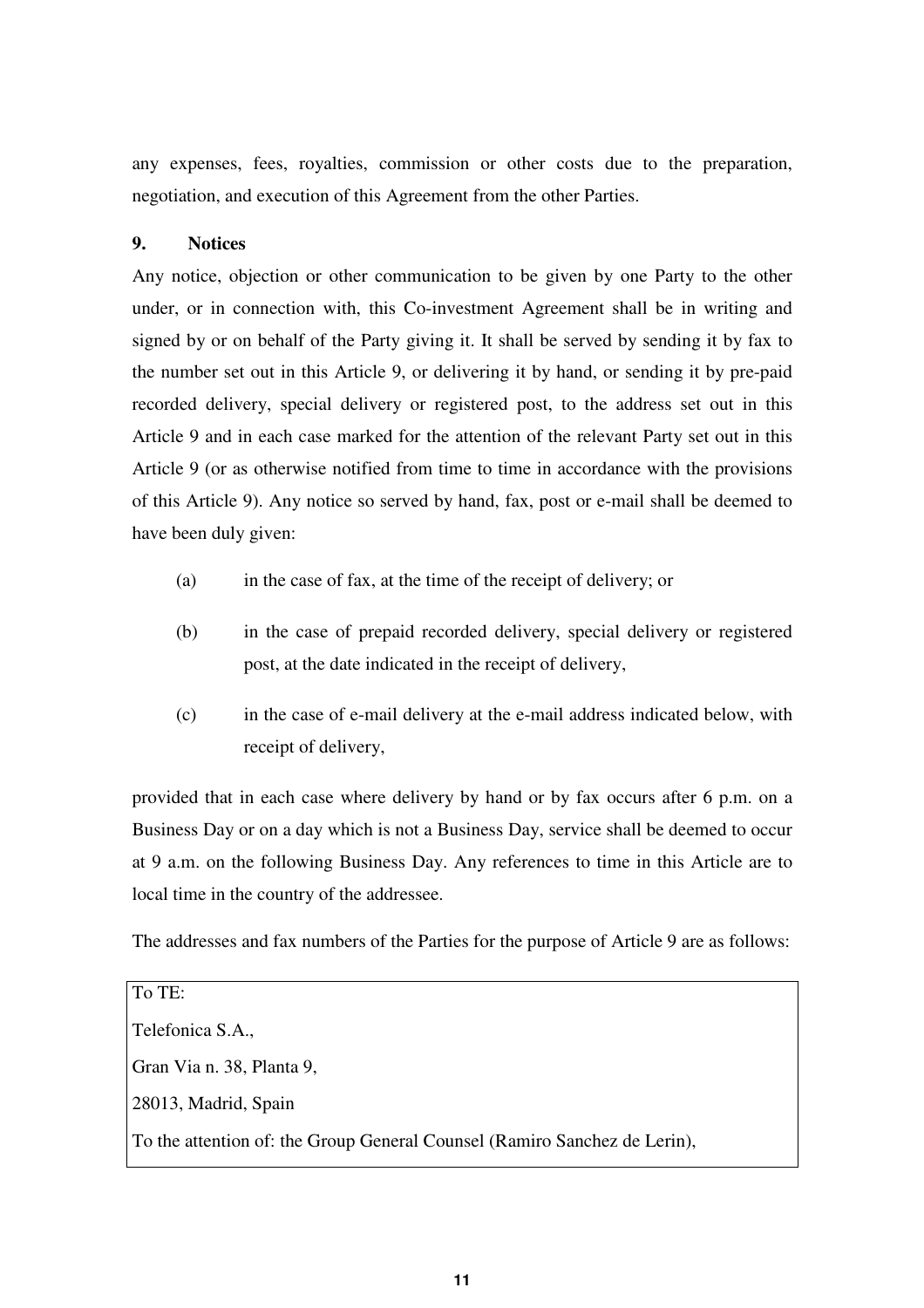any expenses, fees, royalties, commission or other costs due to the preparation, negotiation, and execution of this Agreement from the other Parties.

## 9. Notices

Any notice, objection or other communication to be given by one Party to the other under, or in connection with, this Co-investment Agreement shall be in writing and signed by or on behalf of the Party giving it. It shall be served by sending it by fax to the number set out in this Article 9, or delivering it by hand, or sending it by pre-paid recorded delivery, special delivery or registered post, to the address set out in this Article 9 and in each case marked for the attention of the relevant Party set out in this Article 9 (or as otherwise notified from time to time in accordance with the provisions of this Article 9). Any notice so served by hand, fax, post or e-mail shall be deemed to have been duly given:

(a) in the case of fax, at the time of the receipt of delivery; or

(b) in the case of prepaid recorded delivery, special delivery or registered post, at the date indicated in the receipt of delivery,

(c) in the case of e-mail delivery at the e-mail address indicated below, with receipt of delivery,

provided that in each case where delivery by hand or by fax occurs after 6 p.m. on a Business Day or on a day which is not a Business Day, service shall be deemed to occur at 9 a.m. on the following Business Day. Any references to time in this Article are to local time in the country of the addressee.

The addresses and fax numbers of the Parties for the purpose of Article 9 are as follows:

| To TE: |
| --- |
| Telefonica S.A., |
| Gran Via n. 38, Planta 9, |
| 28013, Madrid, Spain |
| To the attention of: the Group General Counsel (Ramiro Sanchez de Lerin), |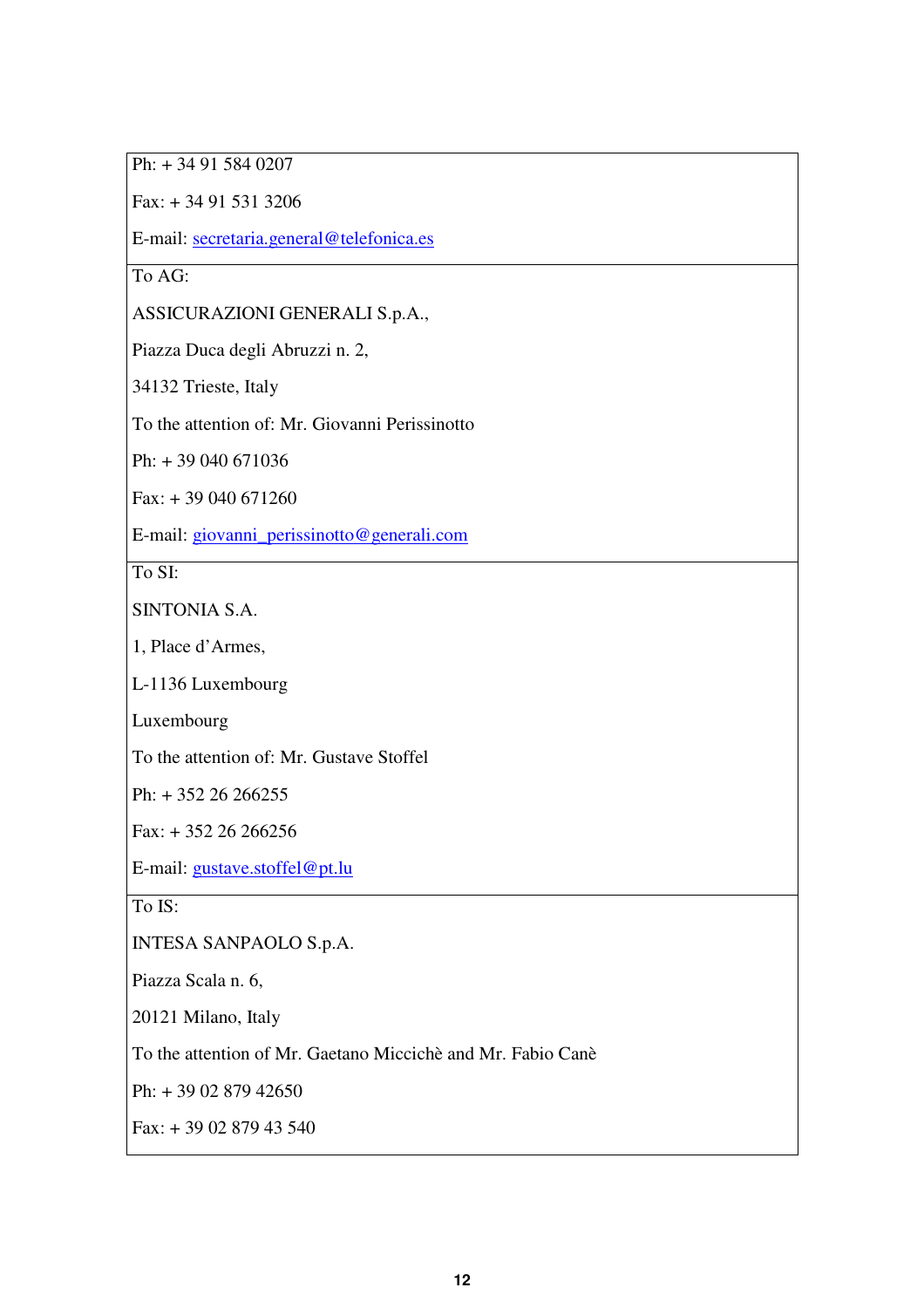| |
|---|
| Ph: + 34 91 584 0207<br><br>Fax: + 34 91 531 3206<br><br>E-mail: secretaria.general@telefonica.es |
| To AG:<br><br>ASSICURAZIONI GENERALI S.p.A.,<br><br>Piazza Duca degli Abruzzi n. 2,<br><br>34132 Trieste, Italy<br><br>To the attention of: Mr. Giovanni Perissinotto<br><br>Ph: + 39 040 671036<br><br>Fax: + 39 040 671260<br><br>E-mail: giovanni_perissinotto@generali.com |
| To SI:<br><br>SINTONIA S.A.<br><br>1, Place d'Armes,<br><br>L-1136 Luxembourg<br><br>Luxembourg<br><br>To the attention of: Mr. Gustave Stoffel<br><br>Ph: + 352 26 266255<br><br>Fax: + 352 26 266256<br><br>E-mail: gustave.stoffel@pt.lu |
| To IS:<br><br>INTESA SANPAOLO S.p.A.<br><br>Piazza Scala n. 6,<br><br>20121 Milano, Italy<br><br>To the attention of Mr. Gaetano Micciché and Mr. Fabio Canè<br><br>Ph: + 39 02 879 42650<br><br>Fax: + 39 02 879 43 540 |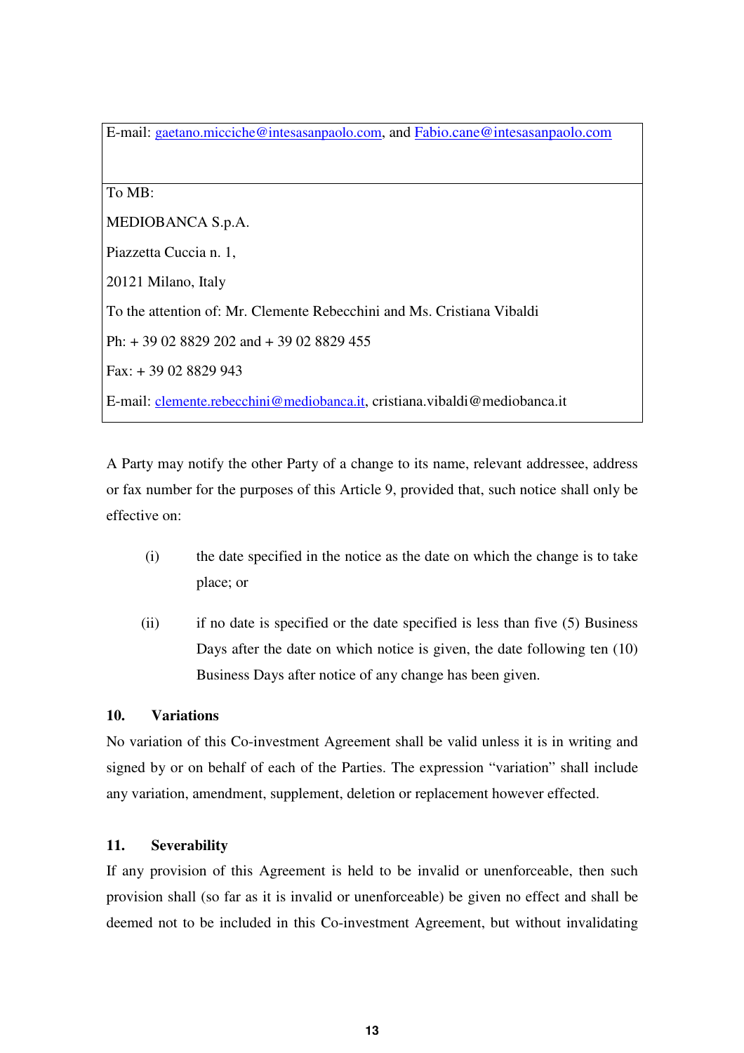| E-mail: gaetano.micciche@intesasanpaolo.com, and Fabio.cane@intesasanpaolo.com |
|---|
| To MB:<br><br>MEDIOBANCA S.p.A.<br><br>Piazzetta Cuccia n. 1,<br><br>20121 Milano, Italy<br><br>To the attention of: Mr. Clemente Rebecchini and Ms. Cristiana Vibaldi<br><br>Ph: + 39 02 8829 202 and + 39 02 8829 455<br><br>Fax: + 39 02 8829 943<br><br>E-mail: clemente.rebecchini@mediobanca.it, cristiana.vibaldi@mediobanca.it |

A Party may notify the other Party of a change to its name, relevant addressee, address or fax number for the purposes of this Article 9, provided that, such notice shall only be effective on:

(i) the date specified in the notice as the date on which the change is to take place; or

(ii) if no date is specified or the date specified is less than five (5) Business Days after the date on which notice is given, the date following ten (10) Business Days after notice of any change has been given.

## 10. Variations

No variation of this Co-investment Agreement shall be valid unless it is in writing and signed by or on behalf of each of the Parties. The expression "variation" shall include any variation, amendment, supplement, deletion or replacement however effected.

## 11. Severability

If any provision of this Agreement is held to be invalid or unenforceable, then such provision shall (so far as it is invalid or unenforceable) be given no effect and shall be deemed not to be included in this Co-investment Agreement, but without invalidating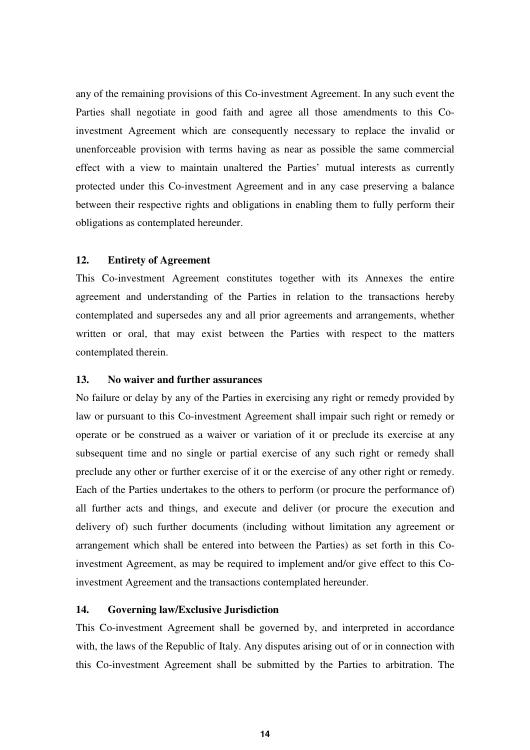any of the remaining provisions of this Co-investment Agreement. In any such event the Parties shall negotiate in good faith and agree all those amendments to this Co-investment Agreement which are consequently necessary to replace the invalid or unenforceable provision with terms having as near as possible the same commercial effect with a view to maintain unaltered the Parties' mutual interests as currently protected under this Co-investment Agreement and in any case preserving a balance between their respective rights and obligations in enabling them to fully perform their obligations as contemplated hereunder.

### 12. Entirety of Agreement

This Co-investment Agreement constitutes together with its Annexes the entire agreement and understanding of the Parties in relation to the transactions hereby contemplated and supersedes any and all prior agreements and arrangements, whether written or oral, that may exist between the Parties with respect to the matters contemplated therein.

### 13. No waiver and further assurances

No failure or delay by any of the Parties in exercising any right or remedy provided by law or pursuant to this Co-investment Agreement shall impair such right or remedy or operate or be construed as a waiver or variation of it or preclude its exercise at any subsequent time and no single or partial exercise of any such right or remedy shall preclude any other or further exercise of it or the exercise of any other right or remedy. Each of the Parties undertakes to the others to perform (or procure the performance of) all further acts and things, and execute and deliver (or procure the execution and delivery of) such further documents (including without limitation any agreement or arrangement which shall be entered into between the Parties) as set forth in this Co-investment Agreement, as may be required to implement and/or give effect to this Co-investment Agreement and the transactions contemplated hereunder.

### 14. Governing law/Exclusive Jurisdiction

This Co-investment Agreement shall be governed by, and interpreted in accordance with, the laws of the Republic of Italy. Any disputes arising out of or in connection with this Co-investment Agreement shall be submitted by the Parties to arbitration. The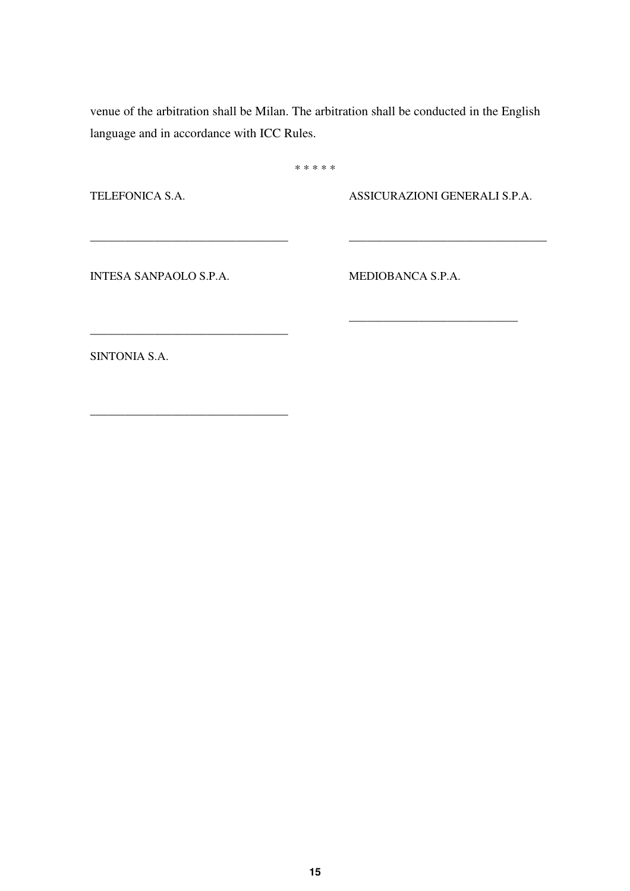venue of the arbitration shall be Milan. The arbitration shall be conducted in the English language and in accordance with ICC Rules.

\* \* \* \* \*

| TELEFONICA S.A. | ASSICURAZIONI GENERALI S.P.A. |
|---|---|
| _________________________________ | _________________________________ |
| INTESA SANPAOLO S.P.A. | MEDIOBANCA S.P.A. |
| _________________________________ | ____________________________ |
| SINTONIA S.A. | |
| _________________________________ | |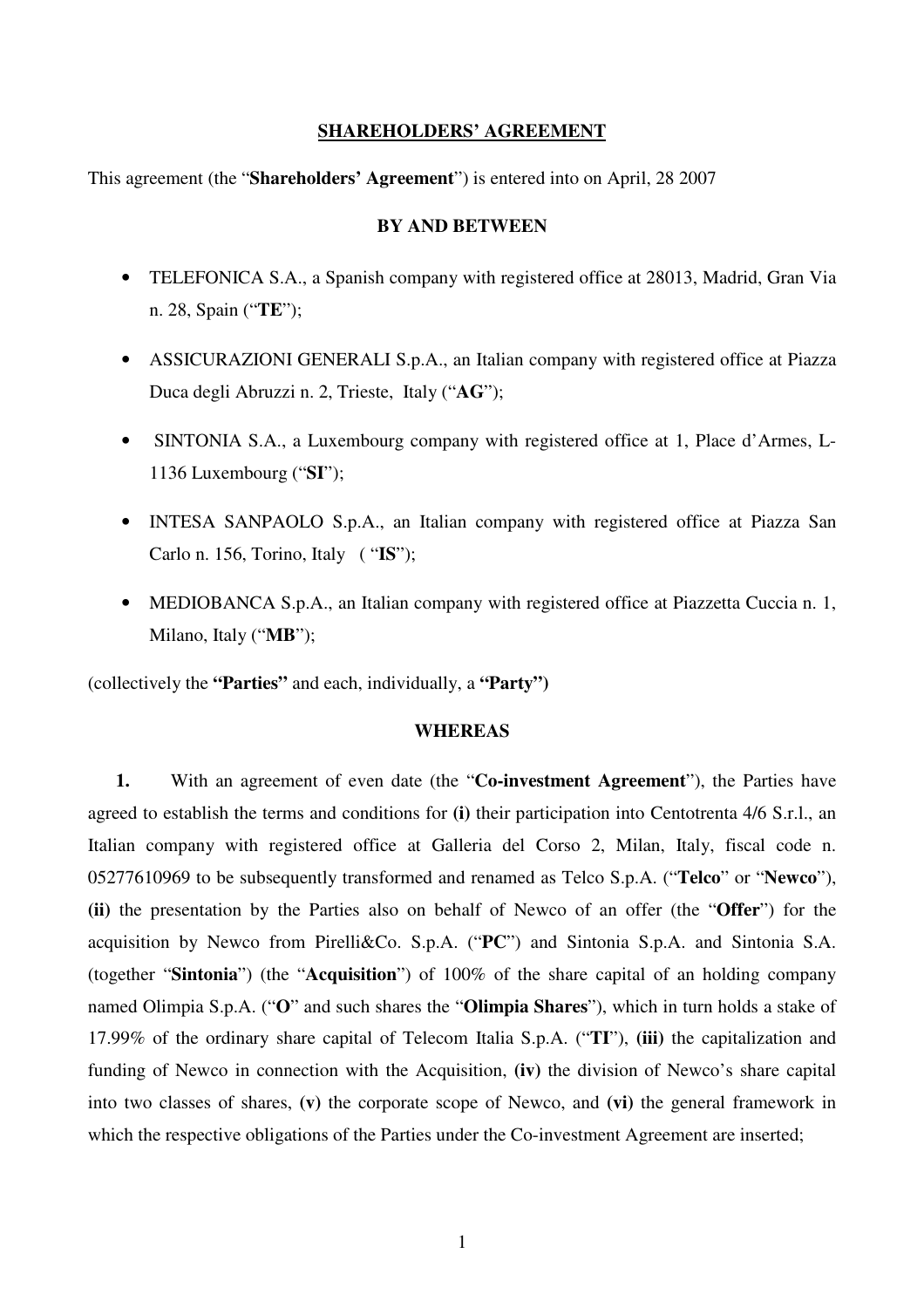**SHAREHOLDERS' AGREEMENT**

This agreement (the "**Shareholders' Agreement**") is entered into on April, 28 2007

**BY AND BETWEEN**

- TELEFONICA S.A., a Spanish company with registered office at 28013, Madrid, Gran Via n. 28, Spain ("**TE**");
- ASSICURAZIONI GENERALI S.p.A., an Italian company with registered office at Piazza Duca degli Abruzzi n. 2, Trieste, Italy ("**AG**");
- SINTONIA S.A., a Luxembourg company with registered office at 1, Place d'Armes, L-1136 Luxembourg ("**SI**");
- INTESA SANPAOLO S.p.A., an Italian company with registered office at Piazza San Carlo n. 156, Torino, Italy ( "**IS**");
- MEDIOBANCA S.p.A., an Italian company with registered office at Piazzetta Cuccia n. 1, Milano, Italy ("**MB**");

(collectively the **"Parties"** and each, individually, a **"Party")**

**WHEREAS**

**1.** With an agreement of even date (the "**Co-investment Agreement**"), the Parties have agreed to establish the terms and conditions for **(i)** their participation into Centotrenta 4/6 S.r.l., an Italian company with registered office at Galleria del Corso 2, Milan, Italy, fiscal code n. 05277610969 to be subsequently transformed and renamed as Telco S.p.A. ("**Telco**" or "**Newco**"), **(ii)** the presentation by the Parties also on behalf of Newco of an offer (the "**Offer**") for the acquisition by Newco from Pirelli&Co. S.p.A. ("**PC**") and Sintonia S.p.A. and Sintonia S.A. (together "**Sintonia**") (the "**Acquisition**") of 100% of the share capital of an holding company named Olimpia S.p.A. ("**O**" and such shares the "**Olimpia Shares**"), which in turn holds a stake of 17.99% of the ordinary share capital of Telecom Italia S.p.A. ("**TI**"), **(iii)** the capitalization and funding of Newco in connection with the Acquisition, **(iv)** the division of Newco's share capital into two classes of shares, **(v)** the corporate scope of Newco, and **(vi)** the general framework in which the respective obligations of the Parties under the Co-investment Agreement are inserted;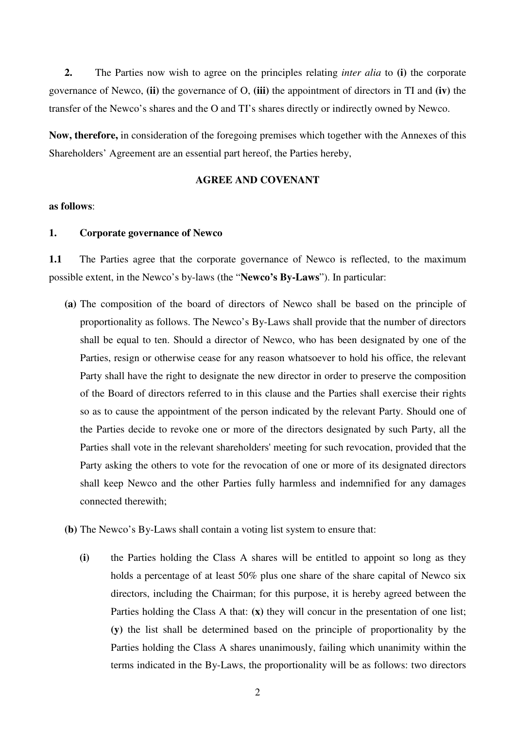**2.** The Parties now wish to agree on the principles relating *inter alia* to **(i)** the corporate governance of Newco, **(ii)** the governance of O, **(iii)** the appointment of directors in TI and **(iv)** the transfer of the Newco's shares and the O and TI's shares directly or indirectly owned by Newco.

**Now, therefore,** in consideration of the foregoing premises which together with the Annexes of this Shareholders' Agreement are an essential part hereof, the Parties hereby,

**AGREE AND COVENANT**

**as follows**:

**1. Corporate governance of Newco**

**1.1** The Parties agree that the corporate governance of Newco is reflected, to the maximum possible extent, in the Newco's by-laws (the "**Newco's By-Laws**"). In particular:

**(a)** The composition of the board of directors of Newco shall be based on the principle of proportionality as follows. The Newco's By-Laws shall provide that the number of directors shall be equal to ten. Should a director of Newco, who has been designated by one of the Parties, resign or otherwise cease for any reason whatsoever to hold his office, the relevant Party shall have the right to designate the new director in order to preserve the composition of the Board of directors referred to in this clause and the Parties shall exercise their rights so as to cause the appointment of the person indicated by the relevant Party. Should one of the Parties decide to revoke one or more of the directors designated by such Party, all the Parties shall vote in the relevant shareholders' meeting for such revocation, provided that the Party asking the others to vote for the revocation of one or more of its designated directors shall keep Newco and the other Parties fully harmless and indemnified for any damages connected therewith;

**(b)** The Newco's By-Laws shall contain a voting list system to ensure that:

**(i)** the Parties holding the Class A shares will be entitled to appoint so long as they holds a percentage of at least 50% plus one share of the share capital of Newco six directors, including the Chairman; for this purpose, it is hereby agreed between the Parties holding the Class A that: **(x)** they will concur in the presentation of one list; **(y)** the list shall be determined based on the principle of proportionality by the Parties holding the Class A shares unanimously, failing which unanimity within the terms indicated in the By-Laws, the proportionality will be as follows: two directors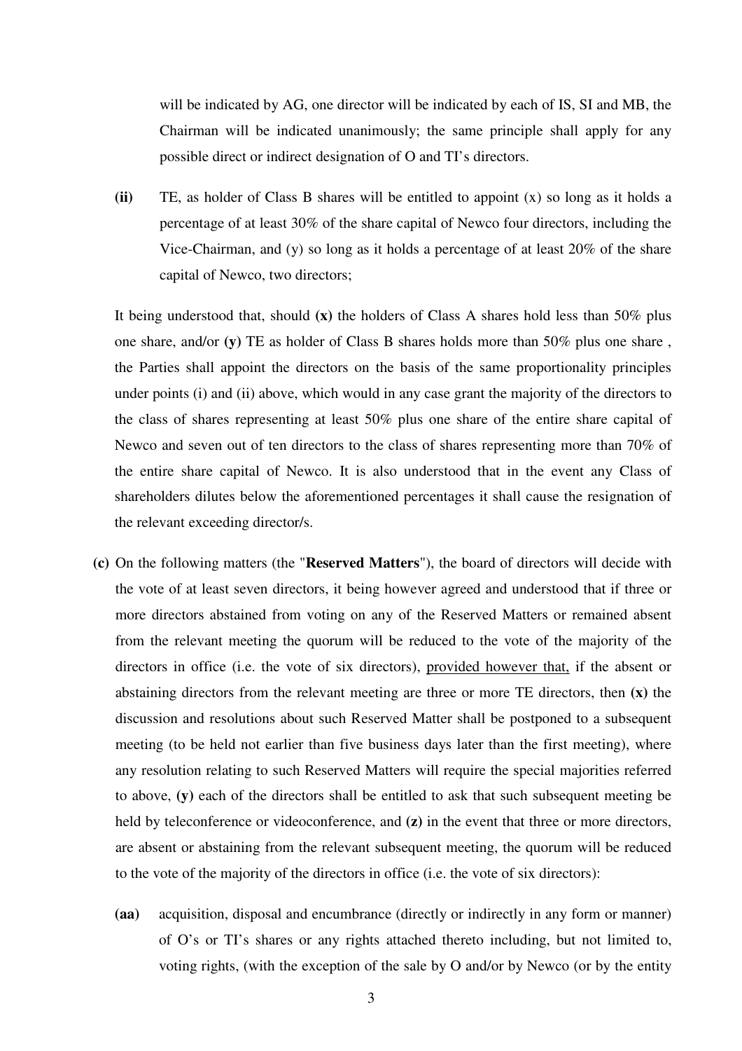will be indicated by AG, one director will be indicated by each of IS, SI and MB, the Chairman will be indicated unanimously; the same principle shall apply for any possible direct or indirect designation of O and TI's directors.

**(ii)** TE, as holder of Class B shares will be entitled to appoint (x) so long as it holds a percentage of at least 30% of the share capital of Newco four directors, including the Vice-Chairman, and (y) so long as it holds a percentage of at least 20% of the share capital of Newco, two directors;

It being understood that, should **(x)** the holders of Class A shares hold less than 50% plus one share, and/or **(y)** TE as holder of Class B shares holds more than 50% plus one share , the Parties shall appoint the directors on the basis of the same proportionality principles under points (i) and (ii) above, which would in any case grant the majority of the directors to the class of shares representing at least 50% plus one share of the entire share capital of Newco and seven out of ten directors to the class of shares representing more than 70% of the entire share capital of Newco. It is also understood that in the event any Class of shareholders dilutes below the aforementioned percentages it shall cause the resignation of the relevant exceeding director/s.

**(c)** On the following matters (the "**Reserved Matters**"), the board of directors will decide with the vote of at least seven directors, it being however agreed and understood that if three or more directors abstained from voting on any of the Reserved Matters or remained absent from the relevant meeting the quorum will be reduced to the vote of the majority of the directors in office (i.e. the vote of six directors), <u>provided however that,</u> if the absent or abstaining directors from the relevant meeting are three or more TE directors, then **(x)** the discussion and resolutions about such Reserved Matter shall be postponed to a subsequent meeting (to be held not earlier than five business days later than the first meeting), where any resolution relating to such Reserved Matters will require the special majorities referred to above, **(y)** each of the directors shall be entitled to ask that such subsequent meeting be held by teleconference or videoconference, and **(z)** in the event that three or more directors, are absent or abstaining from the relevant subsequent meeting, the quorum will be reduced to the vote of the majority of the directors in office (i.e. the vote of six directors):

**(aa)** acquisition, disposal and encumbrance (directly or indirectly in any form or manner) of O's or TI's shares or any rights attached thereto including, but not limited to, voting rights, (with the exception of the sale by O and/or by Newco (or by the entity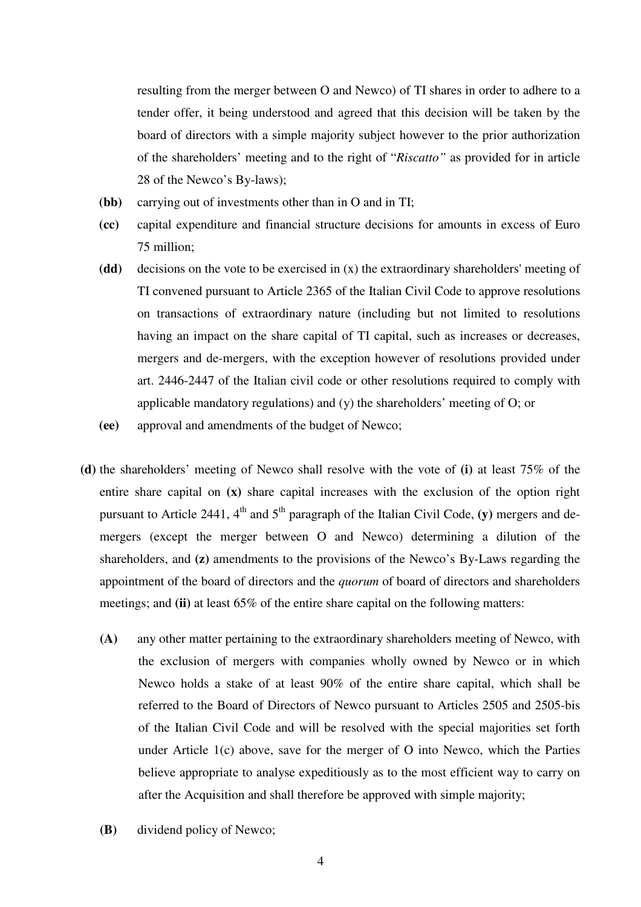resulting from the merger between O and Newco) of TI shares in order to adhere to a tender offer, it being understood and agreed that this decision will be taken by the board of directors with a simple majority subject however to the prior authorization of the shareholders' meeting and to the right of "*Riscatto"* as provided for in article 28 of the Newco's By-laws);

- **(bb)** carrying out of investments other than in O and in TI;
- **(cc)** capital expenditure and financial structure decisions for amounts in excess of Euro 75 million;
- **(dd)** decisions on the vote to be exercised in (x) the extraordinary shareholders' meeting of TI convened pursuant to Article 2365 of the Italian Civil Code to approve resolutions on transactions of extraordinary nature (including but not limited to resolutions having an impact on the share capital of TI capital, such as increases or decreases, mergers and de-mergers, with the exception however of resolutions provided under art. 2446-2447 of the Italian civil code or other resolutions required to comply with applicable mandatory regulations) and (y) the shareholders' meeting of O; or
- **(ee)** approval and amendments of the budget of Newco;

**(d)** the shareholders' meeting of Newco shall resolve with the vote of **(i)** at least 75% of the entire share capital on **(x)** share capital increases with the exclusion of the option right pursuant to Article 2441, 4th and 5th paragraph of the Italian Civil Code, **(y)** mergers and de-mergers (except the merger between O and Newco) determining a dilution of the shareholders, and **(z)** amendments to the provisions of the Newco's By-Laws regarding the appointment of the board of directors and the *quorum* of board of directors and shareholders meetings; and **(ii)** at least 65% of the entire share capital on the following matters:

- **(A)** any other matter pertaining to the extraordinary shareholders meeting of Newco, with the exclusion of mergers with companies wholly owned by Newco or in which Newco holds a stake of at least 90% of the entire share capital, which shall be referred to the Board of Directors of Newco pursuant to Articles 2505 and 2505-bis of the Italian Civil Code and will be resolved with the special majorities set forth under Article 1(c) above, save for the merger of O into Newco, which the Parties believe appropriate to analyse expeditiously as to the most efficient way to carry on after the Acquisition and shall therefore be approved with simple majority;
- **(B)** dividend policy of Newco;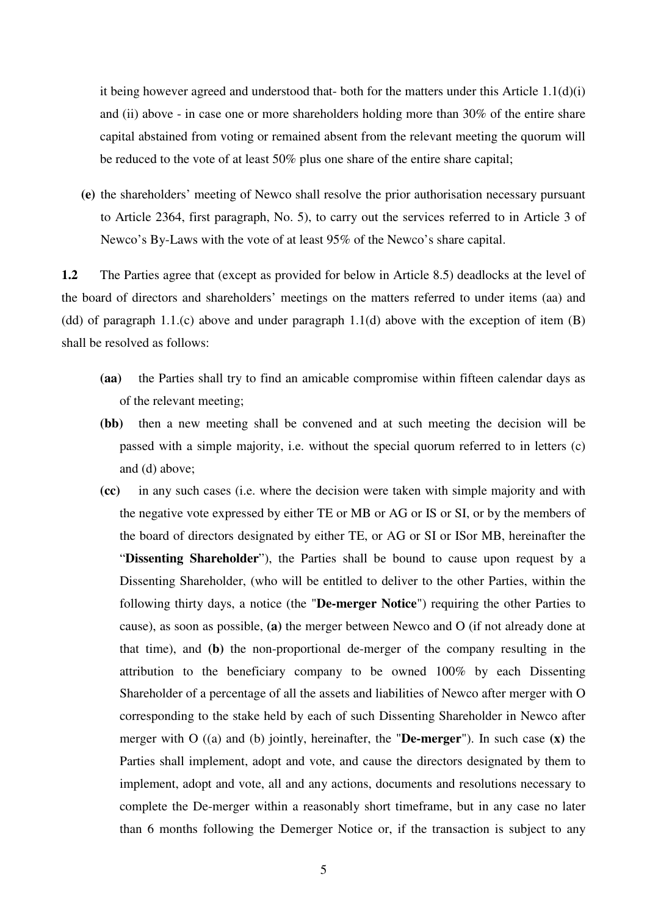it being however agreed and understood that- both for the matters under this Article 1.1(d)(i) and (ii) above - in case one or more shareholders holding more than 30% of the entire share capital abstained from voting or remained absent from the relevant meeting the quorum will be reduced to the vote of at least 50% plus one share of the entire share capital;

**(e)** the shareholders' meeting of Newco shall resolve the prior authorisation necessary pursuant to Article 2364, first paragraph, No. 5), to carry out the services referred to in Article 3 of Newco's By-Laws with the vote of at least 95% of the Newco's share capital.

**1.2** The Parties agree that (except as provided for below in Article 8.5) deadlocks at the level of the board of directors and shareholders' meetings on the matters referred to under items (aa) and (dd) of paragraph 1.1.(c) above and under paragraph 1.1(d) above with the exception of item (B) shall be resolved as follows:

**(aa)** the Parties shall try to find an amicable compromise within fifteen calendar days as of the relevant meeting;

**(bb)** then a new meeting shall be convened and at such meeting the decision will be passed with a simple majority, i.e. without the special quorum referred to in letters (c) and (d) above;

**(cc)** in any such cases (i.e. where the decision were taken with simple majority and with the negative vote expressed by either TE or MB or AG or IS or SI, or by the members of the board of directors designated by either TE, or AG or SI or ISor MB, hereinafter the "**Dissenting Shareholder**"), the Parties shall be bound to cause upon request by a Dissenting Shareholder, (who will be entitled to deliver to the other Parties, within the following thirty days, a notice (the "**De-merger Notice**") requiring the other Parties to cause), as soon as possible, **(a)** the merger between Newco and O (if not already done at that time), and **(b)** the non-proportional de-merger of the company resulting in the attribution to the beneficiary company to be owned 100% by each Dissenting Shareholder of a percentage of all the assets and liabilities of Newco after merger with O corresponding to the stake held by each of such Dissenting Shareholder in Newco after merger with O ((a) and (b) jointly, hereinafter, the "**De-merger**"). In such case **(x)** the Parties shall implement, adopt and vote, and cause the directors designated by them to implement, adopt and vote, all and any actions, documents and resolutions necessary to complete the De-merger within a reasonably short timeframe, but in any case no later than 6 months following the Demerger Notice or, if the transaction is subject to any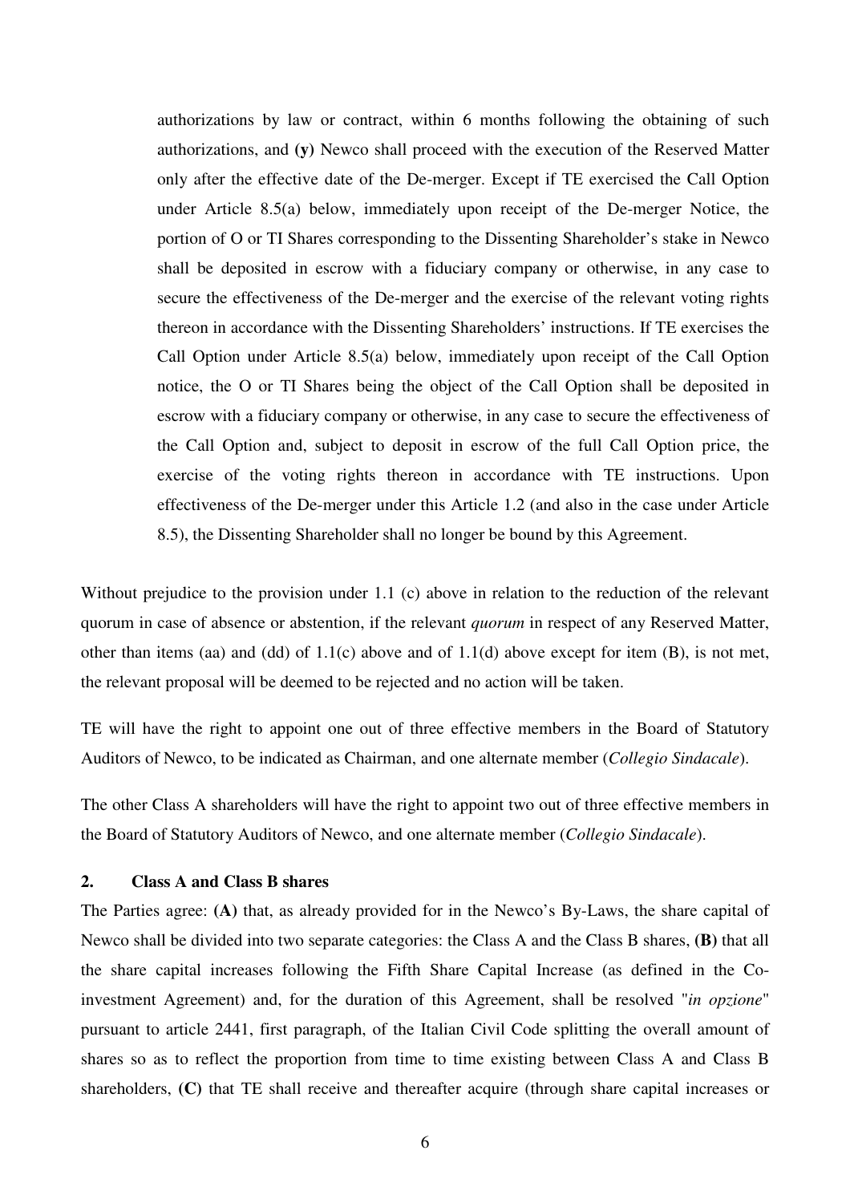authorizations by law or contract, within 6 months following the obtaining of such authorizations, and **(y)** Newco shall proceed with the execution of the Reserved Matter only after the effective date of the De-merger. Except if TE exercised the Call Option under Article 8.5(a) below, immediately upon receipt of the De-merger Notice, the portion of O or TI Shares corresponding to the Dissenting Shareholder's stake in Newco shall be deposited in escrow with a fiduciary company or otherwise, in any case to secure the effectiveness of the De-merger and the exercise of the relevant voting rights thereon in accordance with the Dissenting Shareholders' instructions. If TE exercises the Call Option under Article 8.5(a) below, immediately upon receipt of the Call Option notice, the O or TI Shares being the object of the Call Option shall be deposited in escrow with a fiduciary company or otherwise, in any case to secure the effectiveness of the Call Option and, subject to deposit in escrow of the full Call Option price, the exercise of the voting rights thereon in accordance with TE instructions. Upon effectiveness of the De-merger under this Article 1.2 (and also in the case under Article 8.5), the Dissenting Shareholder shall no longer be bound by this Agreement.

Without prejudice to the provision under 1.1 (c) above in relation to the reduction of the relevant quorum in case of absence or abstention, if the relevant *quorum* in respect of any Reserved Matter, other than items (aa) and (dd) of 1.1(c) above and of 1.1(d) above except for item (B), is not met, the relevant proposal will be deemed to be rejected and no action will be taken.

TE will have the right to appoint one out of three effective members in the Board of Statutory Auditors of Newco, to be indicated as Chairman, and one alternate member (*Collegio Sindacale*).

The other Class A shareholders will have the right to appoint two out of three effective members in the Board of Statutory Auditors of Newco, and one alternate member (*Collegio Sindacale*).

## 2. Class A and Class B shares

The Parties agree: **(A)** that, as already provided for in the Newco's By-Laws, the share capital of Newco shall be divided into two separate categories: the Class A and the Class B shares, **(B)** that all the share capital increases following the Fifth Share Capital Increase (as defined in the Co-investment Agreement) and, for the duration of this Agreement, shall be resolved "*in opzione*" pursuant to article 2441, first paragraph, of the Italian Civil Code splitting the overall amount of shares so as to reflect the proportion from time to time existing between Class A and Class B shareholders, **(C)** that TE shall receive and thereafter acquire (through share capital increases or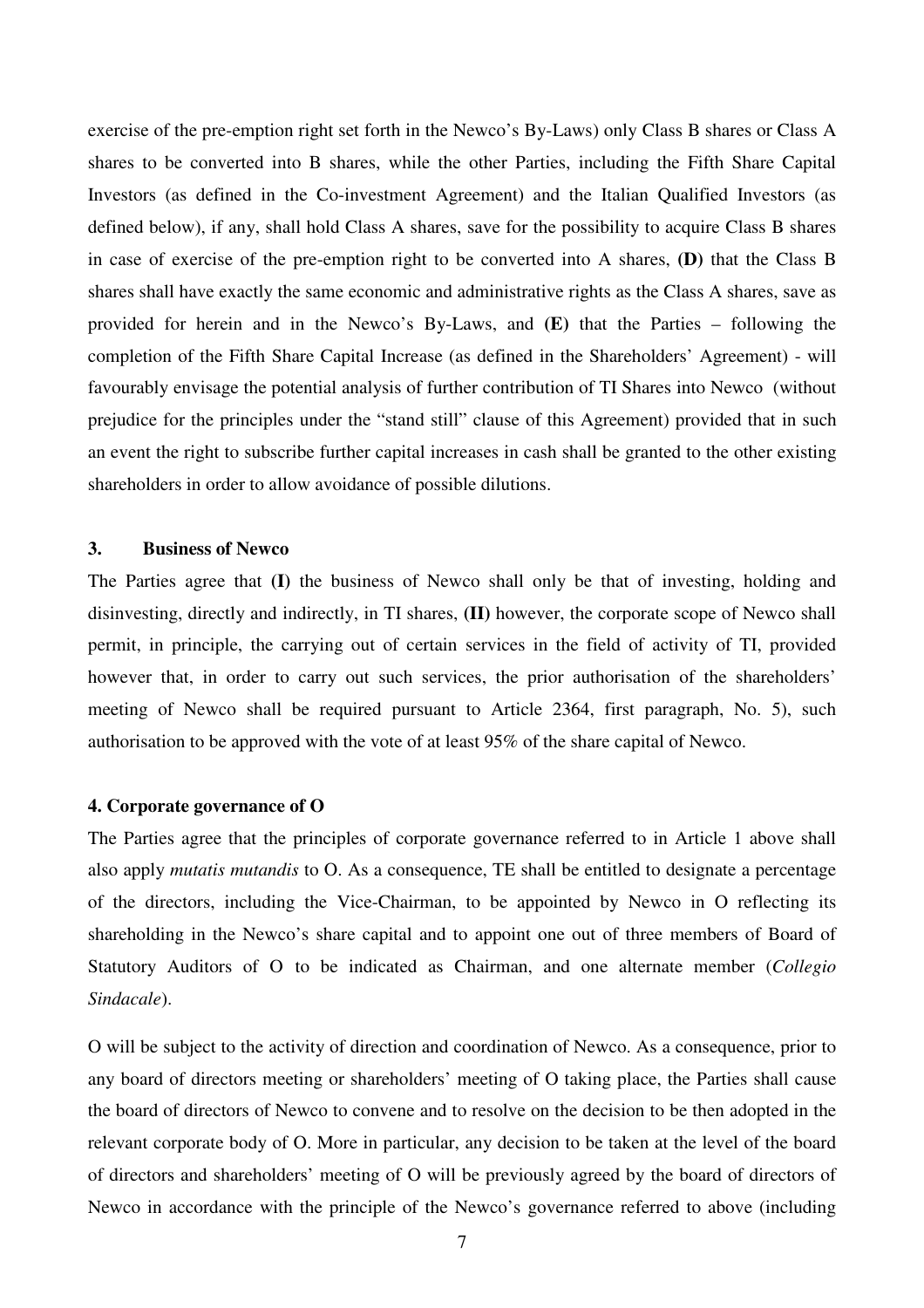exercise of the pre-emption right set forth in the Newco's By-Laws) only Class B shares or Class A shares to be converted into B shares, while the other Parties, including the Fifth Share Capital Investors (as defined in the Co-investment Agreement) and the Italian Qualified Investors (as defined below), if any, shall hold Class A shares, save for the possibility to acquire Class B shares in case of exercise of the pre-emption right to be converted into A shares, **(D)** that the Class B shares shall have exactly the same economic and administrative rights as the Class A shares, save as provided for herein and in the Newco's By-Laws, and **(E)** that the Parties – following the completion of the Fifth Share Capital Increase (as defined in the Shareholders' Agreement) - will favourably envisage the potential analysis of further contribution of TI Shares into Newco (without prejudice for the principles under the "stand still" clause of this Agreement) provided that in such an event the right to subscribe further capital increases in cash shall be granted to the other existing shareholders in order to allow avoidance of possible dilutions.

### 3. Business of Newco

The Parties agree that **(I)** the business of Newco shall only be that of investing, holding and disinvesting, directly and indirectly, in TI shares, **(II)** however, the corporate scope of Newco shall permit, in principle, the carrying out of certain services in the field of activity of TI, provided however that, in order to carry out such services, the prior authorisation of the shareholders' meeting of Newco shall be required pursuant to Article 2364, first paragraph, No. 5), such authorisation to be approved with the vote of at least 95% of the share capital of Newco.

### 4. Corporate governance of O

The Parties agree that the principles of corporate governance referred to in Article 1 above shall also apply *mutatis mutandis* to O. As a consequence, TE shall be entitled to designate a percentage of the directors, including the Vice-Chairman, to be appointed by Newco in O reflecting its shareholding in the Newco's share capital and to appoint one out of three members of Board of Statutory Auditors of O to be indicated as Chairman, and one alternate member (*Collegio Sindacale*).

O will be subject to the activity of direction and coordination of Newco. As a consequence, prior to any board of directors meeting or shareholders' meeting of O taking place, the Parties shall cause the board of directors of Newco to convene and to resolve on the decision to be then adopted in the relevant corporate body of O. More in particular, any decision to be taken at the level of the board of directors and shareholders' meeting of O will be previously agreed by the board of directors of Newco in accordance with the principle of the Newco's governance referred to above (including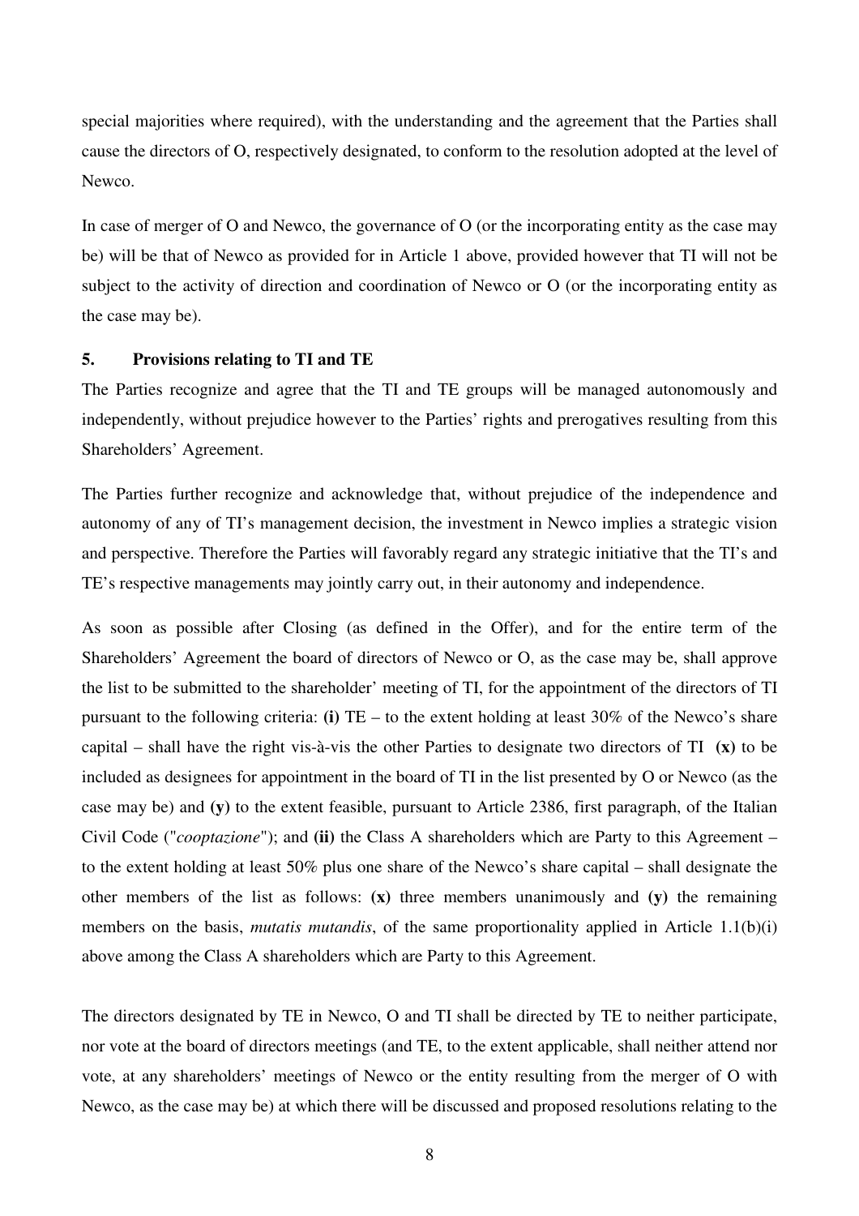special majorities where required), with the understanding and the agreement that the Parties shall cause the directors of O, respectively designated, to conform to the resolution adopted at the level of Newco.

In case of merger of O and Newco, the governance of O (or the incorporating entity as the case may be) will be that of Newco as provided for in Article 1 above, provided however that TI will not be subject to the activity of direction and coordination of Newco or O (or the incorporating entity as the case may be).

## 5. Provisions relating to TI and TE

The Parties recognize and agree that the TI and TE groups will be managed autonomously and independently, without prejudice however to the Parties' rights and prerogatives resulting from this Shareholders' Agreement.

The Parties further recognize and acknowledge that, without prejudice of the independence and autonomy of any of TI's management decision, the investment in Newco implies a strategic vision and perspective. Therefore the Parties will favorably regard any strategic initiative that the TI's and TE's respective managements may jointly carry out, in their autonomy and independence.

As soon as possible after Closing (as defined in the Offer), and for the entire term of the Shareholders' Agreement the board of directors of Newco or O, as the case may be, shall approve the list to be submitted to the shareholder' meeting of TI, for the appointment of the directors of TI pursuant to the following criteria: **(i)** TE – to the extent holding at least 30% of the Newco's share capital – shall have the right vis-à-vis the other Parties to designate two directors of TI **(x)** to be included as designees for appointment in the board of TI in the list presented by O or Newco (as the case may be) and **(y)** to the extent feasible, pursuant to Article 2386, first paragraph, of the Italian Civil Code ("*cooptazione*"); and **(ii)** the Class A shareholders which are Party to this Agreement – to the extent holding at least 50% plus one share of the Newco's share capital – shall designate the other members of the list as follows: **(x)** three members unanimously and **(y)** the remaining members on the basis, *mutatis mutandis*, of the same proportionality applied in Article 1.1(b)(i) above among the Class A shareholders which are Party to this Agreement.

The directors designated by TE in Newco, O and TI shall be directed by TE to neither participate, nor vote at the board of directors meetings (and TE, to the extent applicable, shall neither attend nor vote, at any shareholders' meetings of Newco or the entity resulting from the merger of O with Newco, as the case may be) at which there will be discussed and proposed resolutions relating to the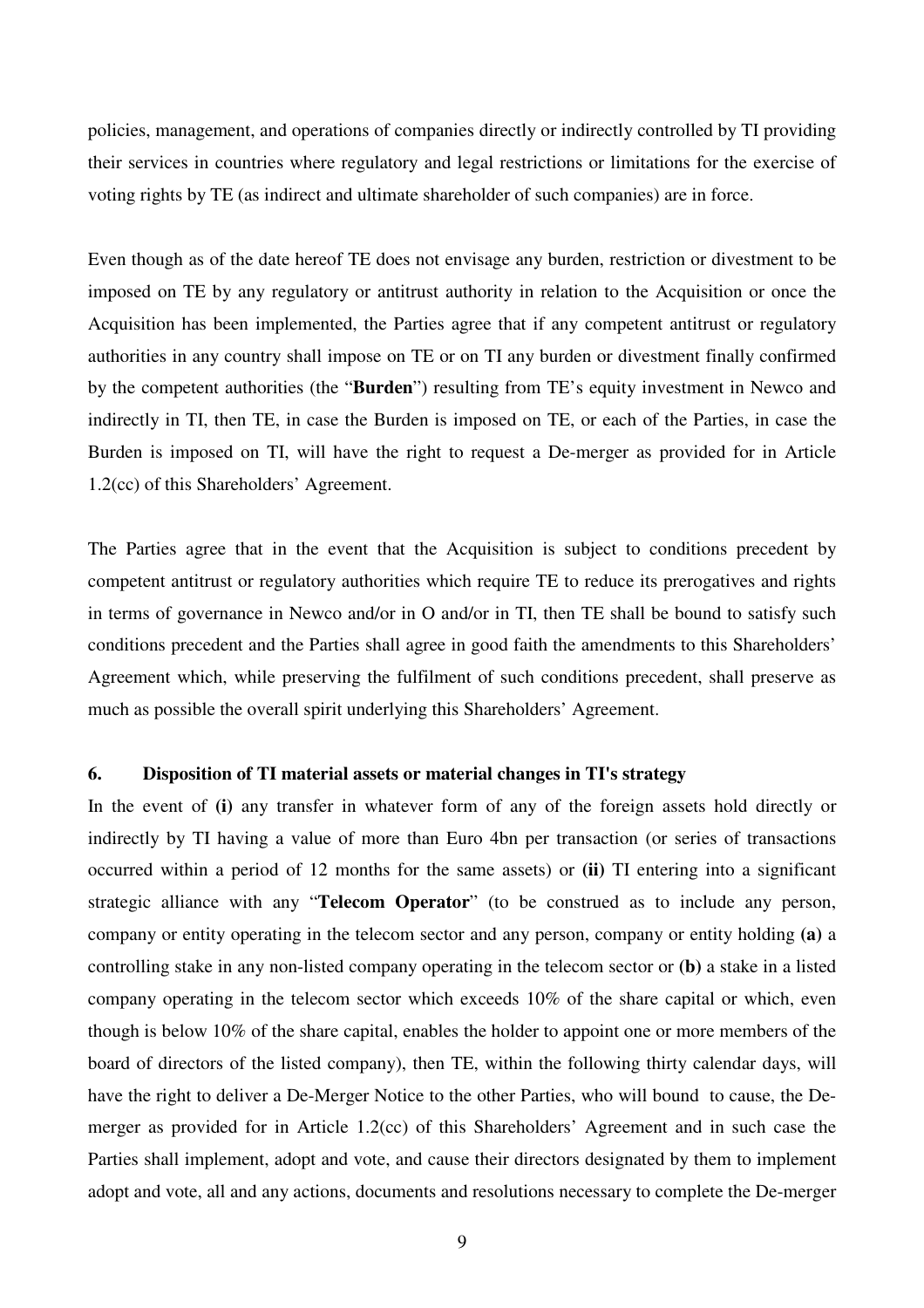policies, management, and operations of companies directly or indirectly controlled by TI providing their services in countries where regulatory and legal restrictions or limitations for the exercise of voting rights by TE (as indirect and ultimate shareholder of such companies) are in force.

Even though as of the date hereof TE does not envisage any burden, restriction or divestment to be imposed on TE by any regulatory or antitrust authority in relation to the Acquisition or once the Acquisition has been implemented, the Parties agree that if any competent antitrust or regulatory authorities in any country shall impose on TE or on TI any burden or divestment finally confirmed by the competent authorities (the "**Burden**") resulting from TE's equity investment in Newco and indirectly in TI, then TE, in case the Burden is imposed on TE, or each of the Parties, in case the Burden is imposed on TI, will have the right to request a De-merger as provided for in Article 1.2(cc) of this Shareholders' Agreement.

The Parties agree that in the event that the Acquisition is subject to conditions precedent by competent antitrust or regulatory authorities which require TE to reduce its prerogatives and rights in terms of governance in Newco and/or in O and/or in TI, then TE shall be bound to satisfy such conditions precedent and the Parties shall agree in good faith the amendments to this Shareholders' Agreement which, while preserving the fulfilment of such conditions precedent, shall preserve as much as possible the overall spirit underlying this Shareholders' Agreement.

## 6. Disposition of TI material assets or material changes in TI's strategy

In the event of **(i)** any transfer in whatever form of any of the foreign assets hold directly or indirectly by TI having a value of more than Euro 4bn per transaction (or series of transactions occurred within a period of 12 months for the same assets) or **(ii)** TI entering into a significant strategic alliance with any "**Telecom Operator**" (to be construed as to include any person, company or entity operating in the telecom sector and any person, company or entity holding **(a)** a controlling stake in any non-listed company operating in the telecom sector or **(b)** a stake in a listed company operating in the telecom sector which exceeds 10% of the share capital or which, even though is below 10% of the share capital, enables the holder to appoint one or more members of the board of directors of the listed company), then TE, within the following thirty calendar days, will have the right to deliver a De-Merger Notice to the other Parties, who will bound to cause, the De-merger as provided for in Article 1.2(cc) of this Shareholders' Agreement and in such case the Parties shall implement, adopt and vote, and cause their directors designated by them to implement adopt and vote, all and any actions, documents and resolutions necessary to complete the De-merger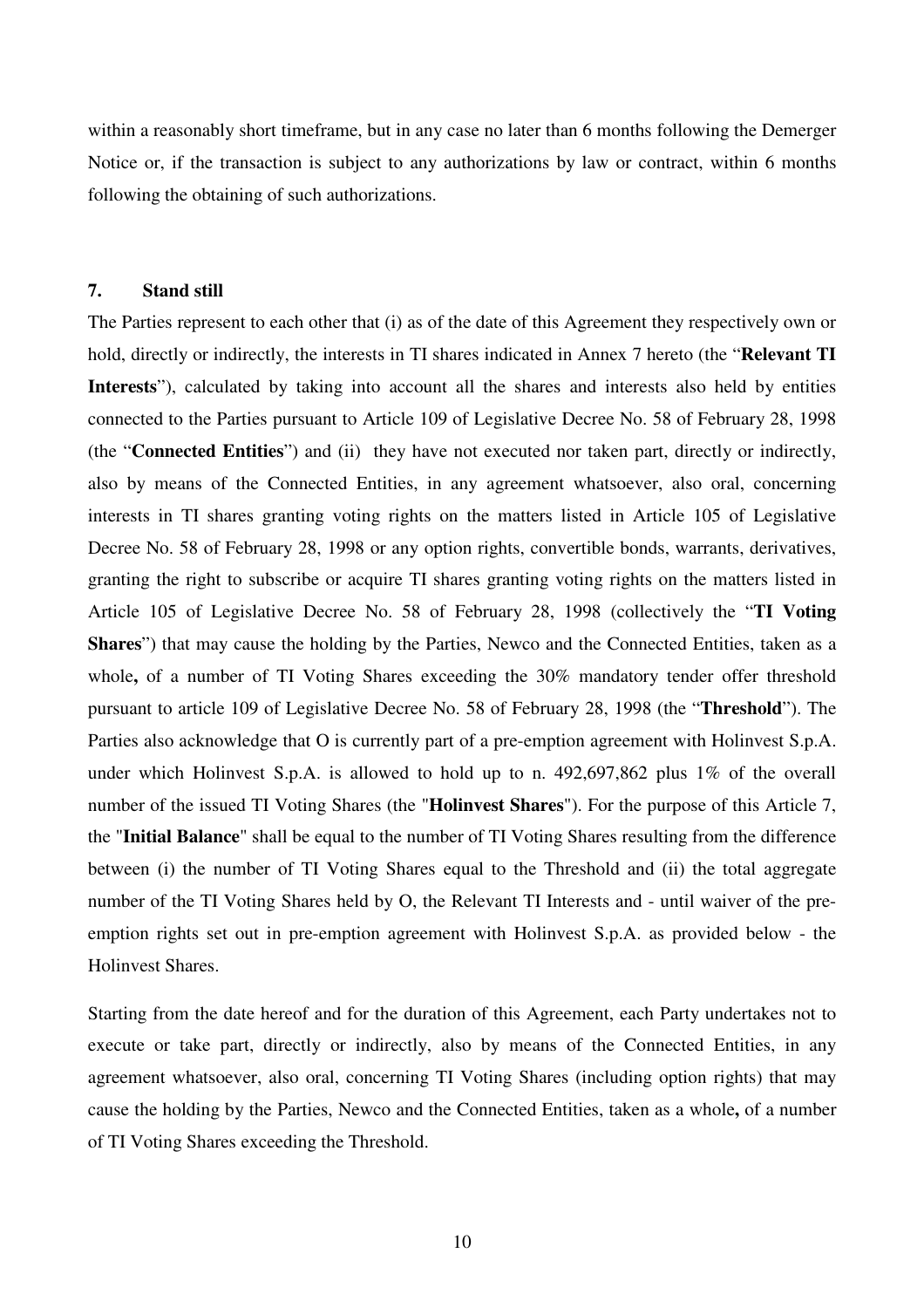within a reasonably short timeframe, but in any case no later than 6 months following the Demerger Notice or, if the transaction is subject to any authorizations by law or contract, within 6 months following the obtaining of such authorizations.

## 7. Stand still

The Parties represent to each other that (i) as of the date of this Agreement they respectively own or hold, directly or indirectly, the interests in TI shares indicated in Annex 7 hereto (the "**Relevant TI Interests**"), calculated by taking into account all the shares and interests also held by entities connected to the Parties pursuant to Article 109 of Legislative Decree No. 58 of February 28, 1998 (the "**Connected Entities**") and (ii) they have not executed nor taken part, directly or indirectly, also by means of the Connected Entities, in any agreement whatsoever, also oral, concerning interests in TI shares granting voting rights on the matters listed in Article 105 of Legislative Decree No. 58 of February 28, 1998 or any option rights, convertible bonds, warrants, derivatives, granting the right to subscribe or acquire TI shares granting voting rights on the matters listed in Article 105 of Legislative Decree No. 58 of February 28, 1998 (collectively the "**TI Voting Shares**") that may cause the holding by the Parties, Newco and the Connected Entities, taken as a whole**,** of a number of TI Voting Shares exceeding the 30% mandatory tender offer threshold pursuant to article 109 of Legislative Decree No. 58 of February 28, 1998 (the "**Threshold**"). The Parties also acknowledge that O is currently part of a pre-emption agreement with Holinvest S.p.A. under which Holinvest S.p.A. is allowed to hold up to n. 492,697,862 plus 1% of the overall number of the issued TI Voting Shares (the "**Holinvest Shares**"). For the purpose of this Article 7, the "**Initial Balance**" shall be equal to the number of TI Voting Shares resulting from the difference between (i) the number of TI Voting Shares equal to the Threshold and (ii) the total aggregate number of the TI Voting Shares held by O, the Relevant TI Interests and - until waiver of the pre-emption rights set out in pre-emption agreement with Holinvest S.p.A. as provided below - the Holinvest Shares.

Starting from the date hereof and for the duration of this Agreement, each Party undertakes not to execute or take part, directly or indirectly, also by means of the Connected Entities, in any agreement whatsoever, also oral, concerning TI Voting Shares (including option rights) that may cause the holding by the Parties, Newco and the Connected Entities, taken as a whole**,** of a number of TI Voting Shares exceeding the Threshold.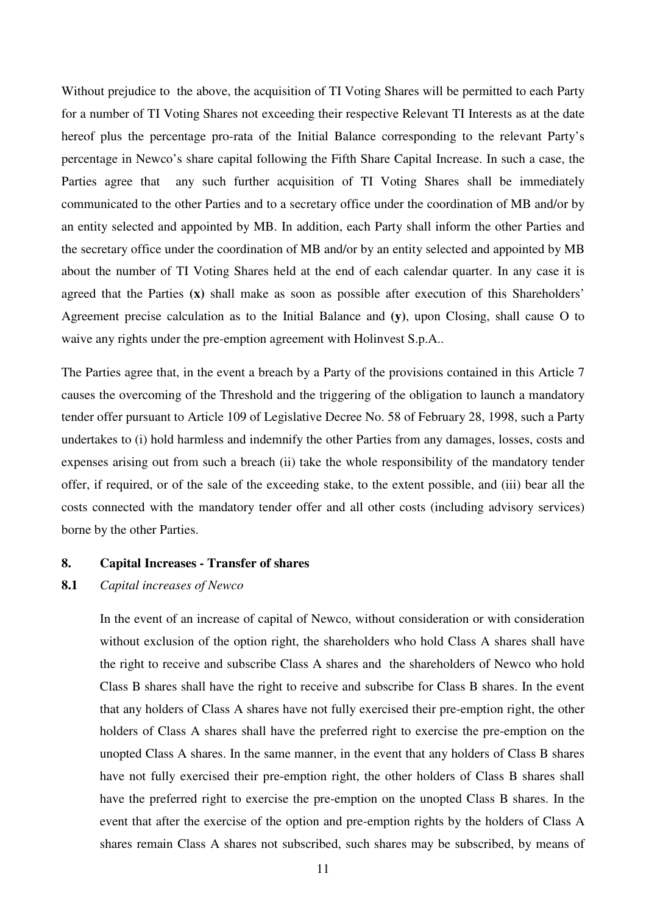Without prejudice to the above, the acquisition of TI Voting Shares will be permitted to each Party for a number of TI Voting Shares not exceeding their respective Relevant TI Interests as at the date hereof plus the percentage pro-rata of the Initial Balance corresponding to the relevant Party's percentage in Newco's share capital following the Fifth Share Capital Increase. In such a case, the Parties agree that any such further acquisition of TI Voting Shares shall be immediately communicated to the other Parties and to a secretary office under the coordination of MB and/or by an entity selected and appointed by MB. In addition, each Party shall inform the other Parties and the secretary office under the coordination of MB and/or by an entity selected and appointed by MB about the number of TI Voting Shares held at the end of each calendar quarter. In any case it is agreed that the Parties **(x)** shall make as soon as possible after execution of this Shareholders' Agreement precise calculation as to the Initial Balance and **(y)**, upon Closing, shall cause O to waive any rights under the pre-emption agreement with Holinvest S.p.A..

The Parties agree that, in the event a breach by a Party of the provisions contained in this Article 7 causes the overcoming of the Threshold and the triggering of the obligation to launch a mandatory tender offer pursuant to Article 109 of Legislative Decree No. 58 of February 28, 1998, such a Party undertakes to (i) hold harmless and indemnify the other Parties from any damages, losses, costs and expenses arising out from such a breach (ii) take the whole responsibility of the mandatory tender offer, if required, or of the sale of the exceeding stake, to the extent possible, and (iii) bear all the costs connected with the mandatory tender offer and all other costs (including advisory services) borne by the other Parties.

## 8. Capital Increases - Transfer of shares

**8.1** *Capital increases of Newco*

In the event of an increase of capital of Newco, without consideration or with consideration without exclusion of the option right, the shareholders who hold Class A shares shall have the right to receive and subscribe Class A shares and the shareholders of Newco who hold Class B shares shall have the right to receive and subscribe for Class B shares. In the event that any holders of Class A shares have not fully exercised their pre-emption right, the other holders of Class A shares shall have the preferred right to exercise the pre-emption on the unopted Class A shares. In the same manner, in the event that any holders of Class B shares have not fully exercised their pre-emption right, the other holders of Class B shares shall have the preferred right to exercise the pre-emption on the unopted Class B shares. In the event that after the exercise of the option and pre-emption rights by the holders of Class A shares remain Class A shares not subscribed, such shares may be subscribed, by means of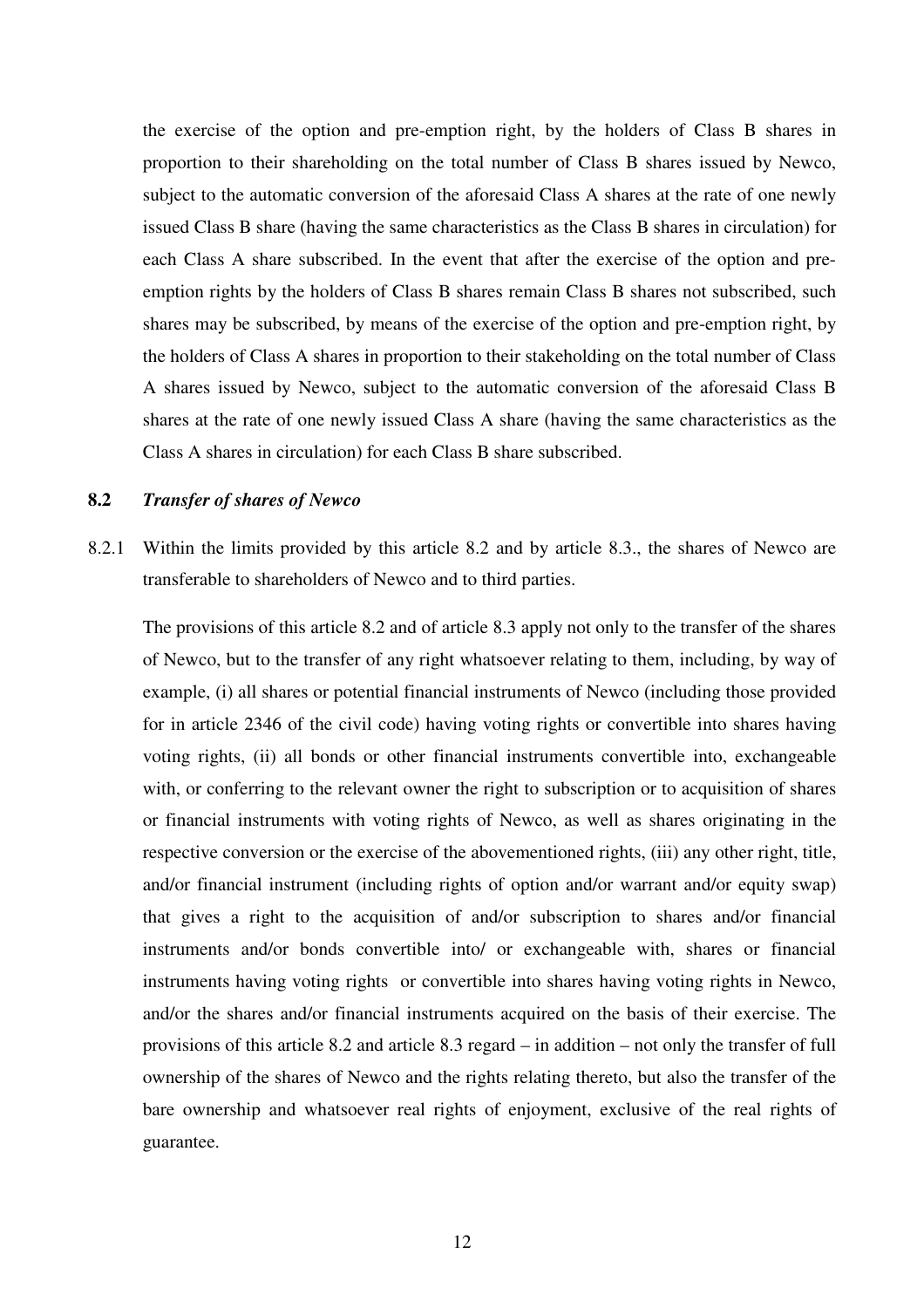the exercise of the option and pre-emption right, by the holders of Class B shares in proportion to their shareholding on the total number of Class B shares issued by Newco, subject to the automatic conversion of the aforesaid Class A shares at the rate of one newly issued Class B share (having the same characteristics as the Class B shares in circulation) for each Class A share subscribed. In the event that after the exercise of the option and pre-emption rights by the holders of Class B shares remain Class B shares not subscribed, such shares may be subscribed, by means of the exercise of the option and pre-emption right, by the holders of Class A shares in proportion to their stakeholding on the total number of Class A shares issued by Newco, subject to the automatic conversion of the aforesaid Class B shares at the rate of one newly issued Class A share (having the same characteristics as the Class A shares in circulation) for each Class B share subscribed.

**8.2** ***Transfer of shares of Newco***

8.2.1 Within the limits provided by this article 8.2 and by article 8.3., the shares of Newco are transferable to shareholders of Newco and to third parties.

The provisions of this article 8.2 and of article 8.3 apply not only to the transfer of the shares of Newco, but to the transfer of any right whatsoever relating to them, including, by way of example, (i) all shares or potential financial instruments of Newco (including those provided for in article 2346 of the civil code) having voting rights or convertible into shares having voting rights, (ii) all bonds or other financial instruments convertible into, exchangeable with, or conferring to the relevant owner the right to subscription or to acquisition of shares or financial instruments with voting rights of Newco, as well as shares originating in the respective conversion or the exercise of the abovementioned rights, (iii) any other right, title, and/or financial instrument (including rights of option and/or warrant and/or equity swap) that gives a right to the acquisition of and/or subscription to shares and/or financial instruments and/or bonds convertible into/ or exchangeable with, shares or financial instruments having voting rights or convertible into shares having voting rights in Newco, and/or the shares and/or financial instruments acquired on the basis of their exercise. The provisions of this article 8.2 and article 8.3 regard – in addition – not only the transfer of full ownership of the shares of Newco and the rights relating thereto, but also the transfer of the bare ownership and whatsoever real rights of enjoyment, exclusive of the real rights of guarantee.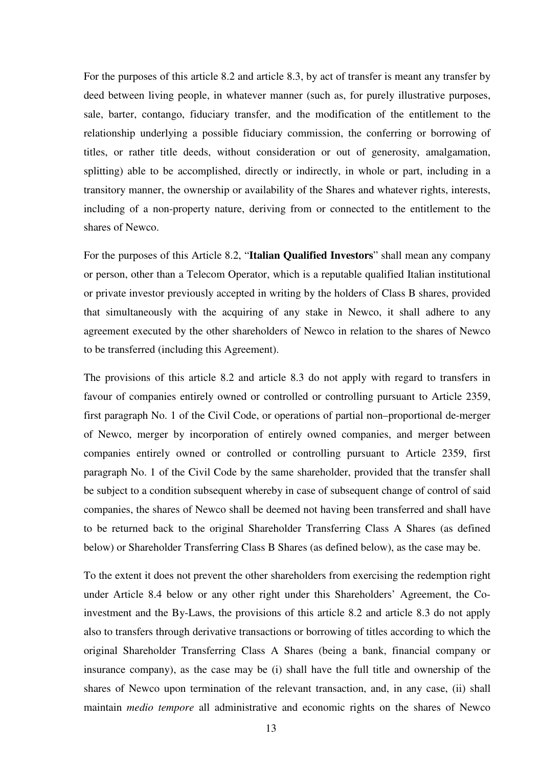For the purposes of this article 8.2 and article 8.3, by act of transfer is meant any transfer by deed between living people, in whatever manner (such as, for purely illustrative purposes, sale, barter, contango, fiduciary transfer, and the modification of the entitlement to the relationship underlying a possible fiduciary commission, the conferring or borrowing of titles, or rather title deeds, without consideration or out of generosity, amalgamation, splitting) able to be accomplished, directly or indirectly, in whole or part, including in a transitory manner, the ownership or availability of the Shares and whatever rights, interests, including of a non-property nature, deriving from or connected to the entitlement to the shares of Newco.

For the purposes of this Article 8.2, "**Italian Qualified Investors**" shall mean any company or person, other than a Telecom Operator, which is a reputable qualified Italian institutional or private investor previously accepted in writing by the holders of Class B shares, provided that simultaneously with the acquiring of any stake in Newco, it shall adhere to any agreement executed by the other shareholders of Newco in relation to the shares of Newco to be transferred (including this Agreement).

The provisions of this article 8.2 and article 8.3 do not apply with regard to transfers in favour of companies entirely owned or controlled or controlling pursuant to Article 2359, first paragraph No. 1 of the Civil Code, or operations of partial non–proportional de-merger of Newco, merger by incorporation of entirely owned companies, and merger between companies entirely owned or controlled or controlling pursuant to Article 2359, first paragraph No. 1 of the Civil Code by the same shareholder, provided that the transfer shall be subject to a condition subsequent whereby in case of subsequent change of control of said companies, the shares of Newco shall be deemed not having been transferred and shall have to be returned back to the original Shareholder Transferring Class A Shares (as defined below) or Shareholder Transferring Class B Shares (as defined below), as the case may be.

To the extent it does not prevent the other shareholders from exercising the redemption right under Article 8.4 below or any other right under this Shareholders' Agreement, the Co-investment and the By-Laws, the provisions of this article 8.2 and article 8.3 do not apply also to transfers through derivative transactions or borrowing of titles according to which the original Shareholder Transferring Class A Shares (being a bank, financial company or insurance company), as the case may be (i) shall have the full title and ownership of the shares of Newco upon termination of the relevant transaction, and, in any case, (ii) shall maintain *medio tempore* all administrative and economic rights on the shares of Newco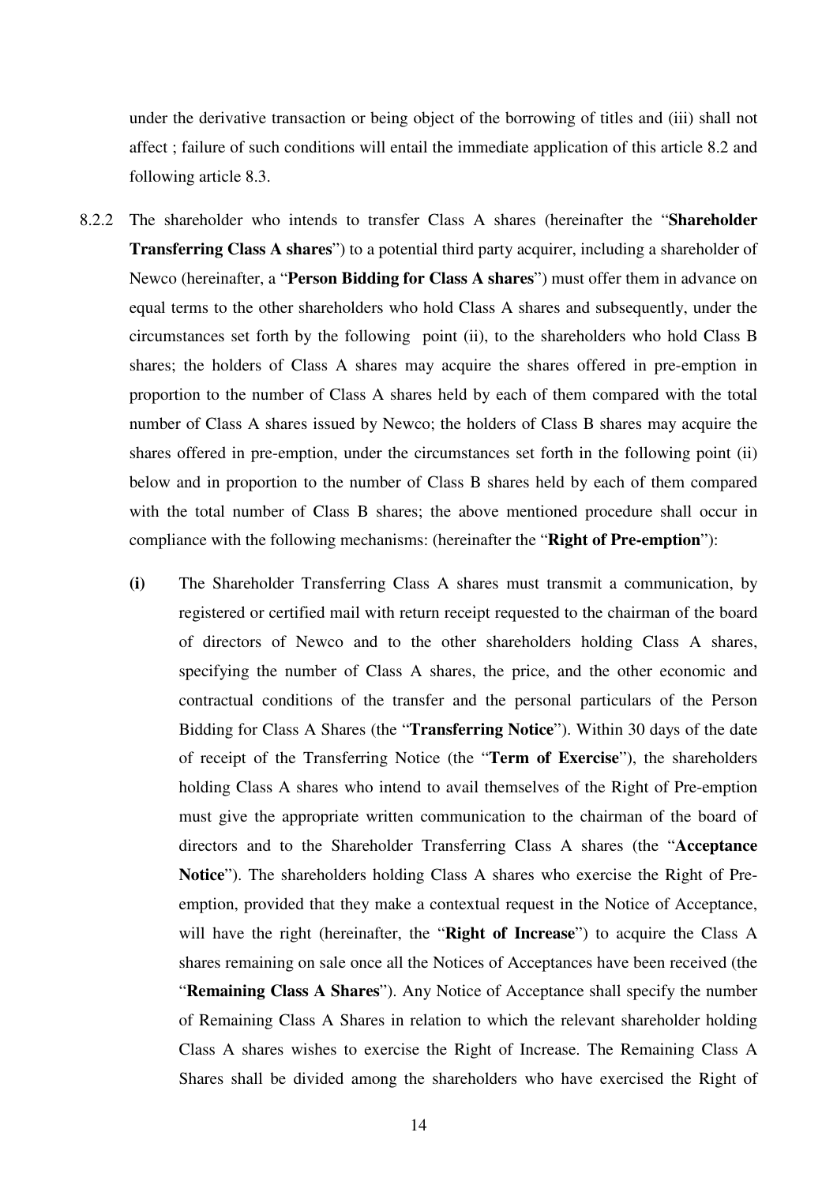under the derivative transaction or being object of the borrowing of titles and (iii) shall not affect ; failure of such conditions will entail the immediate application of this article 8.2 and following article 8.3.

8.2.2 The shareholder who intends to transfer Class A shares (hereinafter the "**Shareholder Transferring Class A shares**") to a potential third party acquirer, including a shareholder of Newco (hereinafter, a "**Person Bidding for Class A shares**") must offer them in advance on equal terms to the other shareholders who hold Class A shares and subsequently, under the circumstances set forth by the following point (ii), to the shareholders who hold Class B shares; the holders of Class A shares may acquire the shares offered in pre-emption in proportion to the number of Class A shares held by each of them compared with the total number of Class A shares issued by Newco; the holders of Class B shares may acquire the shares offered in pre-emption, under the circumstances set forth in the following point (ii) below and in proportion to the number of Class B shares held by each of them compared with the total number of Class B shares; the above mentioned procedure shall occur in compliance with the following mechanisms: (hereinafter the "**Right of Pre-emption**"):

**(i)** The Shareholder Transferring Class A shares must transmit a communication, by registered or certified mail with return receipt requested to the chairman of the board of directors of Newco and to the other shareholders holding Class A shares, specifying the number of Class A shares, the price, and the other economic and contractual conditions of the transfer and the personal particulars of the Person Bidding for Class A Shares (the "**Transferring Notice**"). Within 30 days of the date of receipt of the Transferring Notice (the "**Term of Exercise**"), the shareholders holding Class A shares who intend to avail themselves of the Right of Pre-emption must give the appropriate written communication to the chairman of the board of directors and to the Shareholder Transferring Class A shares (the "**Acceptance Notice**"). The shareholders holding Class A shares who exercise the Right of Pre-emption, provided that they make a contextual request in the Notice of Acceptance, will have the right (hereinafter, the "**Right of Increase**") to acquire the Class A shares remaining on sale once all the Notices of Acceptances have been received (the "**Remaining Class A Shares**"). Any Notice of Acceptance shall specify the number of Remaining Class A Shares in relation to which the relevant shareholder holding Class A shares wishes to exercise the Right of Increase. The Remaining Class A Shares shall be divided among the shareholders who have exercised the Right of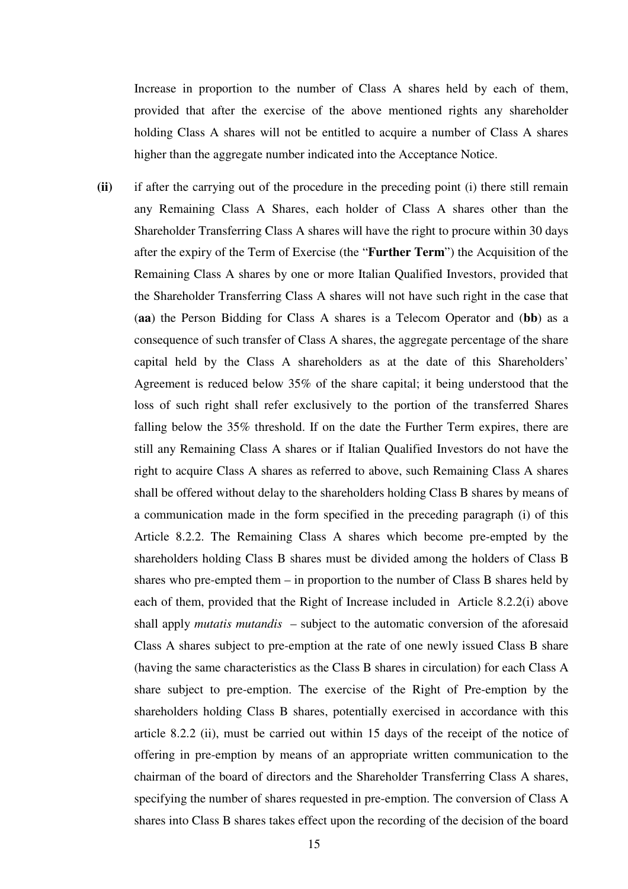Increase in proportion to the number of Class A shares held by each of them, provided that after the exercise of the above mentioned rights any shareholder holding Class A shares will not be entitled to acquire a number of Class A shares higher than the aggregate number indicated into the Acceptance Notice.

**(ii)** if after the carrying out of the procedure in the preceding point (i) there still remain any Remaining Class A Shares, each holder of Class A shares other than the Shareholder Transferring Class A shares will have the right to procure within 30 days after the expiry of the Term of Exercise (the "**Further Term**") the Acquisition of the Remaining Class A shares by one or more Italian Qualified Investors, provided that the Shareholder Transferring Class A shares will not have such right in the case that (**aa**) the Person Bidding for Class A shares is a Telecom Operator and (**bb**) as a consequence of such transfer of Class A shares, the aggregate percentage of the share capital held by the Class A shareholders as at the date of this Shareholders' Agreement is reduced below 35% of the share capital; it being understood that the loss of such right shall refer exclusively to the portion of the transferred Shares falling below the 35% threshold. If on the date the Further Term expires, there are still any Remaining Class A shares or if Italian Qualified Investors do not have the right to acquire Class A shares as referred to above, such Remaining Class A shares shall be offered without delay to the shareholders holding Class B shares by means of a communication made in the form specified in the preceding paragraph (i) of this Article 8.2.2. The Remaining Class A shares which become pre-empted by the shareholders holding Class B shares must be divided among the holders of Class B shares who pre-empted them – in proportion to the number of Class B shares held by each of them, provided that the Right of Increase included in Article 8.2.2(i) above shall apply *mutatis mutandis* – subject to the automatic conversion of the aforesaid Class A shares subject to pre-emption at the rate of one newly issued Class B share (having the same characteristics as the Class B shares in circulation) for each Class A share subject to pre-emption. The exercise of the Right of Pre-emption by the shareholders holding Class B shares, potentially exercised in accordance with this article 8.2.2 (ii), must be carried out within 15 days of the receipt of the notice of offering in pre-emption by means of an appropriate written communication to the chairman of the board of directors and the Shareholder Transferring Class A shares, specifying the number of shares requested in pre-emption. The conversion of Class A shares into Class B shares takes effect upon the recording of the decision of the board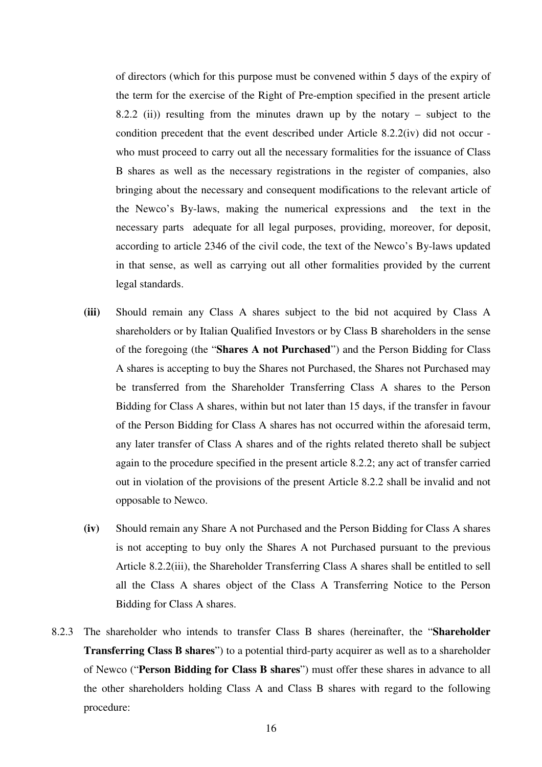of directors (which for this purpose must be convened within 5 days of the expiry of the term for the exercise of the Right of Pre-emption specified in the present article 8.2.2 (ii)) resulting from the minutes drawn up by the notary – subject to the condition precedent that the event described under Article 8.2.2(iv) did not occur - who must proceed to carry out all the necessary formalities for the issuance of Class B shares as well as the necessary registrations in the register of companies, also bringing about the necessary and consequent modifications to the relevant article of the Newco's By-laws, making the numerical expressions and the text in the necessary parts adequate for all legal purposes, providing, moreover, for deposit, according to article 2346 of the civil code, the text of the Newco's By-laws updated in that sense, as well as carrying out all other formalities provided by the current legal standards.

**(iii)** Should remain any Class A shares subject to the bid not acquired by Class A shareholders or by Italian Qualified Investors or by Class B shareholders in the sense of the foregoing (the "**Shares A not Purchased**") and the Person Bidding for Class A shares is accepting to buy the Shares not Purchased, the Shares not Purchased may be transferred from the Shareholder Transferring Class A shares to the Person Bidding for Class A shares, within but not later than 15 days, if the transfer in favour of the Person Bidding for Class A shares has not occurred within the aforesaid term, any later transfer of Class A shares and of the rights related thereto shall be subject again to the procedure specified in the present article 8.2.2; any act of transfer carried out in violation of the provisions of the present Article 8.2.2 shall be invalid and not opposable to Newco.

**(iv)** Should remain any Share A not Purchased and the Person Bidding for Class A shares is not accepting to buy only the Shares A not Purchased pursuant to the previous Article 8.2.2(iii), the Shareholder Transferring Class A shares shall be entitled to sell all the Class A shares object of the Class A Transferring Notice to the Person Bidding for Class A shares.

8.2.3 The shareholder who intends to transfer Class B shares (hereinafter, the "**Shareholder Transferring Class B shares**") to a potential third-party acquirer as well as to a shareholder of Newco ("**Person Bidding for Class B shares**") must offer these shares in advance to all the other shareholders holding Class A and Class B shares with regard to the following procedure: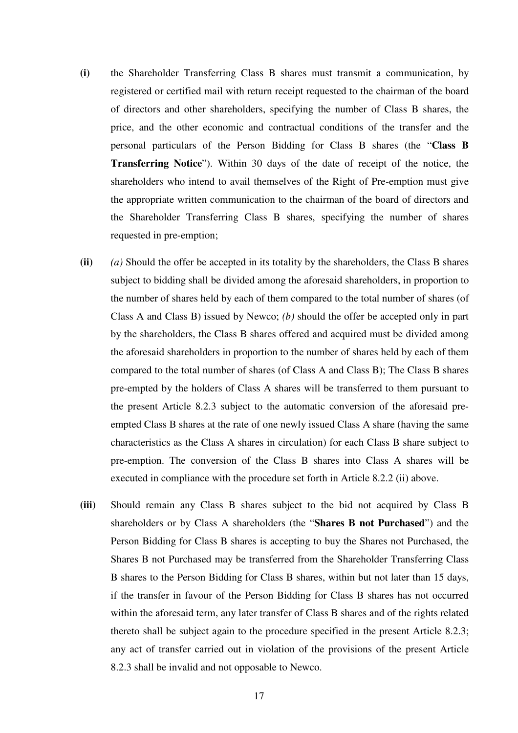**(i)** the Shareholder Transferring Class B shares must transmit a communication, by registered or certified mail with return receipt requested to the chairman of the board of directors and other shareholders, specifying the number of Class B shares, the price, and the other economic and contractual conditions of the transfer and the personal particulars of the Person Bidding for Class B shares (the "**Class B Transferring Notice**"). Within 30 days of the date of receipt of the notice, the shareholders who intend to avail themselves of the Right of Pre-emption must give the appropriate written communication to the chairman of the board of directors and the Shareholder Transferring Class B shares, specifying the number of shares requested in pre-emption;

**(ii)** *(a)* Should the offer be accepted in its totality by the shareholders, the Class B shares subject to bidding shall be divided among the aforesaid shareholders, in proportion to the number of shares held by each of them compared to the total number of shares (of Class A and Class B) issued by Newco; *(b)* should the offer be accepted only in part by the shareholders, the Class B shares offered and acquired must be divided among the aforesaid shareholders in proportion to the number of shares held by each of them compared to the total number of shares (of Class A and Class B); The Class B shares pre-empted by the holders of Class A shares will be transferred to them pursuant to the present Article 8.2.3 subject to the automatic conversion of the aforesaid pre-empted Class B shares at the rate of one newly issued Class A share (having the same characteristics as the Class A shares in circulation) for each Class B share subject to pre-emption. The conversion of the Class B shares into Class A shares will be executed in compliance with the procedure set forth in Article 8.2.2 (ii) above.

**(iii)** Should remain any Class B shares subject to the bid not acquired by Class B shareholders or by Class A shareholders (the "**Shares B not Purchased**") and the Person Bidding for Class B shares is accepting to buy the Shares not Purchased, the Shares B not Purchased may be transferred from the Shareholder Transferring Class B shares to the Person Bidding for Class B shares, within but not later than 15 days, if the transfer in favour of the Person Bidding for Class B shares has not occurred within the aforesaid term, any later transfer of Class B shares and of the rights related thereto shall be subject again to the procedure specified in the present Article 8.2.3; any act of transfer carried out in violation of the provisions of the present Article 8.2.3 shall be invalid and not opposable to Newco.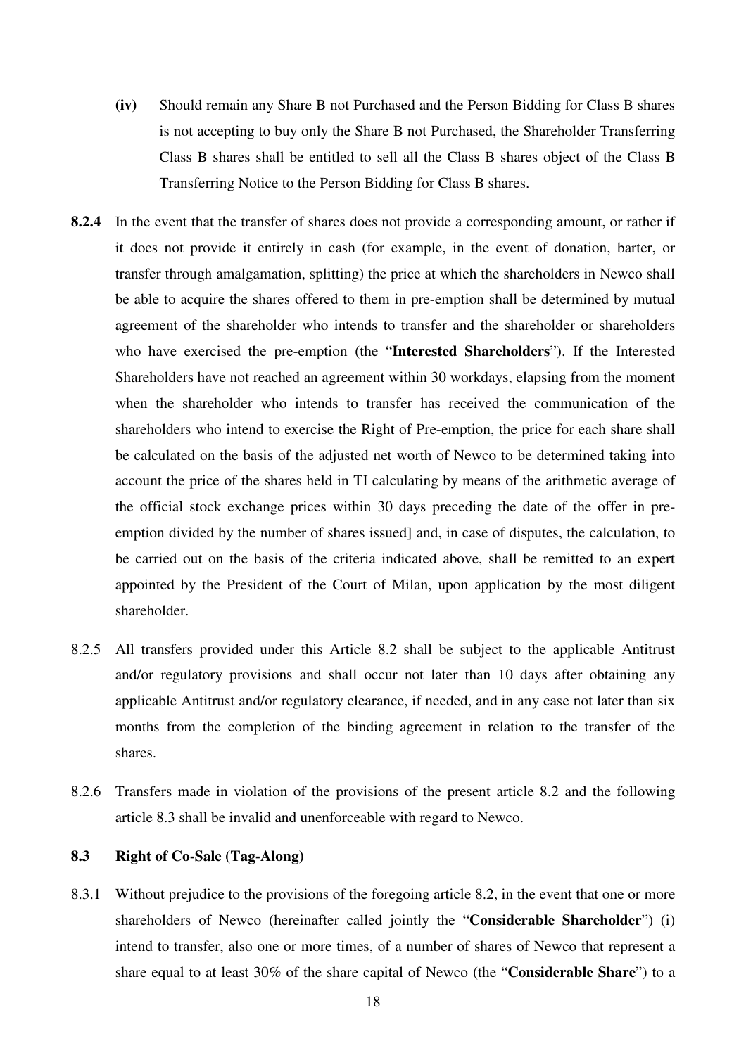(iv) Should remain any Share B not Purchased and the Person Bidding for Class B shares is not accepting to buy only the Share B not Purchased, the Shareholder Transferring Class B shares shall be entitled to sell all the Class B shares object of the Class B Transferring Notice to the Person Bidding for Class B shares.

**8.2.4** In the event that the transfer of shares does not provide a corresponding amount, or rather if it does not provide it entirely in cash (for example, in the event of donation, barter, or transfer through amalgamation, splitting) the price at which the shareholders in Newco shall be able to acquire the shares offered to them in pre-emption shall be determined by mutual agreement of the shareholder who intends to transfer and the shareholder or shareholders who have exercised the pre-emption (the "**Interested Shareholders**"). If the Interested Shareholders have not reached an agreement within 30 workdays, elapsing from the moment when the shareholder who intends to transfer has received the communication of the shareholders who intend to exercise the Right of Pre-emption, the price for each share shall be calculated on the basis of the adjusted net worth of Newco to be determined taking into account the price of the shares held in TI calculating by means of the arithmetic average of the official stock exchange prices within 30 days preceding the date of the offer in pre-emption divided by the number of shares issued] and, in case of disputes, the calculation, to be carried out on the basis of the criteria indicated above, shall be remitted to an expert appointed by the President of the Court of Milan, upon application by the most diligent shareholder.

8.2.5 All transfers provided under this Article 8.2 shall be subject to the applicable Antitrust and/or regulatory provisions and shall occur not later than 10 days after obtaining any applicable Antitrust and/or regulatory clearance, if needed, and in any case not later than six months from the completion of the binding agreement in relation to the transfer of the shares.

8.2.6 Transfers made in violation of the provisions of the present article 8.2 and the following article 8.3 shall be invalid and unenforceable with regard to Newco.

**8.3 Right of Co-Sale (Tag-Along)**

8.3.1 Without prejudice to the provisions of the foregoing article 8.2, in the event that one or more shareholders of Newco (hereinafter called jointly the "**Considerable Shareholder**") (i) intend to transfer, also one or more times, of a number of shares of Newco that represent a share equal to at least 30% of the share capital of Newco (the "**Considerable Share**") to a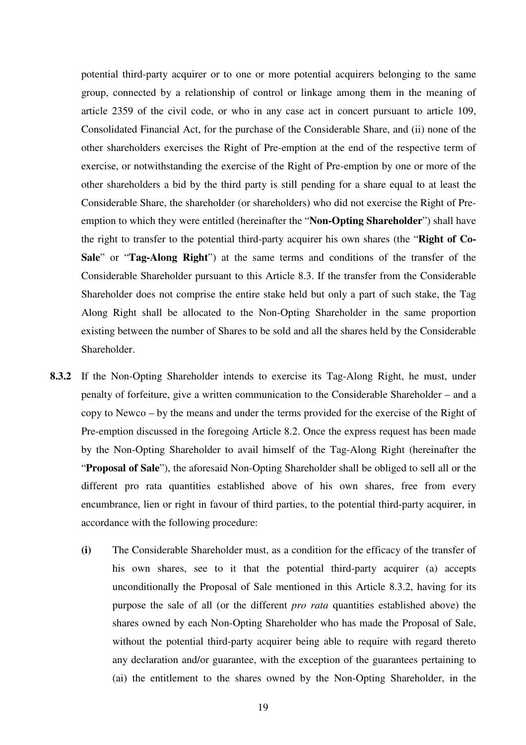potential third-party acquirer or to one or more potential acquirers belonging to the same group, connected by a relationship of control or linkage among them in the meaning of article 2359 of the civil code, or who in any case act in concert pursuant to article 109, Consolidated Financial Act, for the purchase of the Considerable Share, and (ii) none of the other shareholders exercises the Right of Pre-emption at the end of the respective term of exercise, or notwithstanding the exercise of the Right of Pre-emption by one or more of the other shareholders a bid by the third party is still pending for a share equal to at least the Considerable Share, the shareholder (or shareholders) who did not exercise the Right of Pre-emption to which they were entitled (hereinafter the "**Non-Opting Shareholder**") shall have the right to transfer to the potential third-party acquirer his own shares (the "**Right of Co-Sale**" or "**Tag-Along Right**") at the same terms and conditions of the transfer of the Considerable Shareholder pursuant to this Article 8.3. If the transfer from the Considerable Shareholder does not comprise the entire stake held but only a part of such stake, the Tag Along Right shall be allocated to the Non-Opting Shareholder in the same proportion existing between the number of Shares to be sold and all the shares held by the Considerable Shareholder.

**8.3.2** If the Non-Opting Shareholder intends to exercise its Tag-Along Right, he must, under penalty of forfeiture, give a written communication to the Considerable Shareholder – and a copy to Newco – by the means and under the terms provided for the exercise of the Right of Pre-emption discussed in the foregoing Article 8.2. Once the express request has been made by the Non-Opting Shareholder to avail himself of the Tag-Along Right (hereinafter the "**Proposal of Sale**"), the aforesaid Non-Opting Shareholder shall be obliged to sell all or the different pro rata quantities established above of his own shares, free from every encumbrance, lien or right in favour of third parties, to the potential third-party acquirer, in accordance with the following procedure:

**(i)** The Considerable Shareholder must, as a condition for the efficacy of the transfer of his own shares, see to it that the potential third-party acquirer (a) accepts unconditionally the Proposal of Sale mentioned in this Article 8.3.2, having for its purpose the sale of all (or the different *pro rata* quantities established above) the shares owned by each Non-Opting Shareholder who has made the Proposal of Sale, without the potential third-party acquirer being able to require with regard thereto any declaration and/or guarantee, with the exception of the guarantees pertaining to (ai) the entitlement to the shares owned by the Non-Opting Shareholder, in the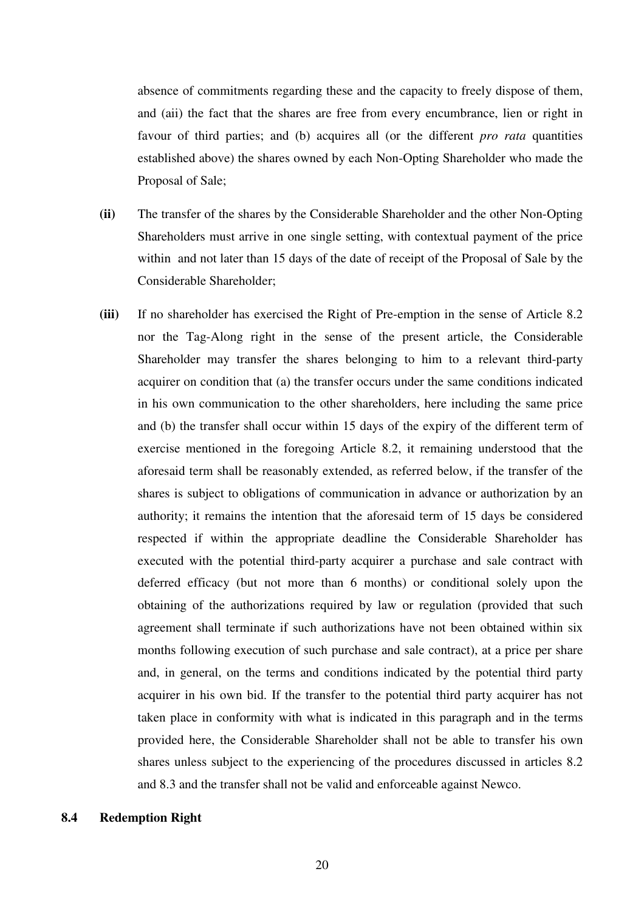absence of commitments regarding these and the capacity to freely dispose of them, and (aii) the fact that the shares are free from every encumbrance, lien or right in favour of third parties; and (b) acquires all (or the different *pro rata* quantities established above) the shares owned by each Non-Opting Shareholder who made the Proposal of Sale;

**(ii)** The transfer of the shares by the Considerable Shareholder and the other Non-Opting Shareholders must arrive in one single setting, with contextual payment of the price within and not later than 15 days of the date of receipt of the Proposal of Sale by the Considerable Shareholder;

**(iii)** If no shareholder has exercised the Right of Pre-emption in the sense of Article 8.2 nor the Tag-Along right in the sense of the present article, the Considerable Shareholder may transfer the shares belonging to him to a relevant third-party acquirer on condition that (a) the transfer occurs under the same conditions indicated in his own communication to the other shareholders, here including the same price and (b) the transfer shall occur within 15 days of the expiry of the different term of exercise mentioned in the foregoing Article 8.2, it remaining understood that the aforesaid term shall be reasonably extended, as referred below, if the transfer of the shares is subject to obligations of communication in advance or authorization by an authority; it remains the intention that the aforesaid term of 15 days be considered respected if within the appropriate deadline the Considerable Shareholder has executed with the potential third-party acquirer a purchase and sale contract with deferred efficacy (but not more than 6 months) or conditional solely upon the obtaining of the authorizations required by law or regulation (provided that such agreement shall terminate if such authorizations have not been obtained within six months following execution of such purchase and sale contract), at a price per share and, in general, on the terms and conditions indicated by the potential third party acquirer in his own bid. If the transfer to the potential third party acquirer has not taken place in conformity with what is indicated in this paragraph and in the terms provided here, the Considerable Shareholder shall not be able to transfer his own shares unless subject to the experiencing of the procedures discussed in articles 8.2 and 8.3 and the transfer shall not be valid and enforceable against Newco.

**8.4 Redemption Right**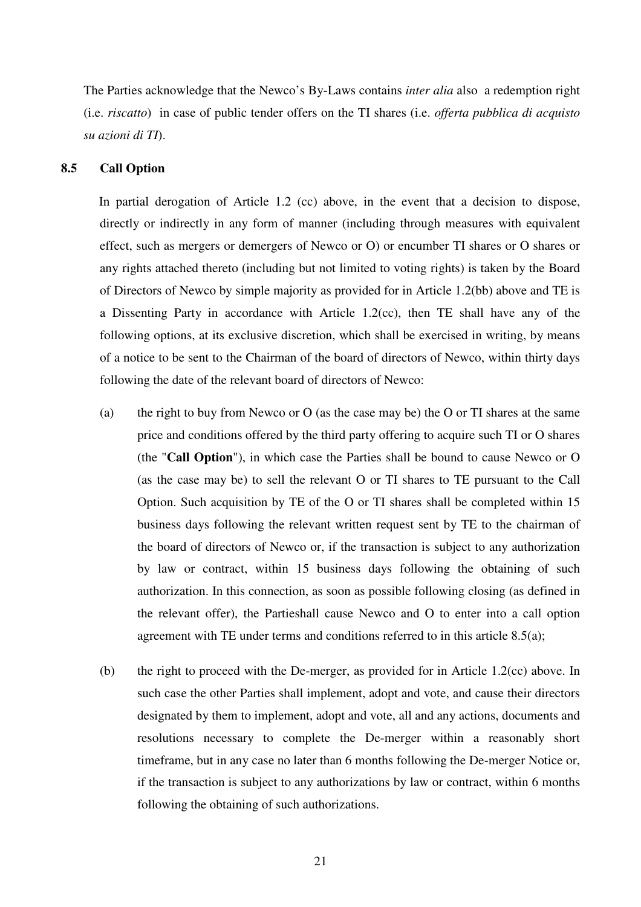The Parties acknowledge that the Newco's By-Laws contains *inter alia* also a redemption right (i.e. *riscatto*) in case of public tender offers on the TI shares (i.e. *offerta pubblica di acquisto su azioni di TI*).

### 8.5 Call Option

In partial derogation of Article 1.2 (cc) above, in the event that a decision to dispose, directly or indirectly in any form of manner (including through measures with equivalent effect, such as mergers or demergers of Newco or O) or encumber TI shares or O shares or any rights attached thereto (including but not limited to voting rights) is taken by the Board of Directors of Newco by simple majority as provided for in Article 1.2(bb) above and TE is a Dissenting Party in accordance with Article 1.2(cc), then TE shall have any of the following options, at its exclusive discretion, which shall be exercised in writing, by means of a notice to be sent to the Chairman of the board of directors of Newco, within thirty days following the date of the relevant board of directors of Newco:

(a) the right to buy from Newco or O (as the case may be) the O or TI shares at the same price and conditions offered by the third party offering to acquire such TI or O shares (the "**Call Option**"), in which case the Parties shall be bound to cause Newco or O (as the case may be) to sell the relevant O or TI shares to TE pursuant to the Call Option. Such acquisition by TE of the O or TI shares shall be completed within 15 business days following the relevant written request sent by TE to the chairman of the board of directors of Newco or, if the transaction is subject to any authorization by law or contract, within 15 business days following the obtaining of such authorization. In this connection, as soon as possible following closing (as defined in the relevant offer), the Partieshall cause Newco and O to enter into a call option agreement with TE under terms and conditions referred to in this article 8.5(a);

(b) the right to proceed with the De-merger, as provided for in Article 1.2(cc) above. In such case the other Parties shall implement, adopt and vote, and cause their directors designated by them to implement, adopt and vote, all and any actions, documents and resolutions necessary to complete the De-merger within a reasonably short timeframe, but in any case no later than 6 months following the De-merger Notice or, if the transaction is subject to any authorizations by law or contract, within 6 months following the obtaining of such authorizations.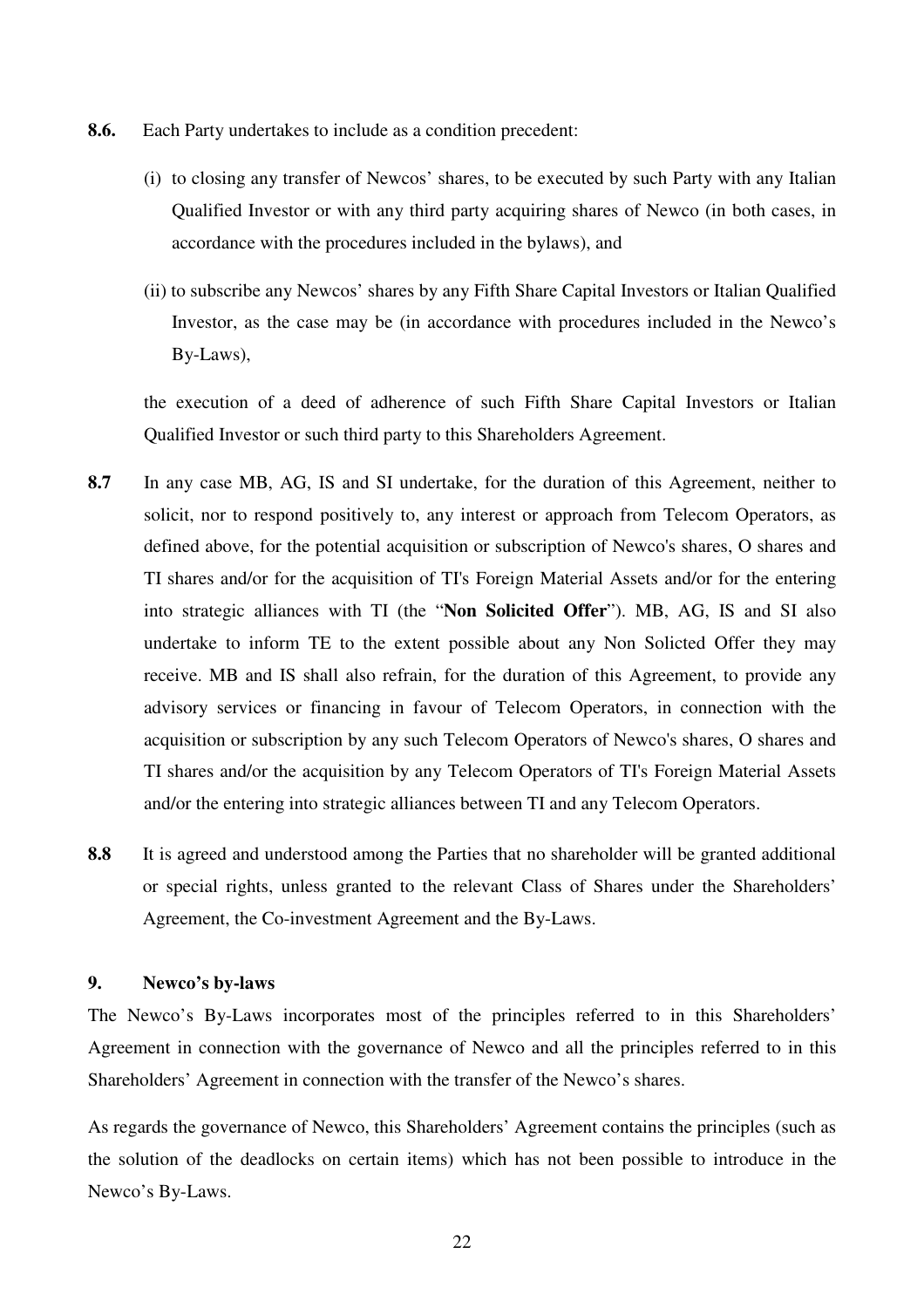**8.6.** Each Party undertakes to include as a condition precedent:

(i) to closing any transfer of Newcos' shares, to be executed by such Party with any Italian Qualified Investor or with any third party acquiring shares of Newco (in both cases, in accordance with the procedures included in the bylaws), and

(ii) to subscribe any Newcos' shares by any Fifth Share Capital Investors or Italian Qualified Investor, as the case may be (in accordance with procedures included in the Newco's By-Laws),

the execution of a deed of adherence of such Fifth Share Capital Investors or Italian Qualified Investor or such third party to this Shareholders Agreement.

**8.7** In any case MB, AG, IS and SI undertake, for the duration of this Agreement, neither to solicit, nor to respond positively to, any interest or approach from Telecom Operators, as defined above, for the potential acquisition or subscription of Newco's shares, O shares and TI shares and/or for the acquisition of TI's Foreign Material Assets and/or for the entering into strategic alliances with TI (the "**Non Solicited Offer**"). MB, AG, IS and SI also undertake to inform TE to the extent possible about any Non Solicted Offer they may receive. MB and IS shall also refrain, for the duration of this Agreement, to provide any advisory services or financing in favour of Telecom Operators, in connection with the acquisition or subscription by any such Telecom Operators of Newco's shares, O shares and TI shares and/or the acquisition by any Telecom Operators of TI's Foreign Material Assets and/or the entering into strategic alliances between TI and any Telecom Operators.

**8.8** It is agreed and understood among the Parties that no shareholder will be granted additional or special rights, unless granted to the relevant Class of Shares under the Shareholders' Agreement, the Co-investment Agreement and the By-Laws.

## 9. Newco's by-laws

The Newco's By-Laws incorporates most of the principles referred to in this Shareholders' Agreement in connection with the governance of Newco and all the principles referred to in this Shareholders' Agreement in connection with the transfer of the Newco's shares.

As regards the governance of Newco, this Shareholders' Agreement contains the principles (such as the solution of the deadlocks on certain items) which has not been possible to introduce in the Newco's By-Laws.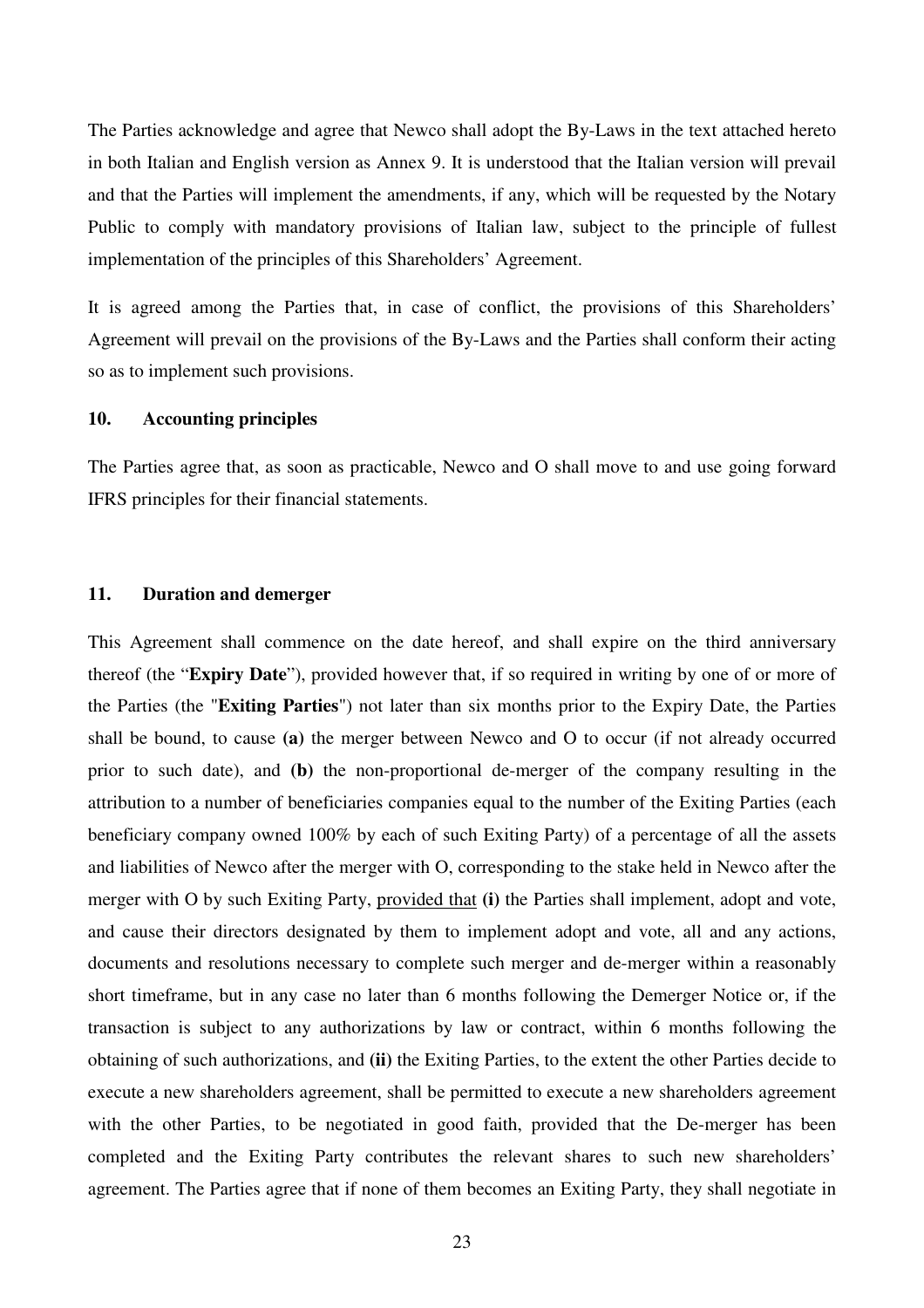The Parties acknowledge and agree that Newco shall adopt the By-Laws in the text attached hereto in both Italian and English version as Annex 9. It is understood that the Italian version will prevail and that the Parties will implement the amendments, if any, which will be requested by the Notary Public to comply with mandatory provisions of Italian law, subject to the principle of fullest implementation of the principles of this Shareholders' Agreement.

It is agreed among the Parties that, in case of conflict, the provisions of this Shareholders' Agreement will prevail on the provisions of the By-Laws and the Parties shall conform their acting so as to implement such provisions.

## 10. Accounting principles

The Parties agree that, as soon as practicable, Newco and O shall move to and use going forward IFRS principles for their financial statements.

## 11. Duration and demerger

This Agreement shall commence on the date hereof, and shall expire on the third anniversary thereof (the "**Expiry Date**"), provided however that, if so required in writing by one of or more of the Parties (the "**Exiting Parties**") not later than six months prior to the Expiry Date, the Parties shall be bound, to cause **(a)** the merger between Newco and O to occur (if not already occurred prior to such date), and **(b)** the non-proportional de-merger of the company resulting in the attribution to a number of beneficiaries companies equal to the number of the Exiting Parties (each beneficiary company owned 100% by each of such Exiting Party) of a percentage of all the assets and liabilities of Newco after the merger with O, corresponding to the stake held in Newco after the merger with O by such Exiting Party, provided that **(i)** the Parties shall implement, adopt and vote, and cause their directors designated by them to implement adopt and vote, all and any actions, documents and resolutions necessary to complete such merger and de-merger within a reasonably short timeframe, but in any case no later than 6 months following the Demerger Notice or, if the transaction is subject to any authorizations by law or contract, within 6 months following the obtaining of such authorizations, and **(ii)** the Exiting Parties, to the extent the other Parties decide to execute a new shareholders agreement, shall be permitted to execute a new shareholders agreement with the other Parties, to be negotiated in good faith, provided that the De-merger has been completed and the Exiting Party contributes the relevant shares to such new shareholders' agreement. The Parties agree that if none of them becomes an Exiting Party, they shall negotiate in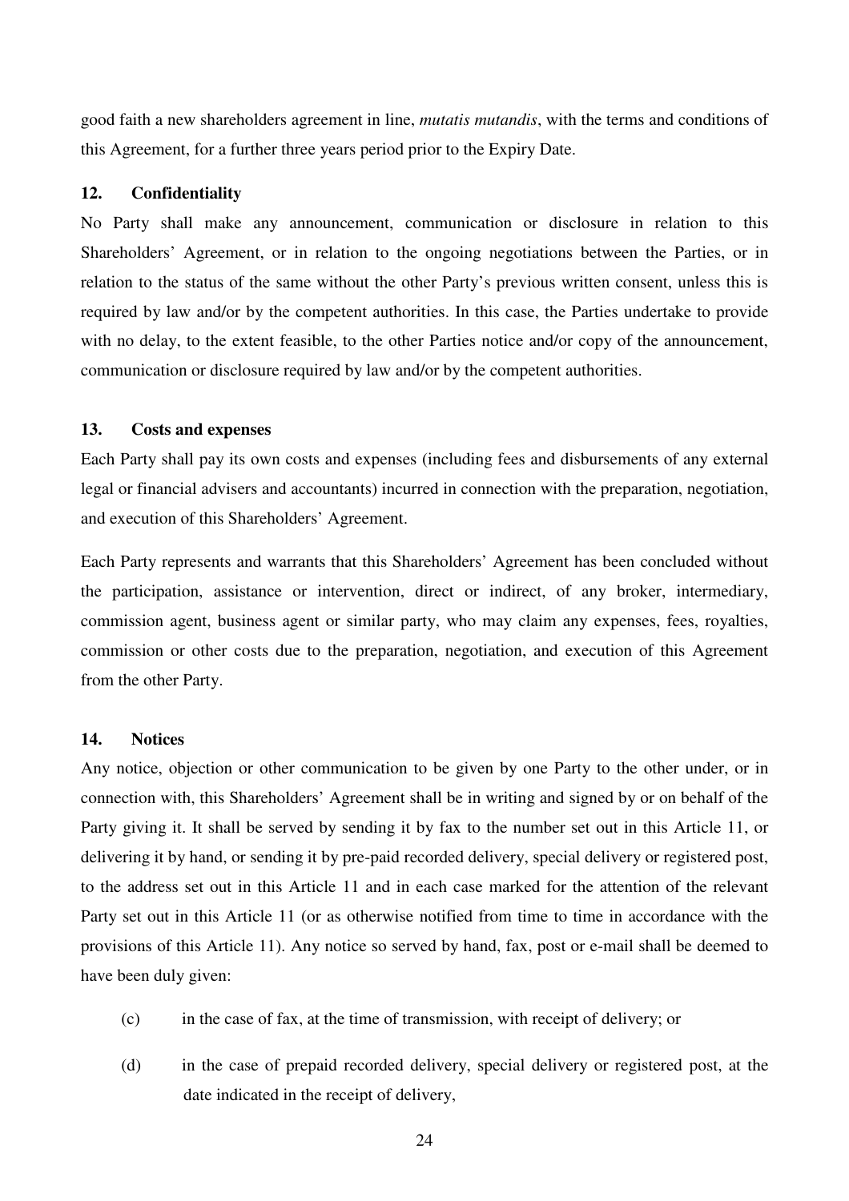good faith a new shareholders agreement in line, *mutatis mutandis*, with the terms and conditions of this Agreement, for a further three years period prior to the Expiry Date.

### 12. Confidentiality

No Party shall make any announcement, communication or disclosure in relation to this Shareholders' Agreement, or in relation to the ongoing negotiations between the Parties, or in relation to the status of the same without the other Party's previous written consent, unless this is required by law and/or by the competent authorities. In this case, the Parties undertake to provide with no delay, to the extent feasible, to the other Parties notice and/or copy of the announcement, communication or disclosure required by law and/or by the competent authorities.

### 13. Costs and expenses

Each Party shall pay its own costs and expenses (including fees and disbursements of any external legal or financial advisers and accountants) incurred in connection with the preparation, negotiation, and execution of this Shareholders' Agreement.

Each Party represents and warrants that this Shareholders' Agreement has been concluded without the participation, assistance or intervention, direct or indirect, of any broker, intermediary, commission agent, business agent or similar party, who may claim any expenses, fees, royalties, commission or other costs due to the preparation, negotiation, and execution of this Agreement from the other Party.

### 14. Notices

Any notice, objection or other communication to be given by one Party to the other under, or in connection with, this Shareholders' Agreement shall be in writing and signed by or on behalf of the Party giving it. It shall be served by sending it by fax to the number set out in this Article 11, or delivering it by hand, or sending it by pre-paid recorded delivery, special delivery or registered post, to the address set out in this Article 11 and in each case marked for the attention of the relevant Party set out in this Article 11 (or as otherwise notified from time to time in accordance with the provisions of this Article 11). Any notice so served by hand, fax, post or e-mail shall be deemed to have been duly given:

(c) in the case of fax, at the time of transmission, with receipt of delivery; or

(d) in the case of prepaid recorded delivery, special delivery or registered post, at the date indicated in the receipt of delivery,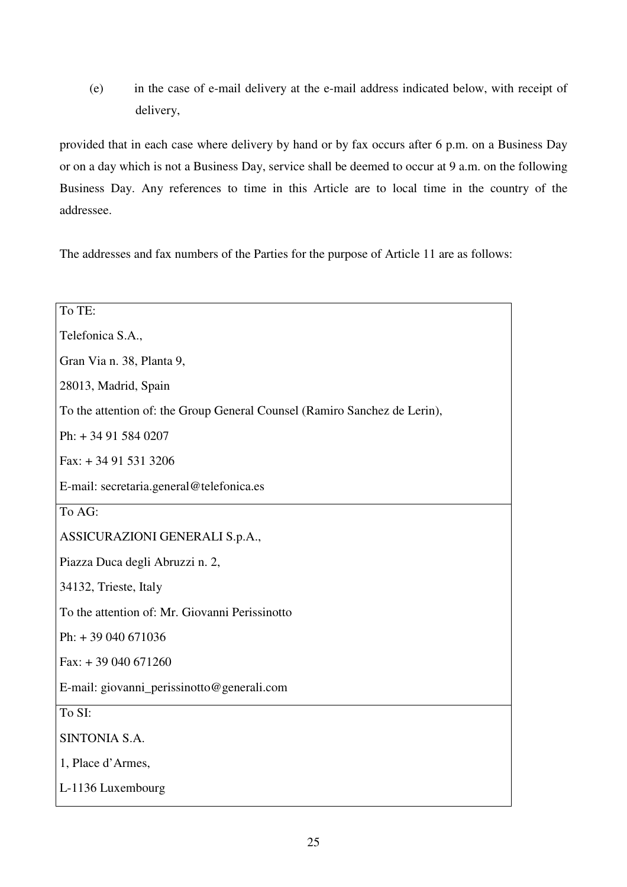(e) in the case of e-mail delivery at the e-mail address indicated below, with receipt of delivery,

provided that in each case where delivery by hand or by fax occurs after 6 p.m. on a Business Day or on a day which is not a Business Day, service shall be deemed to occur at 9 a.m. on the following Business Day. Any references to time in this Article are to local time in the country of the addressee.

The addresses and fax numbers of the Parties for the purpose of Article 11 are as follows:

| To TE:<br>Telefonica S.A.,<br>Gran Via n. 38, Planta 9,<br>28013, Madrid, Spain<br>To the attention of: the Group General Counsel (Ramiro Sanchez de Lerin),<br>Ph: + 34 91 584 0207<br>Fax: + 34 91 531 3206<br>E-mail: secretaria.general@telefonica.es |
|---|
| To AG:<br>ASSICURAZIONI GENERALI S.p.A.,<br>Piazza Duca degli Abruzzi n. 2,<br>34132, Trieste, Italy<br>To the attention of: Mr. Giovanni Perissinotto<br>Ph: + 39 040 671036<br>Fax: + 39 040 671260<br>E-mail: giovanni_perissinotto@generali.com |
| To SI:<br>SINTONIA S.A.<br>1, Place d'Armes,<br>L-1136 Luxembourg |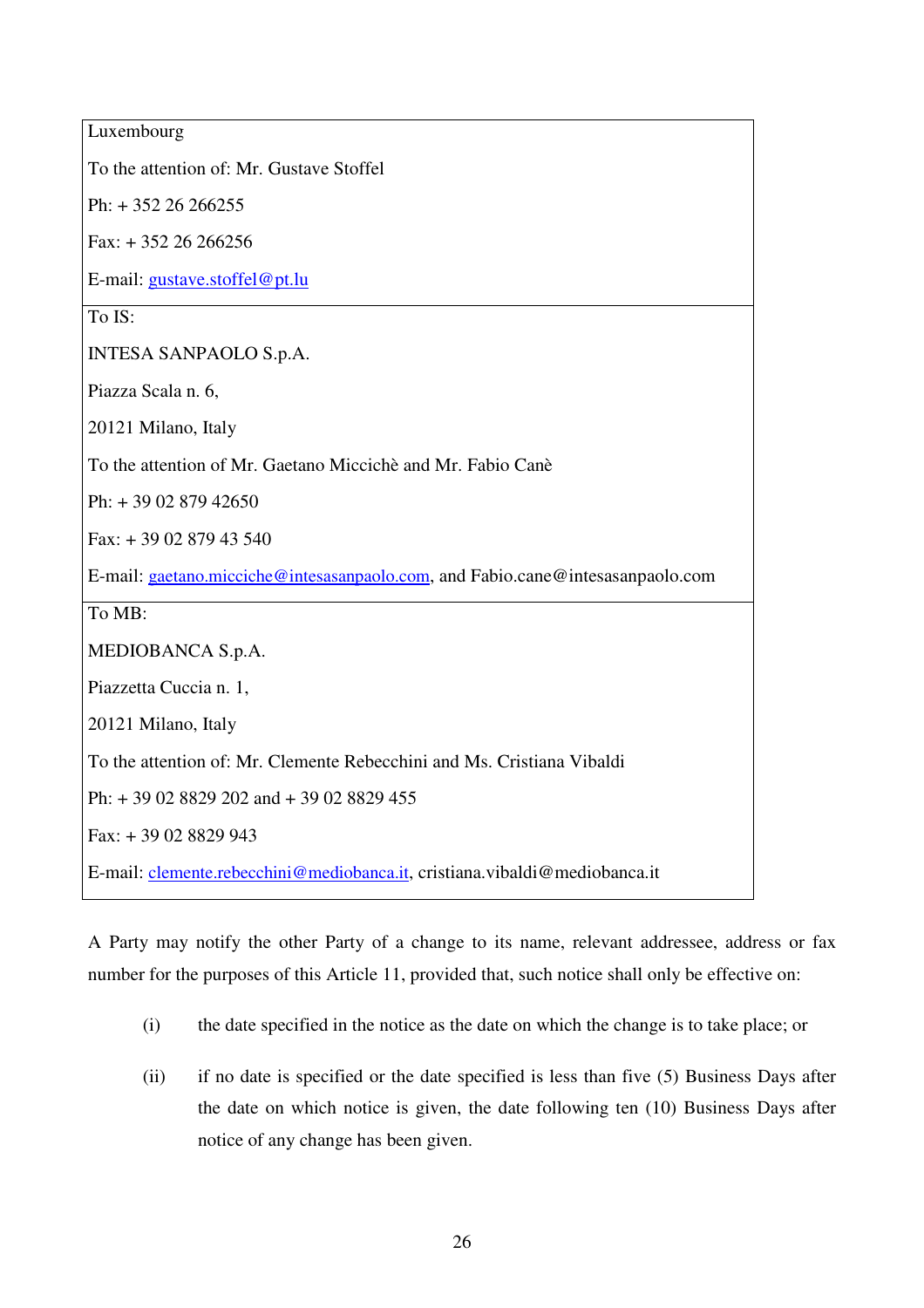| Luxembourg<br><br>To the attention of: Mr. Gustave Stoffel<br><br>Ph: + 352 26 266255<br><br>Fax: + 352 26 266256<br><br>E-mail: gustave.stoffel@pt.lu |
|---|
| To IS:<br><br>INTESA SANPAOLO S.p.A.<br><br>Piazza Scala n. 6,<br><br>20121 Milano, Italy<br><br>To the attention of Mr. Gaetano Miccichè and Mr. Fabio Canè<br><br>Ph: + 39 02 879 42650<br><br>Fax: + 39 02 879 43 540<br><br>E-mail: gaetano.micciche@intesasanpaolo.com, and Fabio.cane@intesasanpaolo.com |
| To MB:<br><br>MEDIOBANCA S.p.A.<br><br>Piazzetta Cuccia n. 1,<br><br>20121 Milano, Italy<br><br>To the attention of: Mr. Clemente Rebecchini and Ms. Cristiana Vibaldi<br><br>Ph: + 39 02 8829 202 and + 39 02 8829 455<br><br>Fax: + 39 02 8829 943<br><br>E-mail: clemente.rebecchini@mediobanca.it, cristiana.vibaldi@mediobanca.it |

A Party may notify the other Party of a change to its name, relevant addressee, address or fax number for the purposes of this Article 11, provided that, such notice shall only be effective on:

(i) the date specified in the notice as the date on which the change is to take place; or

(ii) if no date is specified or the date specified is less than five (5) Business Days after the date on which notice is given, the date following ten (10) Business Days after notice of any change has been given.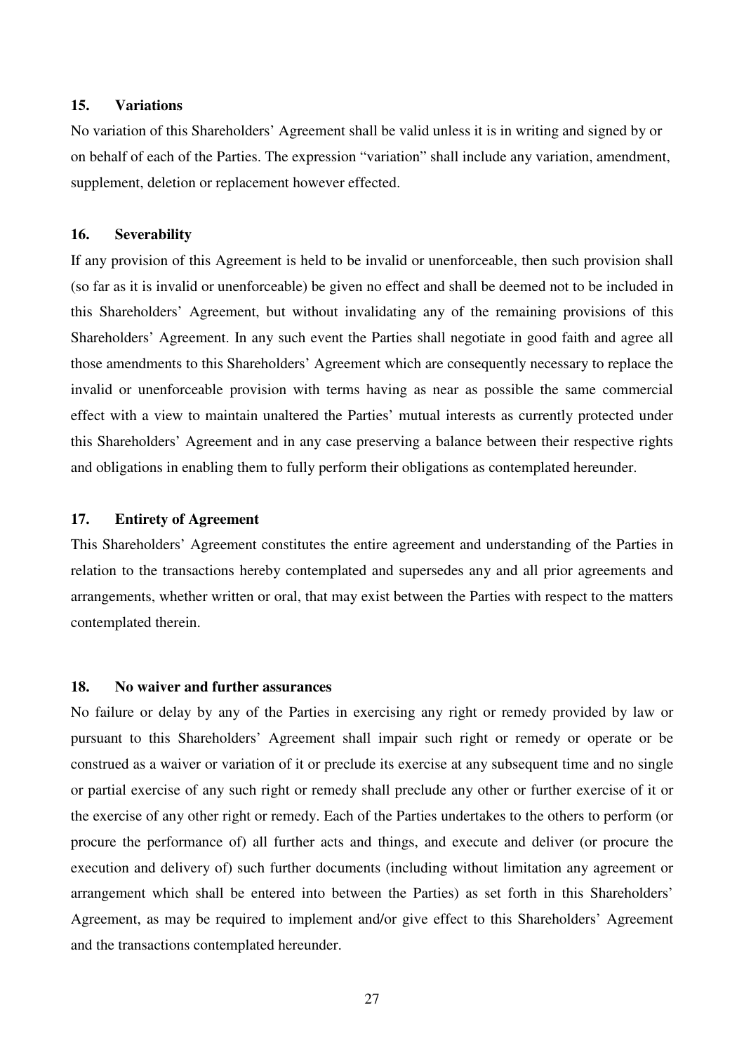### 15. Variations

No variation of this Shareholders' Agreement shall be valid unless it is in writing and signed by or on behalf of each of the Parties. The expression "variation" shall include any variation, amendment, supplement, deletion or replacement however effected.

### 16. Severability

If any provision of this Agreement is held to be invalid or unenforceable, then such provision shall (so far as it is invalid or unenforceable) be given no effect and shall be deemed not to be included in this Shareholders' Agreement, but without invalidating any of the remaining provisions of this Shareholders' Agreement. In any such event the Parties shall negotiate in good faith and agree all those amendments to this Shareholders' Agreement which are consequently necessary to replace the invalid or unenforceable provision with terms having as near as possible the same commercial effect with a view to maintain unaltered the Parties' mutual interests as currently protected under this Shareholders' Agreement and in any case preserving a balance between their respective rights and obligations in enabling them to fully perform their obligations as contemplated hereunder.

### 17. Entirety of Agreement

This Shareholders' Agreement constitutes the entire agreement and understanding of the Parties in relation to the transactions hereby contemplated and supersedes any and all prior agreements and arrangements, whether written or oral, that may exist between the Parties with respect to the matters contemplated therein.

### 18. No waiver and further assurances

No failure or delay by any of the Parties in exercising any right or remedy provided by law or pursuant to this Shareholders' Agreement shall impair such right or remedy or operate or be construed as a waiver or variation of it or preclude its exercise at any subsequent time and no single or partial exercise of any such right or remedy shall preclude any other or further exercise of it or the exercise of any other right or remedy. Each of the Parties undertakes to the others to perform (or procure the performance of) all further acts and things, and execute and deliver (or procure the execution and delivery of) such further documents (including without limitation any agreement or arrangement which shall be entered into between the Parties) as set forth in this Shareholders' Agreement, as may be required to implement and/or give effect to this Shareholders' Agreement and the transactions contemplated hereunder.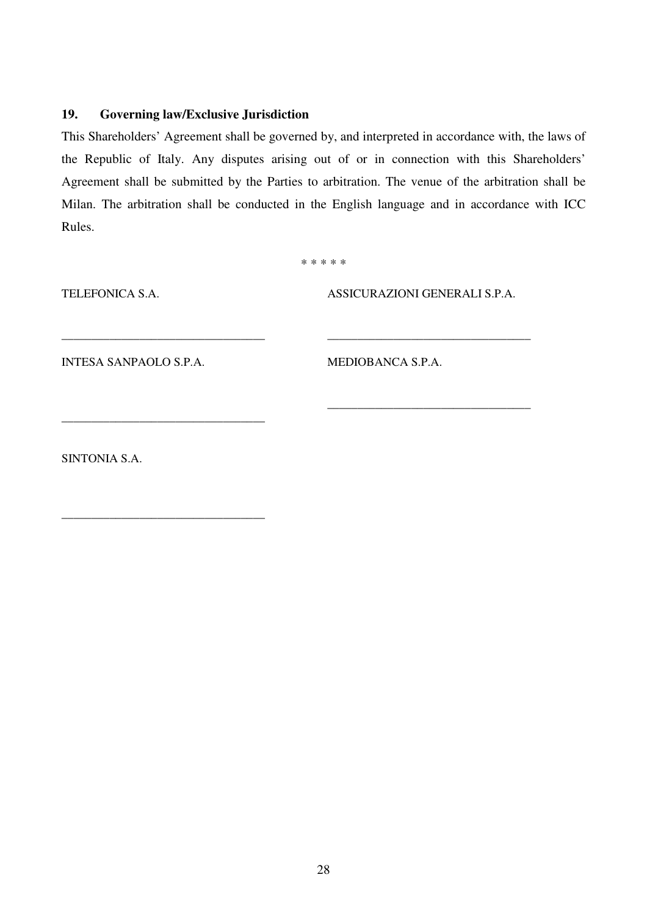## 19. Governing law/Exclusive Jurisdiction

This Shareholders' Agreement shall be governed by, and interpreted in accordance with, the laws of the Republic of Italy. Any disputes arising out of or in connection with this Shareholders' Agreement shall be submitted by the Parties to arbitration. The venue of the arbitration shall be Milan. The arbitration shall be conducted in the English language and in accordance with ICC Rules.

\* \* \* \* \*

TELEFONICA S.A.

\_\_\_\_\_\_\_\_\_\_\_\_\_\_\_\_\_\_\_\_\_\_\_\_\_\_\_\_\_\_\_\_\_\_

ASSICURAZIONI GENERALI S.P.A.

\_\_\_\_\_\_\_\_\_\_\_\_\_\_\_\_\_\_\_\_\_\_\_\_\_\_\_\_\_\_\_\_\_\_

INTESA SANPAOLO S.P.A.

\_\_\_\_\_\_\_\_\_\_\_\_\_\_\_\_\_\_\_\_\_\_\_\_\_\_\_\_\_\_\_\_\_\_

MEDIOBANCA S.P.A.

\_\_\_\_\_\_\_\_\_\_\_\_\_\_\_\_\_\_\_\_\_\_\_\_\_\_\_\_\_\_\_\_\_\_

SINTONIA S.A.

\_\_\_\_\_\_\_\_\_\_\_\_\_\_\_\_\_\_\_\_\_\_\_\_\_\_\_\_\_\_\_\_\_\_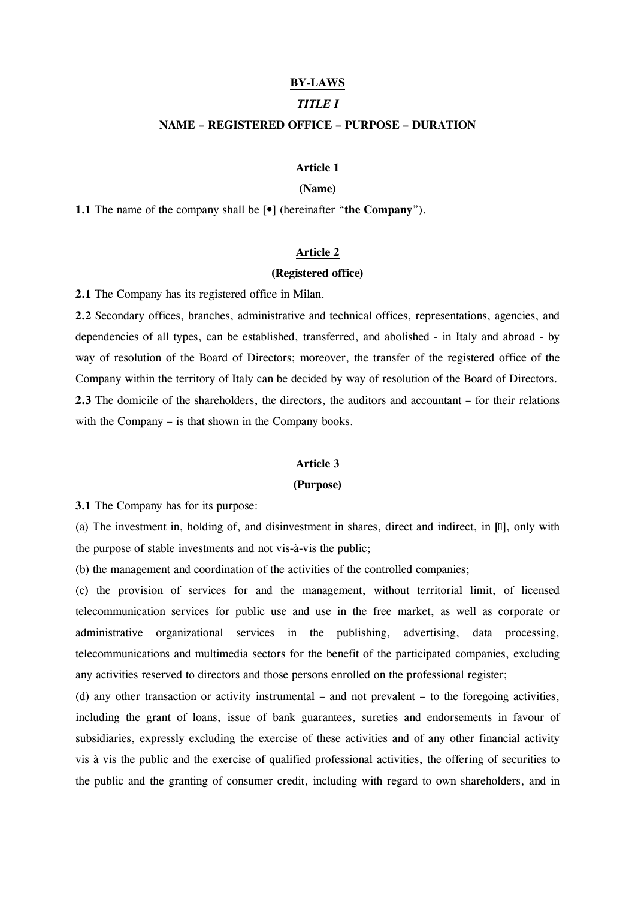# BY-LAWS

## *TITLE I*

## NAME – REGISTERED OFFICE – PURPOSE – DURATION

### Article 1

### (Name)

**1.1** The name of the company shall be **[•]** (hereinafter "**the Company**").

### Article 2

### (Registered office)

**2.1** The Company has its registered office in Milan.

**2.2** Secondary offices, branches, administrative and technical offices, representations, agencies, and dependencies of all types, can be established, transferred, and abolished - in Italy and abroad - by way of resolution of the Board of Directors; moreover, the transfer of the registered office of the Company within the territory of Italy can be decided by way of resolution of the Board of Directors.

**2.3** The domicile of the shareholders, the directors, the auditors and accountant – for their relations with the Company – is that shown in the Company books.

### Article 3

### (Purpose)

**3.1** The Company has for its purpose:

(a) The investment in, holding of, and disinvestment in shares, direct and indirect, in [], only with the purpose of stable investments and not vis-à-vis the public;

(b) the management and coordination of the activities of the controlled companies;

(c) the provision of services for and the management, without territorial limit, of licensed telecommunication services for public use and use in the free market, as well as corporate or administrative organizational services in the publishing, advertising, data processing, telecommunications and multimedia sectors for the benefit of the participated companies, excluding any activities reserved to directors and those persons enrolled on the professional register;

(d) any other transaction or activity instrumental – and not prevalent – to the foregoing activities, including the grant of loans, issue of bank guarantees, sureties and endorsements in favour of subsidiaries, expressly excluding the exercise of these activities and of any other financial activity vis à vis the public and the exercise of qualified professional activities, the offering of securities to the public and the granting of consumer credit, including with regard to own shareholders, and in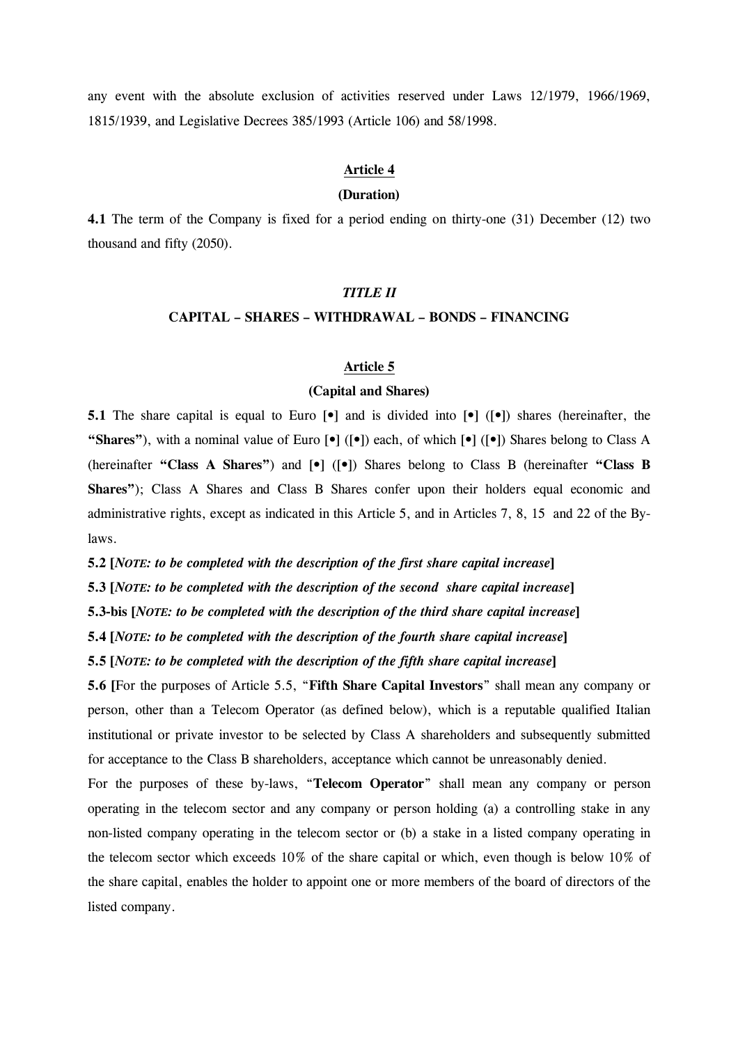any event with the absolute exclusion of activities reserved under Laws 12/1979, 1966/1969, 1815/1939, and Legislative Decrees 385/1993 (Article 106) and 58/1998.

**Article 4**

**(Duration)**

**4.1** The term of the Company is fixed for a period ending on thirty-one (31) December (12) two thousand and fifty (2050).

***TITLE II***

**CAPITAL – SHARES – WITHDRAWAL – BONDS – FINANCING**

**Article 5**

**(Capital and Shares)**

**5.1** The share capital is equal to Euro **[•]** and is divided into **[•]** ([•]) shares (hereinafter, the **"Shares"**), with a nominal value of Euro **[•]** ([•]) each, of which **[•]** ([•]) Shares belong to Class A (hereinafter **"Class A Shares"**) and **[•]** ([•]) Shares belong to Class B (hereinafter **"Class B Shares"**); Class A Shares and Class B Shares confer upon their holders equal economic and administrative rights, except as indicated in this Article 5, and in Articles 7, 8, 15 and 22 of the By-laws.

**5.2 [*NOTE: to be completed with the description of the first share capital increase*]**

**5.3 [*NOTE: to be completed with the description of the second share capital increase*]**

**5.3-bis [*NOTE: to be completed with the description of the third share capital increase*]**

**5.4 [*NOTE: to be completed with the description of the fourth share capital increase*]**

**5.5 [*NOTE: to be completed with the description of the fifth share capital increase*]**

**5.6 [**For the purposes of Article 5.5, "**Fifth Share Capital Investors**" shall mean any company or person, other than a Telecom Operator (as defined below), which is a reputable qualified Italian institutional or private investor to be selected by Class A shareholders and subsequently submitted for acceptance to the Class B shareholders, acceptance which cannot be unreasonably denied.

For the purposes of these by-laws, "**Telecom Operator**" shall mean any company or person operating in the telecom sector and any company or person holding (a) a controlling stake in any non-listed company operating in the telecom sector or (b) a stake in a listed company operating in the telecom sector which exceeds 10% of the share capital or which, even though is below 10% of the share capital, enables the holder to appoint one or more members of the board of directors of the listed company.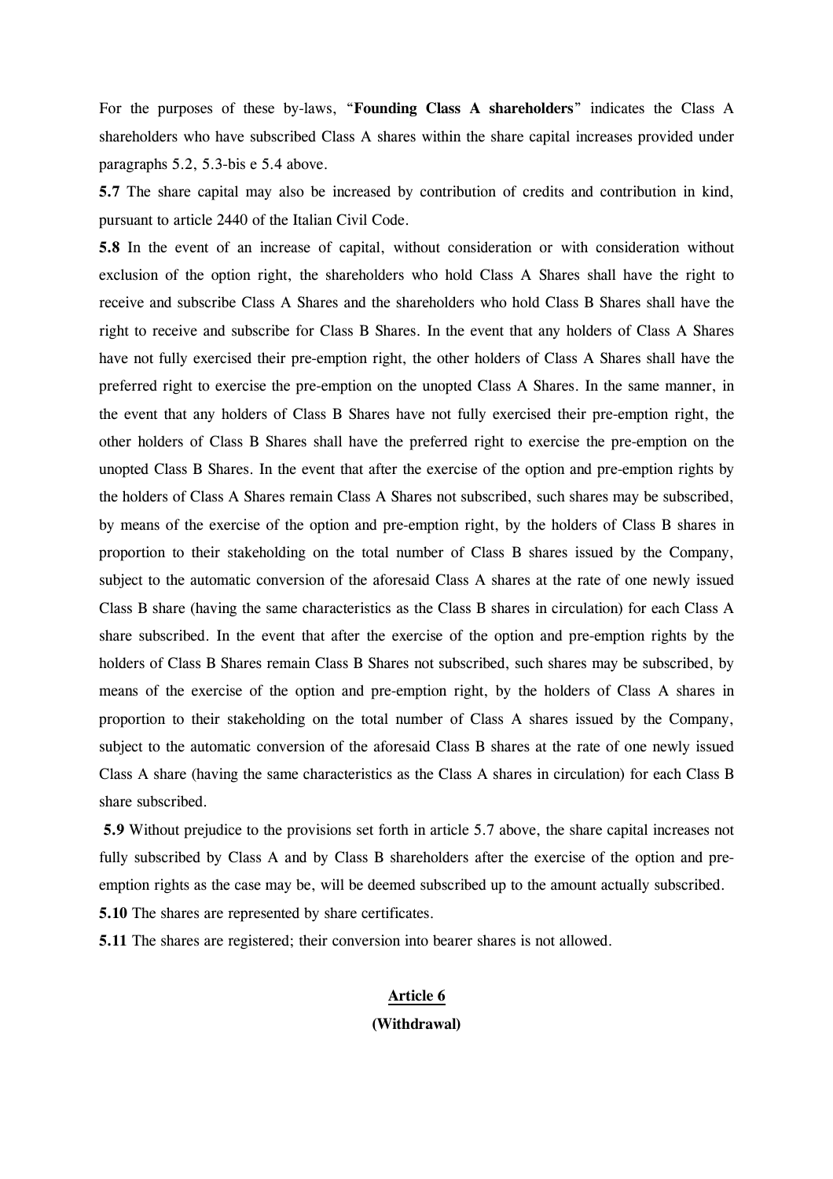For the purposes of these by-laws, "**Founding Class A shareholders**" indicates the Class A shareholders who have subscribed Class A shares within the share capital increases provided under paragraphs 5.2, 5.3-bis e 5.4 above.

**5.7** The share capital may also be increased by contribution of credits and contribution in kind, pursuant to article 2440 of the Italian Civil Code.

**5.8** In the event of an increase of capital, without consideration or with consideration without exclusion of the option right, the shareholders who hold Class A Shares shall have the right to receive and subscribe Class A Shares and the shareholders who hold Class B Shares shall have the right to receive and subscribe for Class B Shares. In the event that any holders of Class A Shares have not fully exercised their pre-emption right, the other holders of Class A Shares shall have the preferred right to exercise the pre-emption on the unopted Class A Shares. In the same manner, in the event that any holders of Class B Shares have not fully exercised their pre-emption right, the other holders of Class B Shares shall have the preferred right to exercise the pre-emption on the unopted Class B Shares. In the event that after the exercise of the option and pre-emption rights by the holders of Class A Shares remain Class A Shares not subscribed, such shares may be subscribed, by means of the exercise of the option and pre-emption right, by the holders of Class B shares in proportion to their stakeholding on the total number of Class B shares issued by the Company, subject to the automatic conversion of the aforesaid Class A shares at the rate of one newly issued Class B share (having the same characteristics as the Class B shares in circulation) for each Class A share subscribed. In the event that after the exercise of the option and pre-emption rights by the holders of Class B Shares remain Class B Shares not subscribed, such shares may be subscribed, by means of the exercise of the option and pre-emption right, by the holders of Class A shares in proportion to their stakeholding on the total number of Class A shares issued by the Company, subject to the automatic conversion of the aforesaid Class B shares at the rate of one newly issued Class A share (having the same characteristics as the Class A shares in circulation) for each Class B share subscribed.

**5.9** Without prejudice to the provisions set forth in article 5.7 above, the share capital increases not fully subscribed by Class A and by Class B shareholders after the exercise of the option and pre-emption rights as the case may be, will be deemed subscribed up to the amount actually subscribed.

**5.10** The shares are represented by share certificates.

**5.11** The shares are registered; their conversion into bearer shares is not allowed.

## Article 6
### (Withdrawal)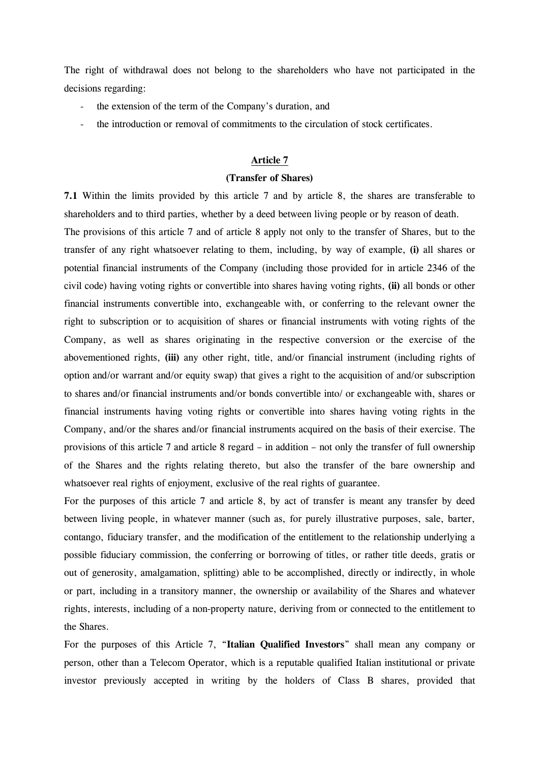The right of withdrawal does not belong to the shareholders who have not participated in the decisions regarding:

- the extension of the term of the Company's duration, and
- the introduction or removal of commitments to the circulation of stock certificates.

## Article 7

### (Transfer of Shares)

**7.1** Within the limits provided by this article 7 and by article 8, the shares are transferable to shareholders and to third parties, whether by a deed between living people or by reason of death.

The provisions of this article 7 and of article 8 apply not only to the transfer of Shares, but to the transfer of any right whatsoever relating to them, including, by way of example, **(i)** all shares or potential financial instruments of the Company (including those provided for in article 2346 of the civil code) having voting rights or convertible into shares having voting rights, **(ii)** all bonds or other financial instruments convertible into, exchangeable with, or conferring to the relevant owner the right to subscription or to acquisition of shares or financial instruments with voting rights of the Company, as well as shares originating in the respective conversion or the exercise of the abovementioned rights, **(iii)** any other right, title, and/or financial instrument (including rights of option and/or warrant and/or equity swap) that gives a right to the acquisition of and/or subscription to shares and/or financial instruments and/or bonds convertible into/ or exchangeable with, shares or financial instruments having voting rights or convertible into shares having voting rights in the Company, and/or the shares and/or financial instruments acquired on the basis of their exercise. The provisions of this article 7 and article 8 regard – in addition – not only the transfer of full ownership of the Shares and the rights relating thereto, but also the transfer of the bare ownership and whatsoever real rights of enjoyment, exclusive of the real rights of guarantee.

For the purposes of this article 7 and article 8, by act of transfer is meant any transfer by deed between living people, in whatever manner (such as, for purely illustrative purposes, sale, barter, contango, fiduciary transfer, and the modification of the entitlement to the relationship underlying a possible fiduciary commission, the conferring or borrowing of titles, or rather title deeds, gratis or out of generosity, amalgamation, splitting) able to be accomplished, directly or indirectly, in whole or part, including in a transitory manner, the ownership or availability of the Shares and whatever rights, interests, including of a non-property nature, deriving from or connected to the entitlement to the Shares.

For the purposes of this Article 7, "**Italian Qualified Investors**" shall mean any company or person, other than a Telecom Operator, which is a reputable qualified Italian institutional or private investor previously accepted in writing by the holders of Class B shares, provided that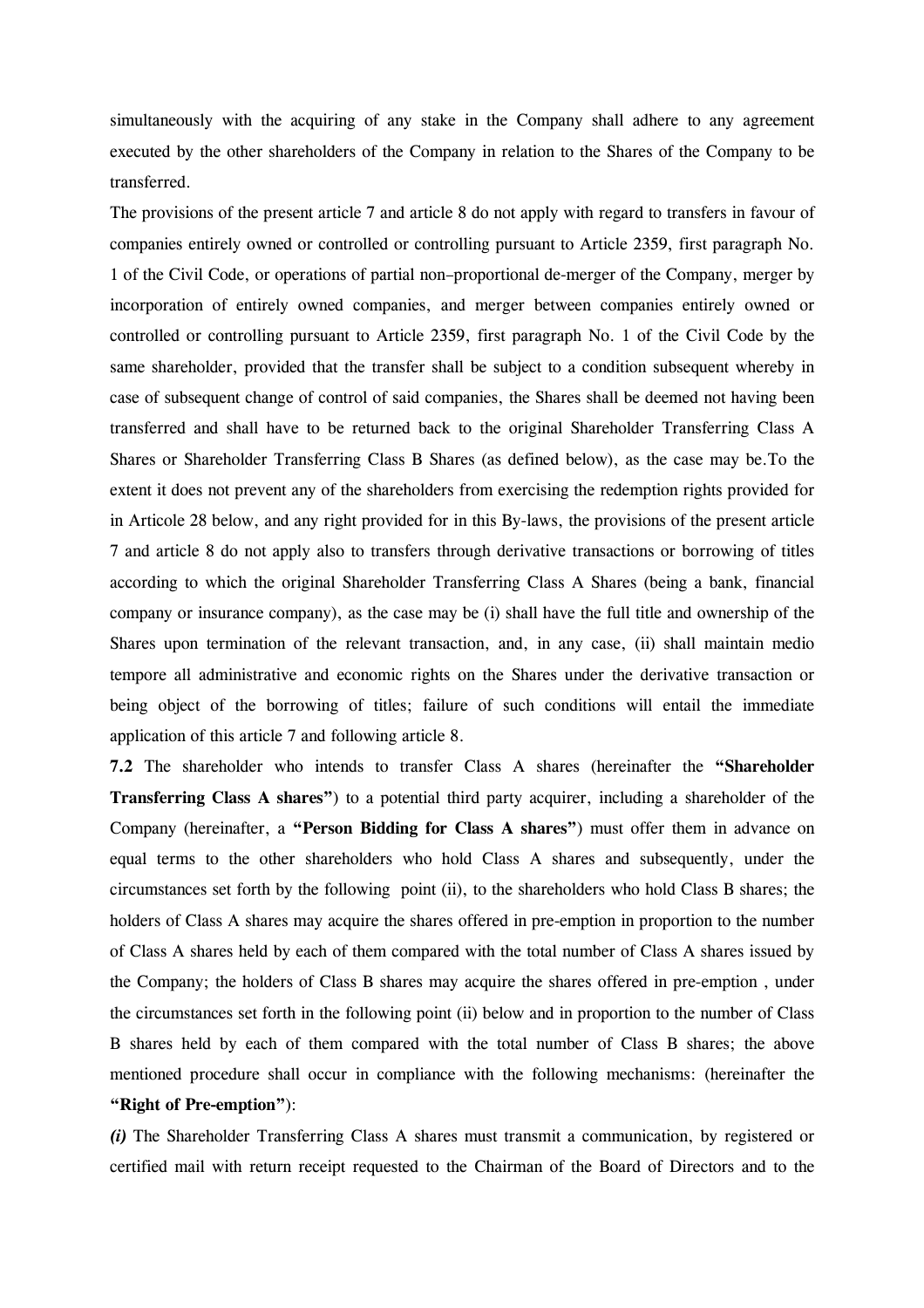simultaneously with the acquiring of any stake in the Company shall adhere to any agreement executed by the other shareholders of the Company in relation to the Shares of the Company to be transferred.

The provisions of the present article 7 and article 8 do not apply with regard to transfers in favour of companies entirely owned or controlled or controlling pursuant to Article 2359, first paragraph No. 1 of the Civil Code, or operations of partial non-proportional de-merger of the Company, merger by incorporation of entirely owned companies, and merger between companies entirely owned or controlled or controlling pursuant to Article 2359, first paragraph No. 1 of the Civil Code by the same shareholder, provided that the transfer shall be subject to a condition subsequent whereby in case of subsequent change of control of said companies, the Shares shall be deemed not having been transferred and shall have to be returned back to the original Shareholder Transferring Class A Shares or Shareholder Transferring Class B Shares (as defined below), as the case may be.To the extent it does not prevent any of the shareholders from exercising the redemption rights provided for in Articole 28 below, and any right provided for in this By-laws, the provisions of the present article 7 and article 8 do not apply also to transfers through derivative transactions or borrowing of titles according to which the original Shareholder Transferring Class A Shares (being a bank, financial company or insurance company), as the case may be (i) shall have the full title and ownership of the Shares upon termination of the relevant transaction, and, in any case, (ii) shall maintain medio tempore all administrative and economic rights on the Shares under the derivative transaction or being object of the borrowing of titles; failure of such conditions will entail the immediate application of this article 7 and following article 8.

**7.2** The shareholder who intends to transfer Class A shares (hereinafter the **"Shareholder Transferring Class A shares"**) to a potential third party acquirer, including a shareholder of the Company (hereinafter, a **"Person Bidding for Class A shares"**) must offer them in advance on equal terms to the other shareholders who hold Class A shares and subsequently, under the circumstances set forth by the following point (ii), to the shareholders who hold Class B shares; the holders of Class A shares may acquire the shares offered in pre-emption in proportion to the number of Class A shares held by each of them compared with the total number of Class A shares issued by the Company; the holders of Class B shares may acquire the shares offered in pre-emption , under the circumstances set forth in the following point (ii) below and in proportion to the number of Class B shares held by each of them compared with the total number of Class B shares; the above mentioned procedure shall occur in compliance with the following mechanisms: (hereinafter the **"Right of Pre-emption"**):

***(i)*** The Shareholder Transferring Class A shares must transmit a communication, by registered or certified mail with return receipt requested to the Chairman of the Board of Directors and to the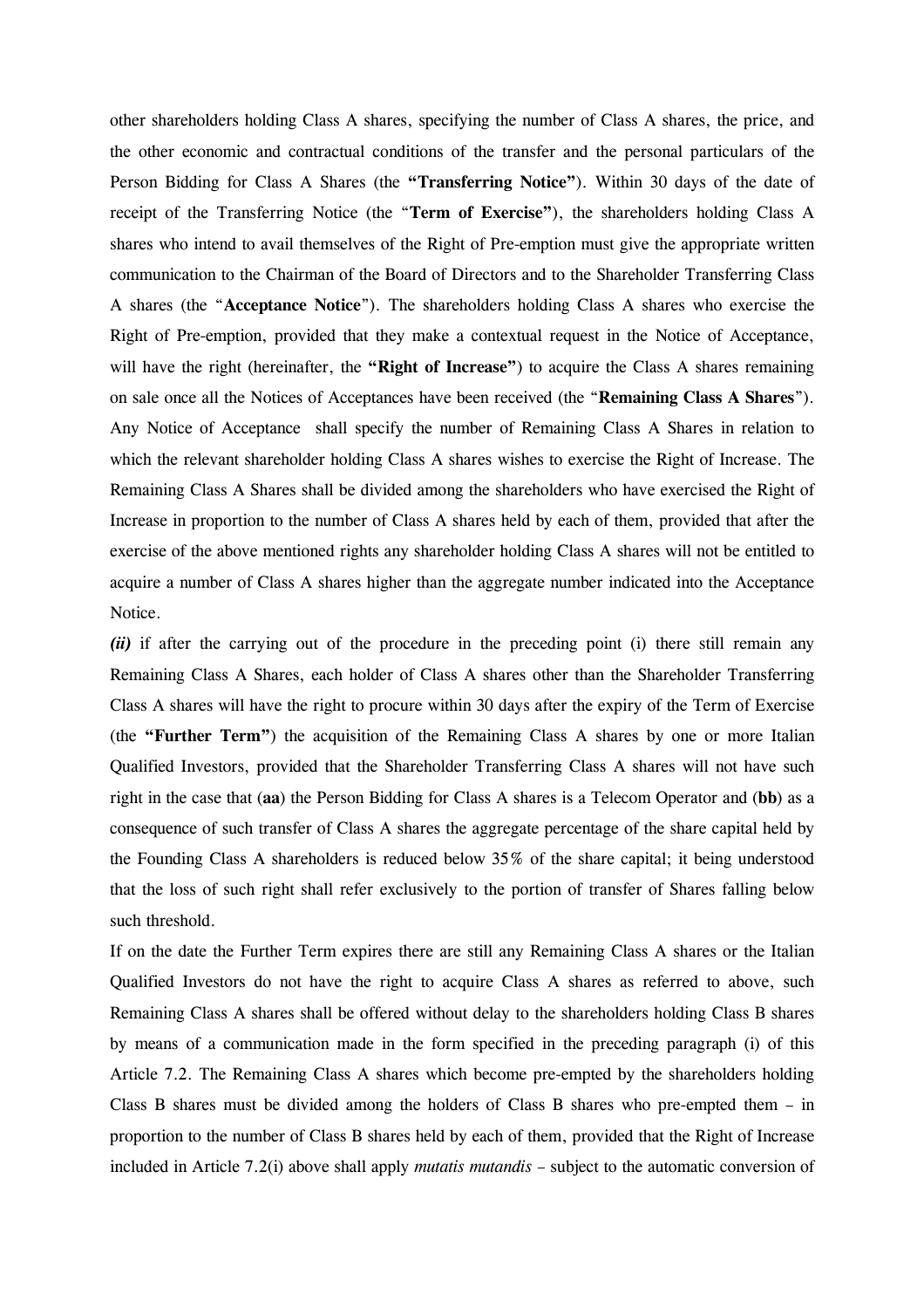other shareholders holding Class A shares, specifying the number of Class A shares, the price, and the other economic and contractual conditions of the transfer and the personal particulars of the Person Bidding for Class A Shares (the **"Transferring Notice"**). Within 30 days of the date of receipt of the Transferring Notice (the "**Term of Exercise"**), the shareholders holding Class A shares who intend to avail themselves of the Right of Pre-emption must give the appropriate written communication to the Chairman of the Board of Directors and to the Shareholder Transferring Class A shares (the "**Acceptance Notice**"). The shareholders holding Class A shares who exercise the Right of Pre-emption, provided that they make a contextual request in the Notice of Acceptance, will have the right (hereinafter, the **"Right of Increase"**) to acquire the Class A shares remaining on sale once all the Notices of Acceptances have been received (the "**Remaining Class A Shares**"). Any Notice of Acceptance shall specify the number of Remaining Class A Shares in relation to which the relevant shareholder holding Class A shares wishes to exercise the Right of Increase. The Remaining Class A Shares shall be divided among the shareholders who have exercised the Right of Increase in proportion to the number of Class A shares held by each of them, provided that after the exercise of the above mentioned rights any shareholder holding Class A shares will not be entitled to acquire a number of Class A shares higher than the aggregate number indicated into the Acceptance Notice.

***(ii)*** if after the carrying out of the procedure in the preceding point (i) there still remain any Remaining Class A Shares, each holder of Class A shares other than the Shareholder Transferring Class A shares will have the right to procure within 30 days after the expiry of the Term of Exercise (the **"Further Term"**) the acquisition of the Remaining Class A shares by one or more Italian Qualified Investors, provided that the Shareholder Transferring Class A shares will not have such right in the case that (**aa**) the Person Bidding for Class A shares is a Telecom Operator and (**bb**) as a consequence of such transfer of Class A shares the aggregate percentage of the share capital held by the Founding Class A shareholders is reduced below 35% of the share capital; it being understood that the loss of such right shall refer exclusively to the portion of transfer of Shares falling below such threshold.

If on the date the Further Term expires there are still any Remaining Class A shares or the Italian Qualified Investors do not have the right to acquire Class A shares as referred to above, such Remaining Class A shares shall be offered without delay to the shareholders holding Class B shares by means of a communication made in the form specified in the preceding paragraph (i) of this Article 7.2. The Remaining Class A shares which become pre-empted by the shareholders holding Class B shares must be divided among the holders of Class B shares who pre-empted them – in proportion to the number of Class B shares held by each of them, provided that the Right of Increase included in Article 7.2(i) above shall apply *mutatis mutandis* – subject to the automatic conversion of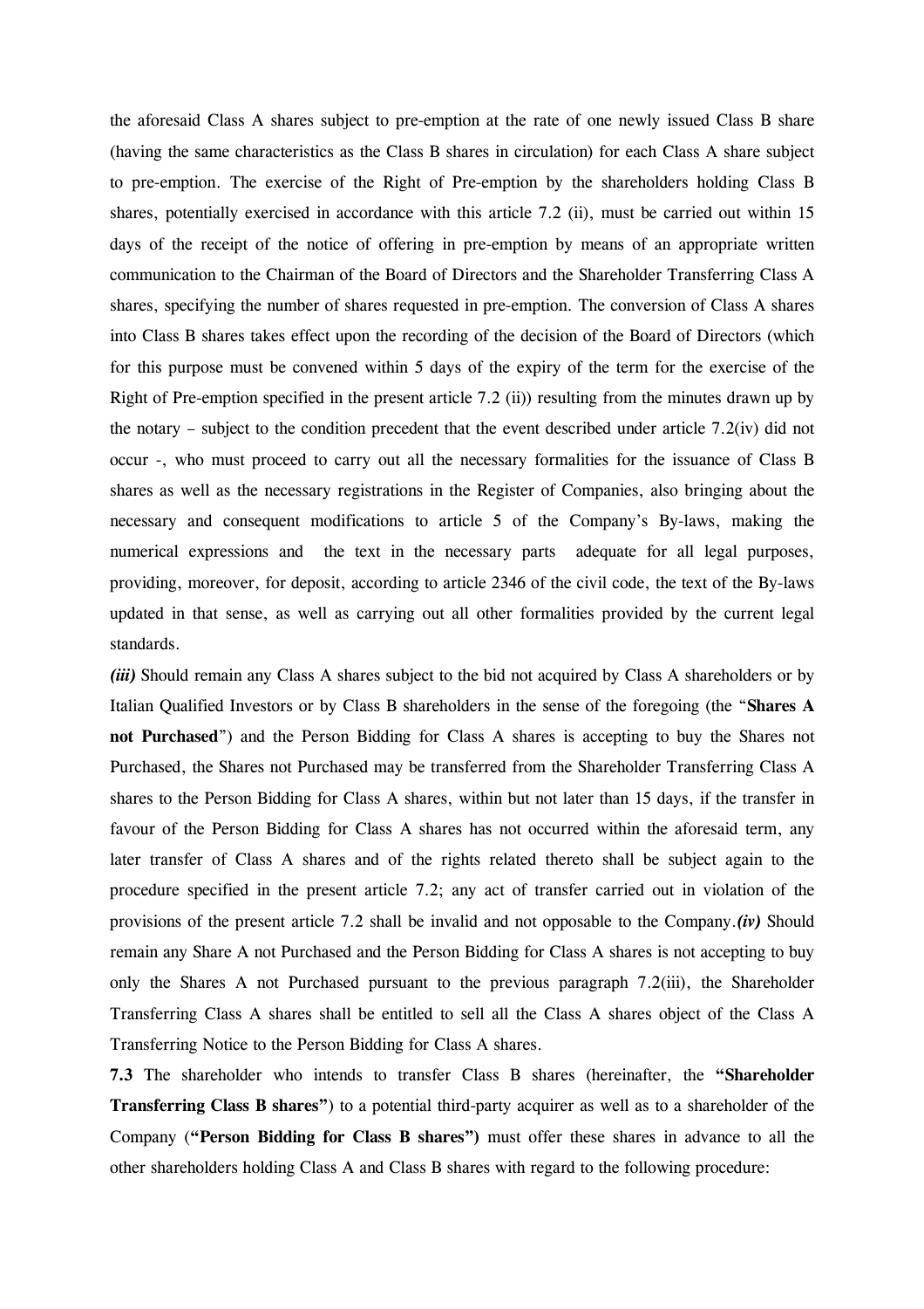the aforesaid Class A shares subject to pre-emption at the rate of one newly issued Class B share (having the same characteristics as the Class B shares in circulation) for each Class A share subject to pre-emption. The exercise of the Right of Pre-emption by the shareholders holding Class B shares, potentially exercised in accordance with this article 7.2 (ii), must be carried out within 15 days of the receipt of the notice of offering in pre-emption by means of an appropriate written communication to the Chairman of the Board of Directors and the Shareholder Transferring Class A shares, specifying the number of shares requested in pre-emption. The conversion of Class A shares into Class B shares takes effect upon the recording of the decision of the Board of Directors (which for this purpose must be convened within 5 days of the expiry of the term for the exercise of the Right of Pre-emption specified in the present article 7.2 (ii)) resulting from the minutes drawn up by the notary – subject to the condition precedent that the event described under article 7.2(iv) did not occur -, who must proceed to carry out all the necessary formalities for the issuance of Class B shares as well as the necessary registrations in the Register of Companies, also bringing about the necessary and consequent modifications to article 5 of the Company's By-laws, making the numerical expressions and the text in the necessary parts adequate for all legal purposes, providing, moreover, for deposit, according to article 2346 of the civil code, the text of the By-laws updated in that sense, as well as carrying out all other formalities provided by the current legal standards.

***(iii)*** Should remain any Class A shares subject to the bid not acquired by Class A shareholders or by Italian Qualified Investors or by Class B shareholders in the sense of the foregoing (the "**Shares A not Purchased**") and the Person Bidding for Class A shares is accepting to buy the Shares not Purchased, the Shares not Purchased may be transferred from the Shareholder Transferring Class A shares to the Person Bidding for Class A shares, within but not later than 15 days, if the transfer in favour of the Person Bidding for Class A shares has not occurred within the aforesaid term, any later transfer of Class A shares and of the rights related thereto shall be subject again to the procedure specified in the present article 7.2; any act of transfer carried out in violation of the provisions of the present article 7.2 shall be invalid and not opposable to the Company.***(iv)*** Should remain any Share A not Purchased and the Person Bidding for Class A shares is not accepting to buy only the Shares A not Purchased pursuant to the previous paragraph 7.2(iii), the Shareholder Transferring Class A shares shall be entitled to sell all the Class A shares object of the Class A Transferring Notice to the Person Bidding for Class A shares.

**7.3** The shareholder who intends to transfer Class B shares (hereinafter, the **"Shareholder Transferring Class B shares"**) to a potential third-party acquirer as well as to a shareholder of the Company (**"Person Bidding for Class B shares")** must offer these shares in advance to all the other shareholders holding Class A and Class B shares with regard to the following procedure: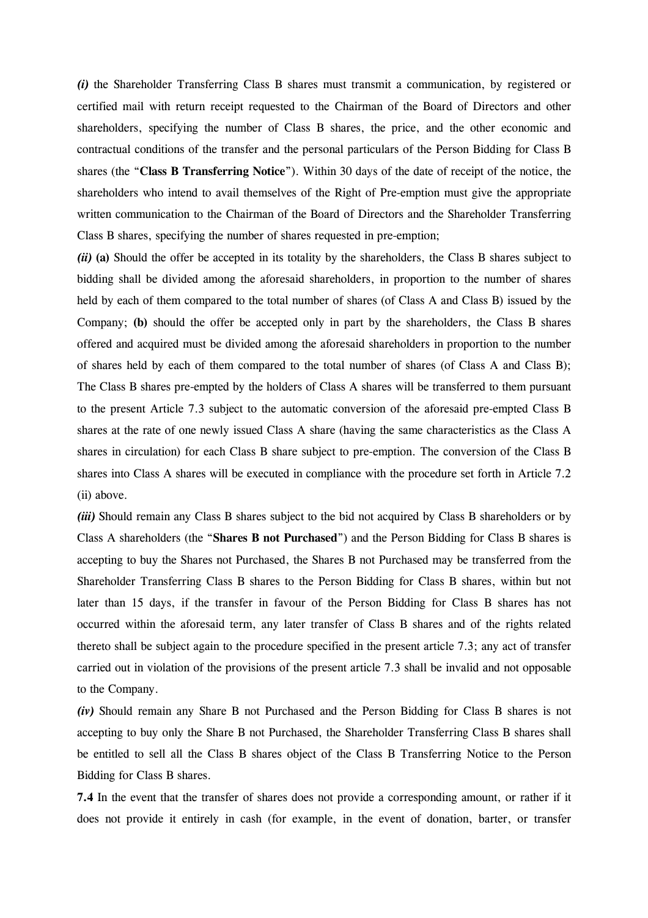***(i)*** the Shareholder Transferring Class B shares must transmit a communication, by registered or certified mail with return receipt requested to the Chairman of the Board of Directors and other shareholders, specifying the number of Class B shares, the price, and the other economic and contractual conditions of the transfer and the personal particulars of the Person Bidding for Class B shares (the "**Class B Transferring Notice**"). Within 30 days of the date of receipt of the notice, the shareholders who intend to avail themselves of the Right of Pre-emption must give the appropriate written communication to the Chairman of the Board of Directors and the Shareholder Transferring Class B shares, specifying the number of shares requested in pre-emption;

***(ii)*** **(a)** Should the offer be accepted in its totality by the shareholders, the Class B shares subject to bidding shall be divided among the aforesaid shareholders, in proportion to the number of shares held by each of them compared to the total number of shares (of Class A and Class B) issued by the Company; **(b)** should the offer be accepted only in part by the shareholders, the Class B shares offered and acquired must be divided among the aforesaid shareholders in proportion to the number of shares held by each of them compared to the total number of shares (of Class A and Class B); The Class B shares pre-empted by the holders of Class A shares will be transferred to them pursuant to the present Article 7.3 subject to the automatic conversion of the aforesaid pre-empted Class B shares at the rate of one newly issued Class A share (having the same characteristics as the Class A shares in circulation) for each Class B share subject to pre-emption. The conversion of the Class B shares into Class A shares will be executed in compliance with the procedure set forth in Article 7.2 (ii) above.

***(iii)*** Should remain any Class B shares subject to the bid not acquired by Class B shareholders or by Class A shareholders (the "**Shares B not Purchased**") and the Person Bidding for Class B shares is accepting to buy the Shares not Purchased, the Shares B not Purchased may be transferred from the Shareholder Transferring Class B shares to the Person Bidding for Class B shares, within but not later than 15 days, if the transfer in favour of the Person Bidding for Class B shares has not occurred within the aforesaid term, any later transfer of Class B shares and of the rights related thereto shall be subject again to the procedure specified in the present article 7.3; any act of transfer carried out in violation of the provisions of the present article 7.3 shall be invalid and not opposable to the Company.

***(iv)*** Should remain any Share B not Purchased and the Person Bidding for Class B shares is not accepting to buy only the Share B not Purchased, the Shareholder Transferring Class B shares shall be entitled to sell all the Class B shares object of the Class B Transferring Notice to the Person Bidding for Class B shares.

**7.4** In the event that the transfer of shares does not provide a corresponding amount, or rather if it does not provide it entirely in cash (for example, in the event of donation, barter, or transfer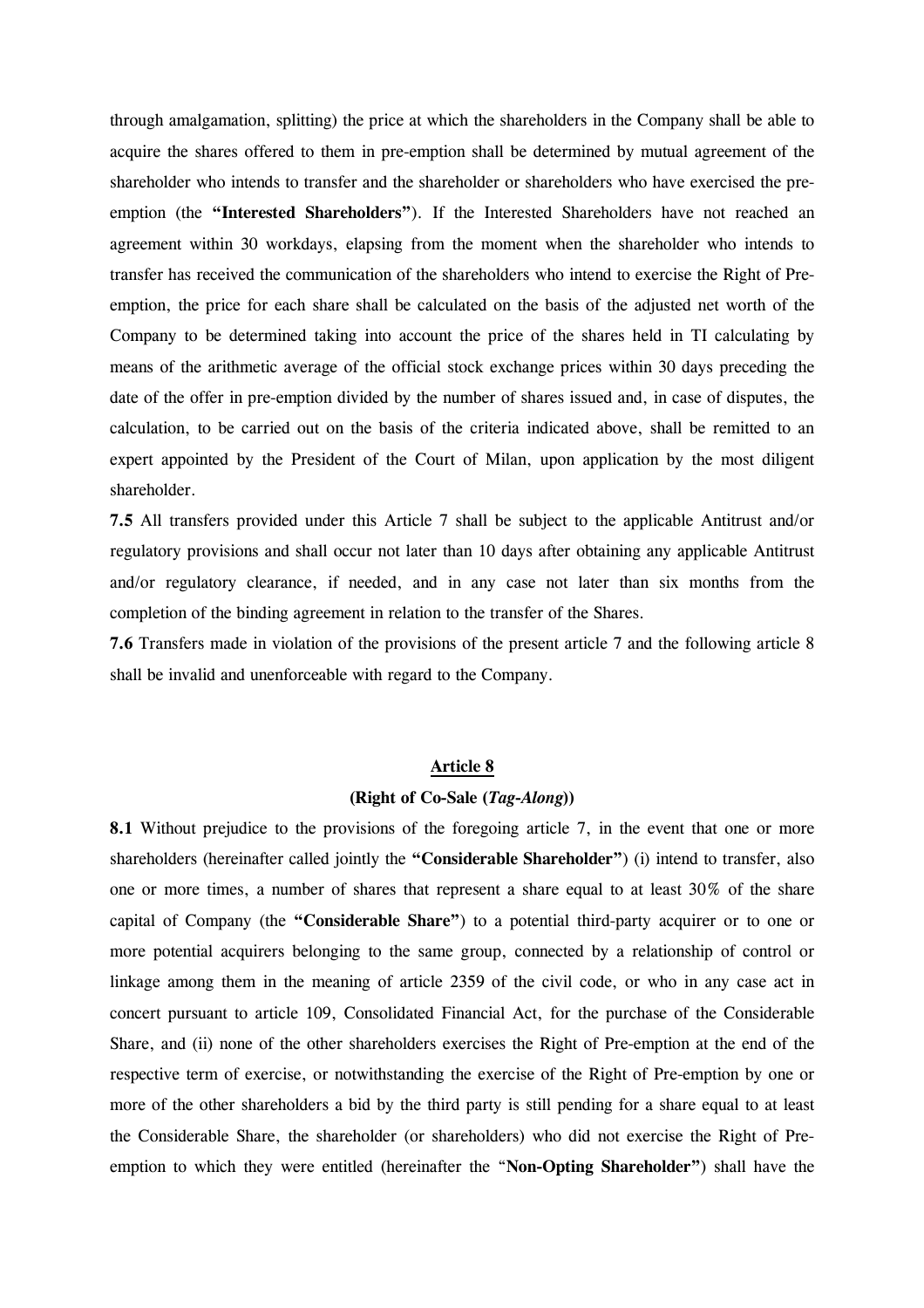through amalgamation, splitting) the price at which the shareholders in the Company shall be able to acquire the shares offered to them in pre-emption shall be determined by mutual agreement of the shareholder who intends to transfer and the shareholder or shareholders who have exercised the pre-emption (the **"Interested Shareholders"**). If the Interested Shareholders have not reached an agreement within 30 workdays, elapsing from the moment when the shareholder who intends to transfer has received the communication of the shareholders who intend to exercise the Right of Pre-emption, the price for each share shall be calculated on the basis of the adjusted net worth of the Company to be determined taking into account the price of the shares held in TI calculating by means of the arithmetic average of the official stock exchange prices within 30 days preceding the date of the offer in pre-emption divided by the number of shares issued and, in case of disputes, the calculation, to be carried out on the basis of the criteria indicated above, shall be remitted to an expert appointed by the President of the Court of Milan, upon application by the most diligent shareholder.

**7.5** All transfers provided under this Article 7 shall be subject to the applicable Antitrust and/or regulatory provisions and shall occur not later than 10 days after obtaining any applicable Antitrust and/or regulatory clearance, if needed, and in any case not later than six months from the completion of the binding agreement in relation to the transfer of the Shares.

**7.6** Transfers made in violation of the provisions of the present article 7 and the following article 8 shall be invalid and unenforceable with regard to the Company.

## Article 8

### (Right of Co-Sale (*Tag-Along*))

**8.1** Without prejudice to the provisions of the foregoing article 7, in the event that one or more shareholders (hereinafter called jointly the **"Considerable Shareholder"**) (i) intend to transfer, also one or more times, a number of shares that represent a share equal to at least 30% of the share capital of Company (the **"Considerable Share"**) to a potential third-party acquirer or to one or more potential acquirers belonging to the same group, connected by a relationship of control or linkage among them in the meaning of article 2359 of the civil code, or who in any case act in concert pursuant to article 109, Consolidated Financial Act, for the purchase of the Considerable Share, and (ii) none of the other shareholders exercises the Right of Pre-emption at the end of the respective term of exercise, or notwithstanding the exercise of the Right of Pre-emption by one or more of the other shareholders a bid by the third party is still pending for a share equal to at least the Considerable Share, the shareholder (or shareholders) who did not exercise the Right of Pre-emption to which they were entitled (hereinafter the "**Non-Opting Shareholder"**) shall have the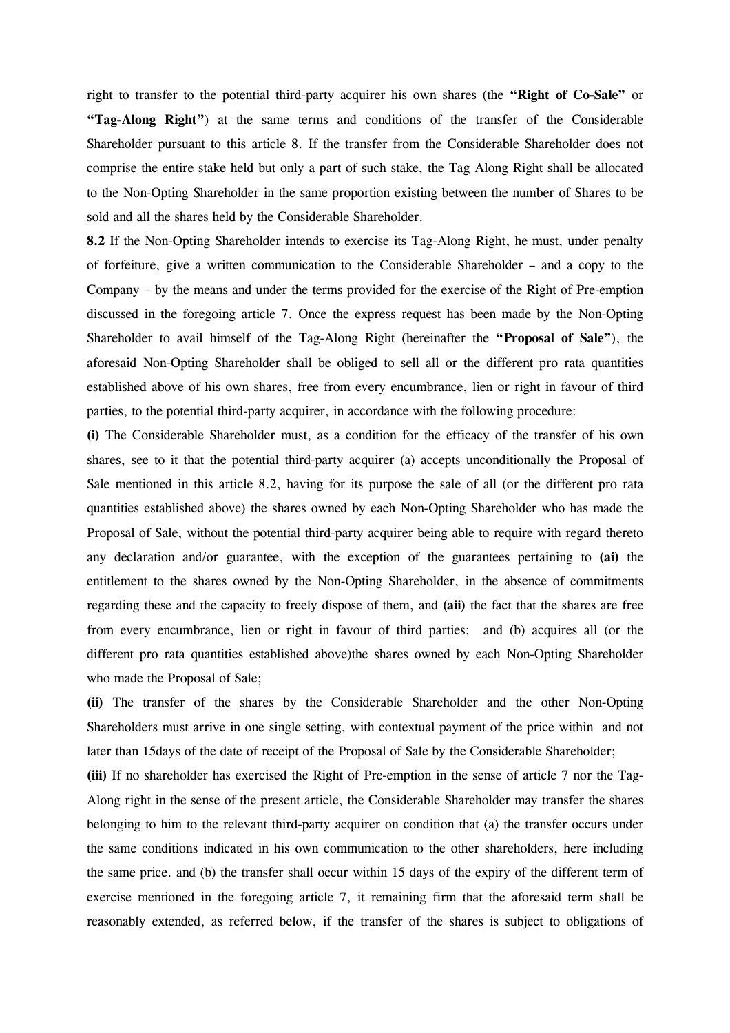right to transfer to the potential third-party acquirer his own shares (the **"Right of Co-Sale"** or **"Tag-Along Right"**) at the same terms and conditions of the transfer of the Considerable Shareholder pursuant to this article 8. If the transfer from the Considerable Shareholder does not comprise the entire stake held but only a part of such stake, the Tag Along Right shall be allocated to the Non-Opting Shareholder in the same proportion existing between the number of Shares to be sold and all the shares held by the Considerable Shareholder.

**8.2** If the Non-Opting Shareholder intends to exercise its Tag-Along Right, he must, under penalty of forfeiture, give a written communication to the Considerable Shareholder – and a copy to the Company – by the means and under the terms provided for the exercise of the Right of Pre-emption discussed in the foregoing article 7. Once the express request has been made by the Non-Opting Shareholder to avail himself of the Tag-Along Right (hereinafter the **"Proposal of Sale"**), the aforesaid Non-Opting Shareholder shall be obliged to sell all or the different pro rata quantities established above of his own shares, free from every encumbrance, lien or right in favour of third parties, to the potential third-party acquirer, in accordance with the following procedure:

**(i)** The Considerable Shareholder must, as a condition for the efficacy of the transfer of his own shares, see to it that the potential third-party acquirer (a) accepts unconditionally the Proposal of Sale mentioned in this article 8.2, having for its purpose the sale of all (or the different pro rata quantities established above) the shares owned by each Non-Opting Shareholder who has made the Proposal of Sale, without the potential third-party acquirer being able to require with regard thereto any declaration and/or guarantee, with the exception of the guarantees pertaining to **(ai)** the entitlement to the shares owned by the Non-Opting Shareholder, in the absence of commitments regarding these and the capacity to freely dispose of them, and **(aii)** the fact that the shares are free from every encumbrance, lien or right in favour of third parties; and (b) acquires all (or the different pro rata quantities established above)the shares owned by each Non-Opting Shareholder who made the Proposal of Sale;

**(ii)** The transfer of the shares by the Considerable Shareholder and the other Non-Opting Shareholders must arrive in one single setting, with contextual payment of the price within and not later than 15days of the date of receipt of the Proposal of Sale by the Considerable Shareholder;

**(iii)** If no shareholder has exercised the Right of Pre-emption in the sense of article 7 nor the Tag-Along right in the sense of the present article, the Considerable Shareholder may transfer the shares belonging to him to the relevant third-party acquirer on condition that (a) the transfer occurs under the same conditions indicated in his own communication to the other shareholders, here including the same price. and (b) the transfer shall occur within 15 days of the expiry of the different term of exercise mentioned in the foregoing article 7, it remaining firm that the aforesaid term shall be reasonably extended, as referred below, if the transfer of the shares is subject to obligations of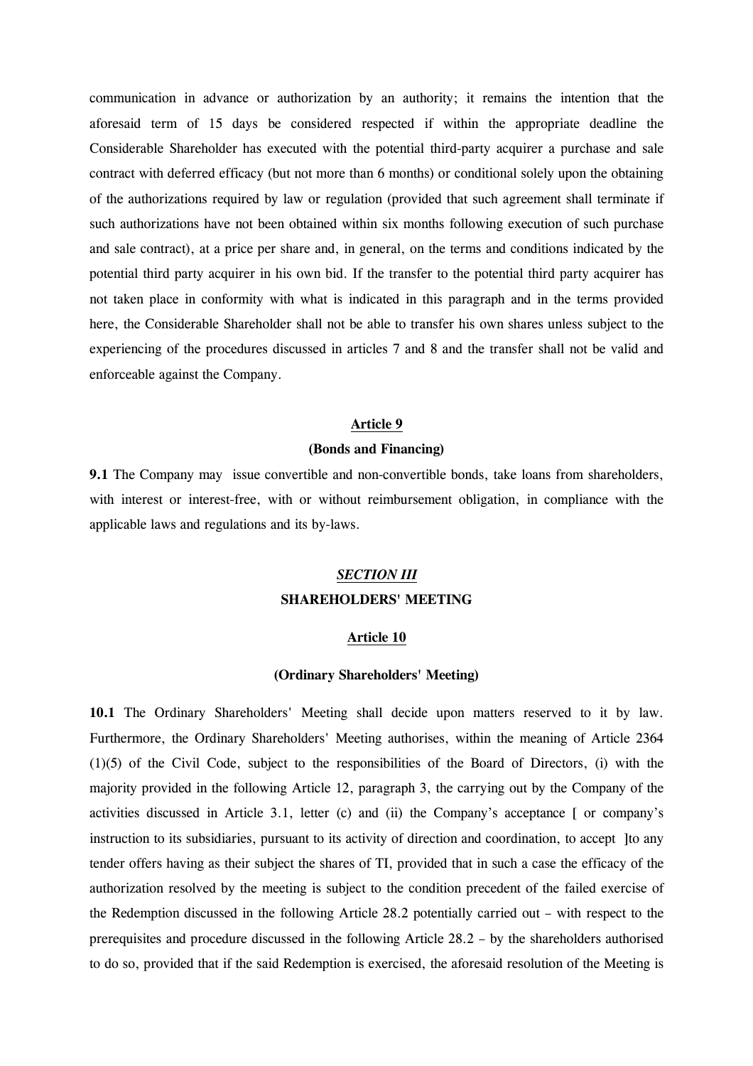communication in advance or authorization by an authority; it remains the intention that the aforesaid term of 15 days be considered respected if within the appropriate deadline the Considerable Shareholder has executed with the potential third-party acquirer a purchase and sale contract with deferred efficacy (but not more than 6 months) or conditional solely upon the obtaining of the authorizations required by law or regulation (provided that such agreement shall terminate if such authorizations have not been obtained within six months following execution of such purchase and sale contract), at a price per share and, in general, on the terms and conditions indicated by the potential third party acquirer in his own bid. If the transfer to the potential third party acquirer has not taken place in conformity with what is indicated in this paragraph and in the terms provided here, the Considerable Shareholder shall not be able to transfer his own shares unless subject to the experiencing of the procedures discussed in articles 7 and 8 and the transfer shall not be valid and enforceable against the Company.

### Article 9

**(Bonds and Financing)**

**9.1** The Company may issue convertible and non-convertible bonds, take loans from shareholders, with interest or interest-free, with or without reimbursement obligation, in compliance with the applicable laws and regulations and its by-laws.

## *SECTION III*

## SHAREHOLDERS' MEETING

### Article 10

**(Ordinary Shareholders' Meeting)**

**10.1** The Ordinary Shareholders' Meeting shall decide upon matters reserved to it by law. Furthermore, the Ordinary Shareholders' Meeting authorises, within the meaning of Article 2364 (1)(5) of the Civil Code, subject to the responsibilities of the Board of Directors, (i) with the majority provided in the following Article 12, paragraph 3, the carrying out by the Company of the activities discussed in Article 3.1, letter (c) and (ii) the Company's acceptance [ or company's instruction to its subsidiaries, pursuant to its activity of direction and coordination, to accept ]to any tender offers having as their subject the shares of TI, provided that in such a case the efficacy of the authorization resolved by the meeting is subject to the condition precedent of the failed exercise of the Redemption discussed in the following Article 28.2 potentially carried out – with respect to the prerequisites and procedure discussed in the following Article 28.2 – by the shareholders authorised to do so, provided that if the said Redemption is exercised, the aforesaid resolution of the Meeting is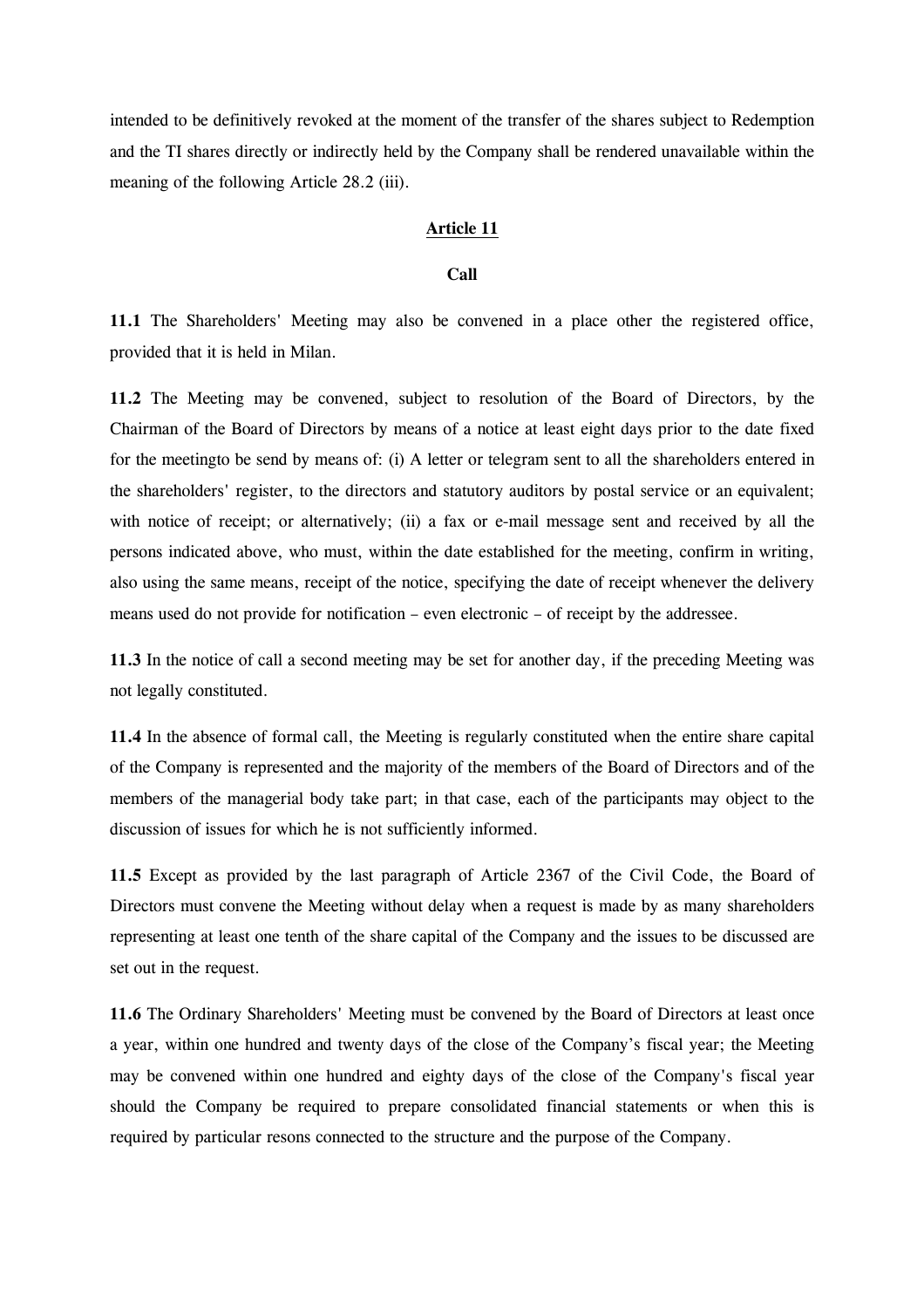intended to be definitively revoked at the moment of the transfer of the shares subject to Redemption and the TI shares directly or indirectly held by the Company shall be rendered unavailable within the meaning of the following Article 28.2 (iii).

## Article 11

### Call

**11.1** The Shareholders' Meeting may also be convened in a place other the registered office, provided that it is held in Milan.

**11.2** The Meeting may be convened, subject to resolution of the Board of Directors, by the Chairman of the Board of Directors by means of a notice at least eight days prior to the date fixed for the meetingto be send by means of: (i) A letter or telegram sent to all the shareholders entered in the shareholders' register, to the directors and statutory auditors by postal service or an equivalent; with notice of receipt; or alternatively; (ii) a fax or e-mail message sent and received by all the persons indicated above, who must, within the date established for the meeting, confirm in writing, also using the same means, receipt of the notice, specifying the date of receipt whenever the delivery means used do not provide for notification – even electronic – of receipt by the addressee.

**11.3** In the notice of call a second meeting may be set for another day, if the preceding Meeting was not legally constituted.

**11.4** In the absence of formal call, the Meeting is regularly constituted when the entire share capital of the Company is represented and the majority of the members of the Board of Directors and of the members of the managerial body take part; in that case, each of the participants may object to the discussion of issues for which he is not sufficiently informed.

**11.5** Except as provided by the last paragraph of Article 2367 of the Civil Code, the Board of Directors must convene the Meeting without delay when a request is made by as many shareholders representing at least one tenth of the share capital of the Company and the issues to be discussed are set out in the request.

**11.6** The Ordinary Shareholders' Meeting must be convened by the Board of Directors at least once a year, within one hundred and twenty days of the close of the Company's fiscal year; the Meeting may be convened within one hundred and eighty days of the close of the Company's fiscal year should the Company be required to prepare consolidated financial statements or when this is required by particular resons connected to the structure and the purpose of the Company.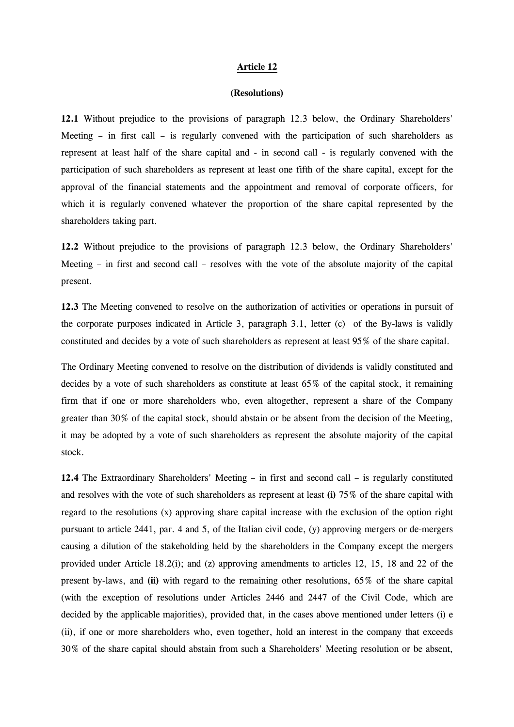**Article 12**

**(Resolutions)**

**12.1** Without prejudice to the provisions of paragraph 12.3 below, the Ordinary Shareholders' Meeting – in first call – is regularly convened with the participation of such shareholders as represent at least half of the share capital and - in second call - is regularly convened with the participation of such shareholders as represent at least one fifth of the share capital, except for the approval of the financial statements and the appointment and removal of corporate officers, for which it is regularly convened whatever the proportion of the share capital represented by the shareholders taking part.

**12.2** Without prejudice to the provisions of paragraph 12.3 below, the Ordinary Shareholders' Meeting – in first and second call – resolves with the vote of the absolute majority of the capital present.

**12.3** The Meeting convened to resolve on the authorization of activities or operations in pursuit of the corporate purposes indicated in Article 3, paragraph 3.1, letter (c) of the By-laws is validly constituted and decides by a vote of such shareholders as represent at least 95% of the share capital.

The Ordinary Meeting convened to resolve on the distribution of dividends is validly constituted and decides by a vote of such shareholders as constitute at least 65% of the capital stock, it remaining firm that if one or more shareholders who, even altogether, represent a share of the Company greater than 30% of the capital stock, should abstain or be absent from the decision of the Meeting, it may be adopted by a vote of such shareholders as represent the absolute majority of the capital stock.

**12.4** The Extraordinary Shareholders' Meeting – in first and second call – is regularly constituted and resolves with the vote of such shareholders as represent at least **(i)** 75% of the share capital with regard to the resolutions (x) approving share capital increase with the exclusion of the option right pursuant to article 2441, par. 4 and 5, of the Italian civil code, (y) approving mergers or de-mergers causing a dilution of the stakeholding held by the shareholders in the Company except the mergers provided under Article 18.2(i); and (z) approving amendments to articles 12, 15, 18 and 22 of the present by-laws, and **(ii)** with regard to the remaining other resolutions, 65% of the share capital (with the exception of resolutions under Articles 2446 and 2447 of the Civil Code, which are decided by the applicable majorities), provided that, in the cases above mentioned under letters (i) e (ii), if one or more shareholders who, even together, hold an interest in the company that exceeds 30% of the share capital should abstain from such a Shareholders' Meeting resolution or be absent,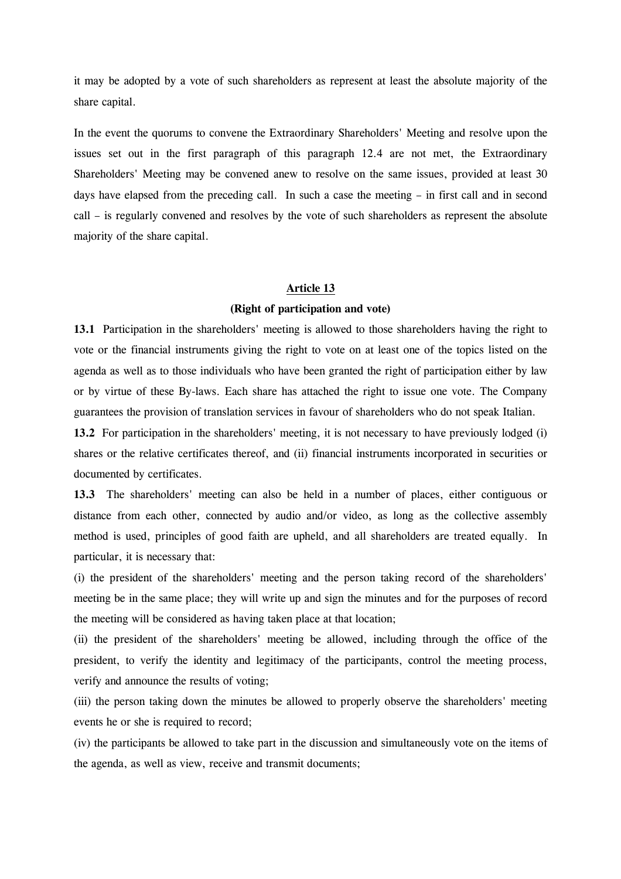it may be adopted by a vote of such shareholders as represent at least the absolute majority of the share capital.

In the event the quorums to convene the Extraordinary Shareholders' Meeting and resolve upon the issues set out in the first paragraph of this paragraph 12.4 are not met, the Extraordinary Shareholders' Meeting may be convened anew to resolve on the same issues, provided at least 30 days have elapsed from the preceding call. In such a case the meeting – in first call and in second call – is regularly convened and resolves by the vote of such shareholders as represent the absolute majority of the share capital.

## Article 13

### (Right of participation and vote)

**13.1** Participation in the shareholders' meeting is allowed to those shareholders having the right to vote or the financial instruments giving the right to vote on at least one of the topics listed on the agenda as well as to those individuals who have been granted the right of participation either by law or by virtue of these By-laws. Each share has attached the right to issue one vote. The Company guarantees the provision of translation services in favour of shareholders who do not speak Italian.

**13.2** For participation in the shareholders' meeting, it is not necessary to have previously lodged (i) shares or the relative certificates thereof, and (ii) financial instruments incorporated in securities or documented by certificates.

**13.3** The shareholders' meeting can also be held in a number of places, either contiguous or distance from each other, connected by audio and/or video, as long as the collective assembly method is used, principles of good faith are upheld, and all shareholders are treated equally. In particular, it is necessary that:

(i) the president of the shareholders' meeting and the person taking record of the shareholders' meeting be in the same place; they will write up and sign the minutes and for the purposes of record the meeting will be considered as having taken place at that location;

(ii) the president of the shareholders' meeting be allowed, including through the office of the president, to verify the identity and legitimacy of the participants, control the meeting process, verify and announce the results of voting;

(iii) the person taking down the minutes be allowed to properly observe the shareholders' meeting events he or she is required to record;

(iv) the participants be allowed to take part in the discussion and simultaneously vote on the items of the agenda, as well as view, receive and transmit documents;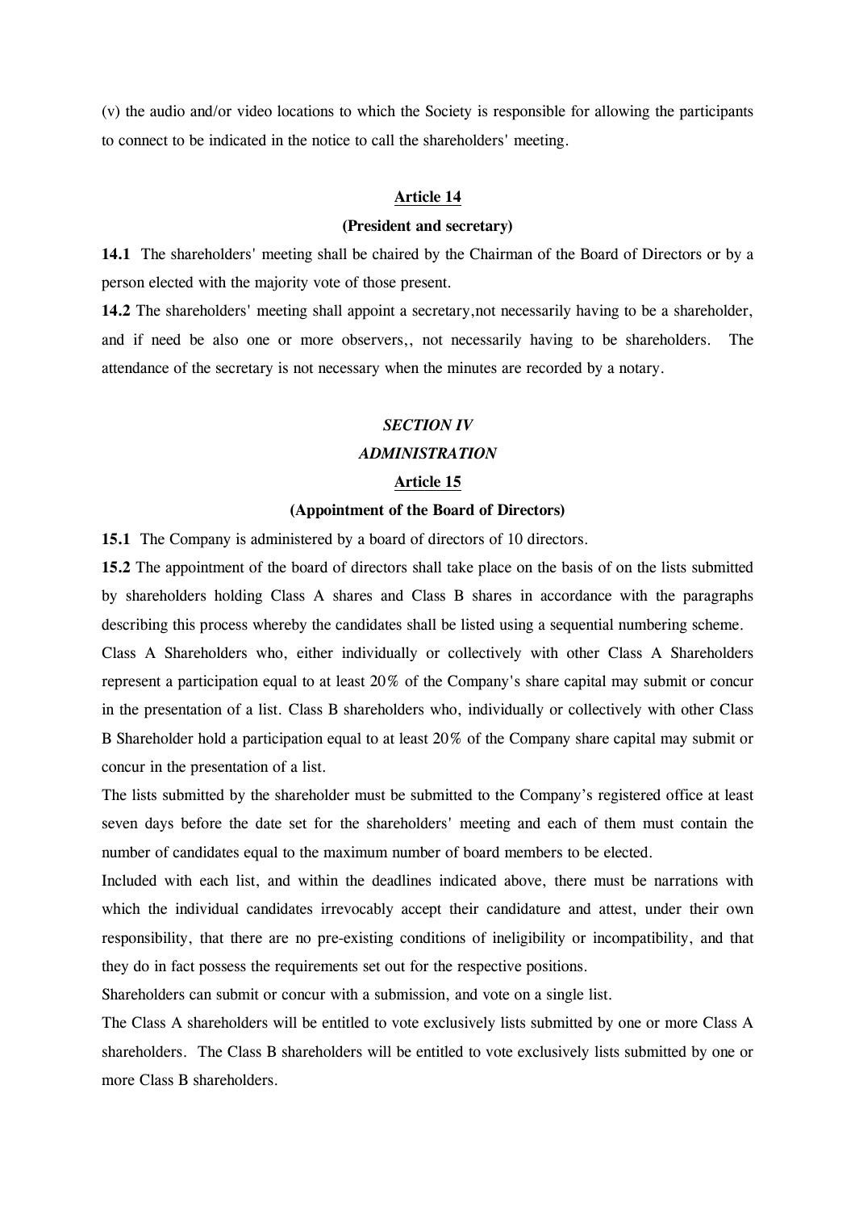(v) the audio and/or video locations to which the Society is responsible for allowing the participants to connect to be indicated in the notice to call the shareholders' meeting.

**Article 14**

**(President and secretary)**

**14.1** The shareholders' meeting shall be chaired by the Chairman of the Board of Directors or by a person elected with the majority vote of those present.

**14.2** The shareholders' meeting shall appoint a secretary,not necessarily having to be a shareholder, and if need be also one or more observers,, not necessarily having to be shareholders. The attendance of the secretary is not necessary when the minutes are recorded by a notary.

***SECTION IV***

***ADMINISTRATION***

**Article 15**

**(Appointment of the Board of Directors)**

**15.1** The Company is administered by a board of directors of 10 directors.

**15.2** The appointment of the board of directors shall take place on the basis of on the lists submitted by shareholders holding Class A shares and Class B shares in accordance with the paragraphs describing this process whereby the candidates shall be listed using a sequential numbering scheme.

Class A Shareholders who, either individually or collectively with other Class A Shareholders represent a participation equal to at least 20% of the Company's share capital may submit or concur in the presentation of a list. Class B shareholders who, individually or collectively with other Class B Shareholder hold a participation equal to at least 20% of the Company share capital may submit or concur in the presentation of a list.

The lists submitted by the shareholder must be submitted to the Company's registered office at least seven days before the date set for the shareholders' meeting and each of them must contain the number of candidates equal to the maximum number of board members to be elected.

Included with each list, and within the deadlines indicated above, there must be narrations with which the individual candidates irrevocably accept their candidature and attest, under their own responsibility, that there are no pre-existing conditions of ineligibility or incompatibility, and that they do in fact possess the requirements set out for the respective positions.

Shareholders can submit or concur with a submission, and vote on a single list.

The Class A shareholders will be entitled to vote exclusively lists submitted by one or more Class A shareholders. The Class B shareholders will be entitled to vote exclusively lists submitted by one or more Class B shareholders.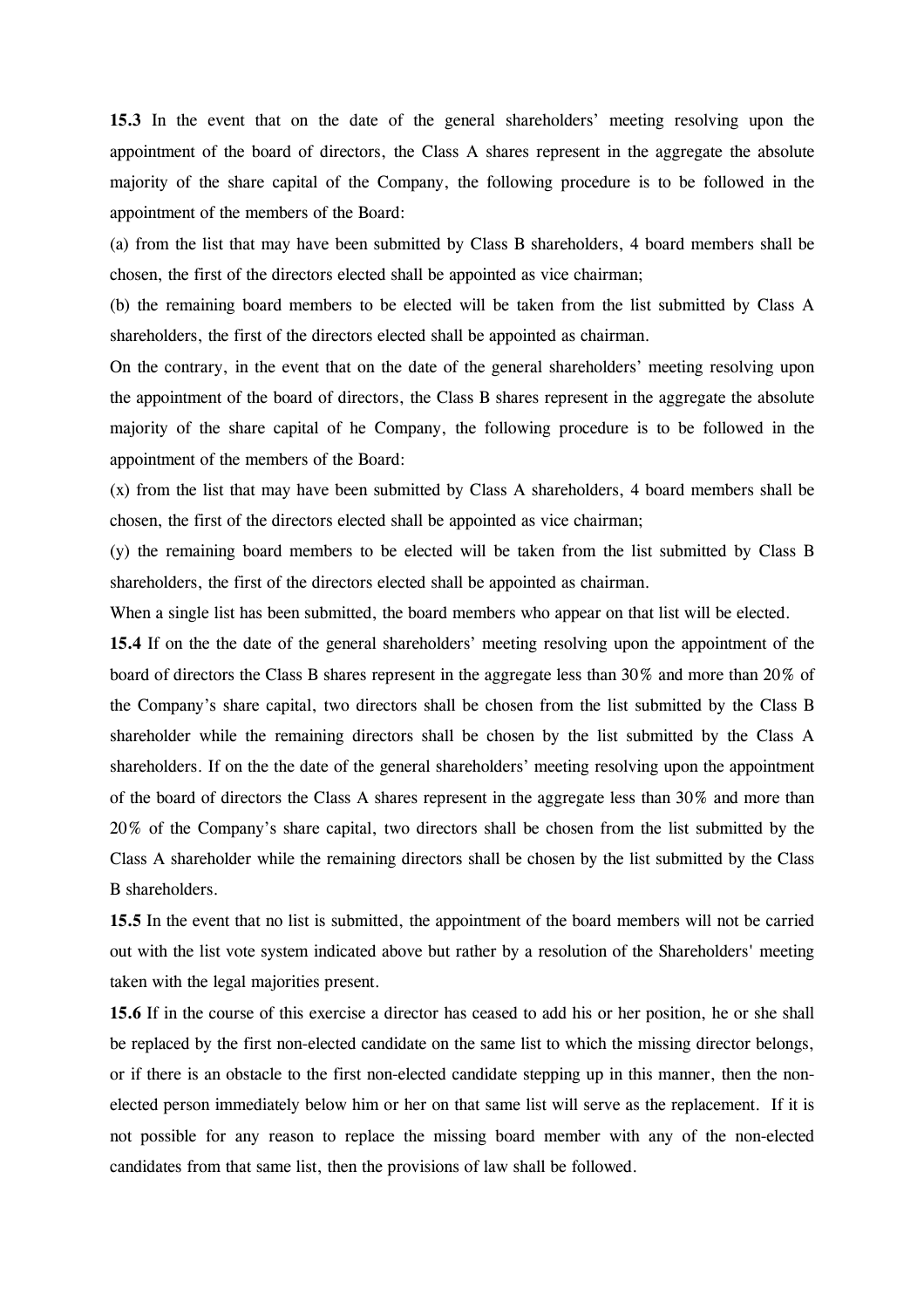**15.3** In the event that on the date of the general shareholders' meeting resolving upon the appointment of the board of directors, the Class A shares represent in the aggregate the absolute majority of the share capital of the Company, the following procedure is to be followed in the appointment of the members of the Board:

(a) from the list that may have been submitted by Class B shareholders, 4 board members shall be chosen, the first of the directors elected shall be appointed as vice chairman;

(b) the remaining board members to be elected will be taken from the list submitted by Class A shareholders, the first of the directors elected shall be appointed as chairman.

On the contrary, in the event that on the date of the general shareholders' meeting resolving upon the appointment of the board of directors, the Class B shares represent in the aggregate the absolute majority of the share capital of he Company, the following procedure is to be followed in the appointment of the members of the Board:

(x) from the list that may have been submitted by Class A shareholders, 4 board members shall be chosen, the first of the directors elected shall be appointed as vice chairman;

(y) the remaining board members to be elected will be taken from the list submitted by Class B shareholders, the first of the directors elected shall be appointed as chairman.

When a single list has been submitted, the board members who appear on that list will be elected.

**15.4** If on the the date of the general shareholders' meeting resolving upon the appointment of the board of directors the Class B shares represent in the aggregate less than 30% and more than 20% of the Company's share capital, two directors shall be chosen from the list submitted by the Class B shareholder while the remaining directors shall be chosen by the list submitted by the Class A shareholders. If on the the date of the general shareholders' meeting resolving upon the appointment of the board of directors the Class A shares represent in the aggregate less than 30% and more than 20% of the Company's share capital, two directors shall be chosen from the list submitted by the Class A shareholder while the remaining directors shall be chosen by the list submitted by the Class B shareholders.

**15.5** In the event that no list is submitted, the appointment of the board members will not be carried out with the list vote system indicated above but rather by a resolution of the Shareholders' meeting taken with the legal majorities present.

**15.6** If in the course of this exercise a director has ceased to add his or her position, he or she shall be replaced by the first non-elected candidate on the same list to which the missing director belongs, or if there is an obstacle to the first non-elected candidate stepping up in this manner, then the non-elected person immediately below him or her on that same list will serve as the replacement. If it is not possible for any reason to replace the missing board member with any of the non-elected candidates from that same list, then the provisions of law shall be followed.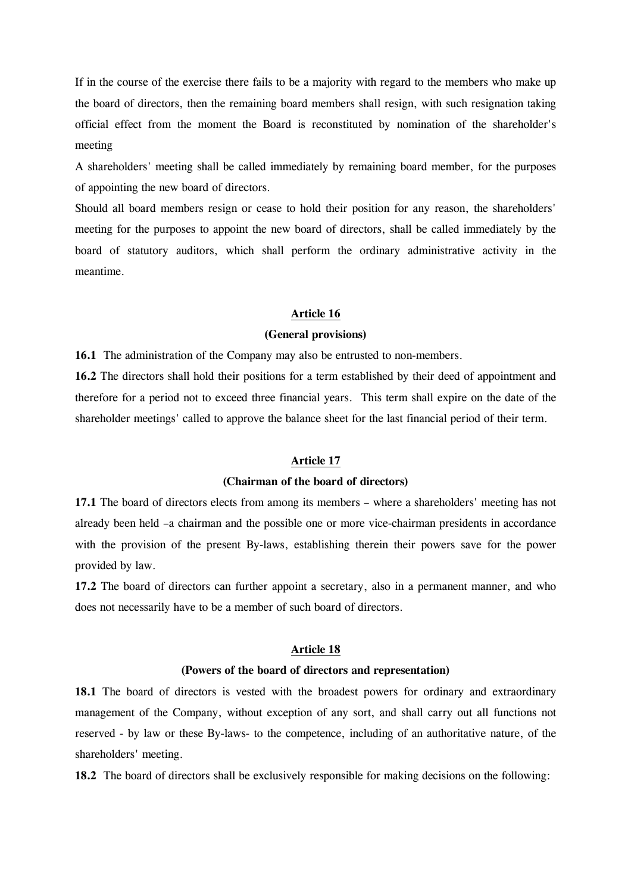If in the course of the exercise there fails to be a majority with regard to the members who make up the board of directors, then the remaining board members shall resign, with such resignation taking official effect from the moment the Board is reconstituted by nomination of the shareholder's meeting

A shareholders' meeting shall be called immediately by remaining board member, for the purposes of appointing the new board of directors.

Should all board members resign or cease to hold their position for any reason, the shareholders' meeting for the purposes to appoint the new board of directors, shall be called immediately by the board of statutory auditors, which shall perform the ordinary administrative activity in the meantime.

## Article 16

### (General provisions)

**16.1** The administration of the Company may also be entrusted to non-members.

**16.2** The directors shall hold their positions for a term established by their deed of appointment and therefore for a period not to exceed three financial years. This term shall expire on the date of the shareholder meetings' called to approve the balance sheet for the last financial period of their term.

## Article 17

### (Chairman of the board of directors)

**17.1** The board of directors elects from among its members – where a shareholders' meeting has not already been held –a chairman and the possible one or more vice-chairman presidents in accordance with the provision of the present By-laws, establishing therein their powers save for the power provided by law.

**17.2** The board of directors can further appoint a secretary, also in a permanent manner, and who does not necessarily have to be a member of such board of directors.

## Article 18

### (Powers of the board of directors and representation)

**18.1** The board of directors is vested with the broadest powers for ordinary and extraordinary management of the Company, without exception of any sort, and shall carry out all functions not reserved - by law or these By-laws- to the competence, including of an authoritative nature, of the shareholders' meeting.

**18.2** The board of directors shall be exclusively responsible for making decisions on the following: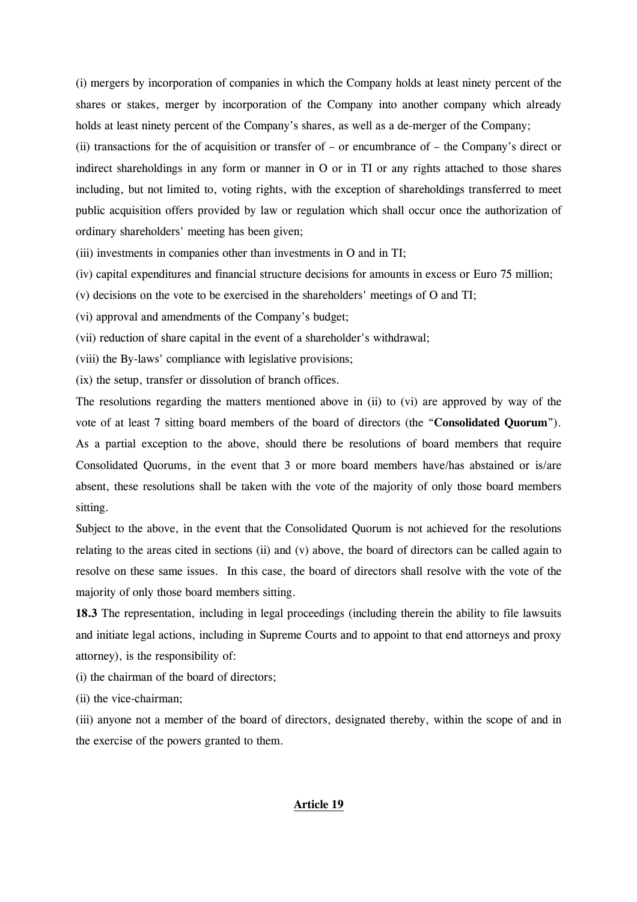(i) mergers by incorporation of companies in which the Company holds at least ninety percent of the shares or stakes, merger by incorporation of the Company into another company which already holds at least ninety percent of the Company's shares, as well as a de-merger of the Company;

(ii) transactions for the of acquisition or transfer of – or encumbrance of – the Company's direct or indirect shareholdings in any form or manner in O or in TI or any rights attached to those shares including, but not limited to, voting rights, with the exception of shareholdings transferred to meet public acquisition offers provided by law or regulation which shall occur once the authorization of ordinary shareholders' meeting has been given;

(iii) investments in companies other than investments in O and in TI;

(iv) capital expenditures and financial structure decisions for amounts in excess or Euro 75 million;

(v) decisions on the vote to be exercised in the shareholders' meetings of O and TI;

(vi) approval and amendments of the Company's budget;

(vii) reduction of share capital in the event of a shareholder's withdrawal;

(viii) the By-laws' compliance with legislative provisions;

(ix) the setup, transfer or dissolution of branch offices.

The resolutions regarding the matters mentioned above in (ii) to (vi) are approved by way of the vote of at least 7 sitting board members of the board of directors (the "**Consolidated Quorum**"). As a partial exception to the above, should there be resolutions of board members that require Consolidated Quorums, in the event that 3 or more board members have/has abstained or is/are absent, these resolutions shall be taken with the vote of the majority of only those board members sitting.

Subject to the above, in the event that the Consolidated Quorum is not achieved for the resolutions relating to the areas cited in sections (ii) and (v) above, the board of directors can be called again to resolve on these same issues. In this case, the board of directors shall resolve with the vote of the majority of only those board members sitting.

**18.3** The representation, including in legal proceedings (including therein the ability to file lawsuits and initiate legal actions, including in Supreme Courts and to appoint to that end attorneys and proxy attorney), is the responsibility of:

(i) the chairman of the board of directors;

(ii) the vice-chairman;

(iii) anyone not a member of the board of directors, designated thereby, within the scope of and in the exercise of the powers granted to them.

## Article 19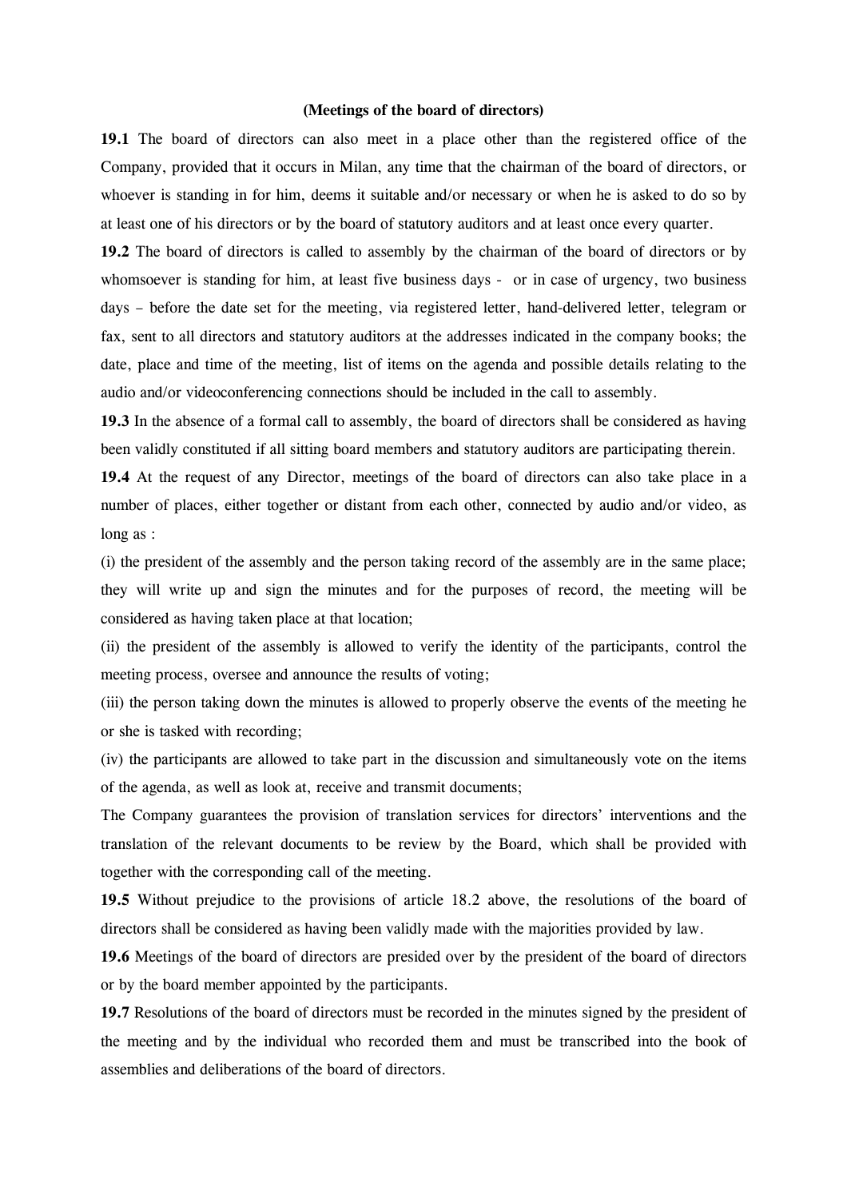**(Meetings of the board of directors)**

**19.1** The board of directors can also meet in a place other than the registered office of the Company, provided that it occurs in Milan, any time that the chairman of the board of directors, or whoever is standing in for him, deems it suitable and/or necessary or when he is asked to do so by at least one of his directors or by the board of statutory auditors and at least once every quarter.

**19.2** The board of directors is called to assembly by the chairman of the board of directors or by whomsoever is standing for him, at least five business days - or in case of urgency, two business days – before the date set for the meeting, via registered letter, hand-delivered letter, telegram or fax, sent to all directors and statutory auditors at the addresses indicated in the company books; the date, place and time of the meeting, list of items on the agenda and possible details relating to the audio and/or videoconferencing connections should be included in the call to assembly.

**19.3** In the absence of a formal call to assembly, the board of directors shall be considered as having been validly constituted if all sitting board members and statutory auditors are participating therein.

**19.4** At the request of any Director, meetings of the board of directors can also take place in a number of places, either together or distant from each other, connected by audio and/or video, as long as :

(i) the president of the assembly and the person taking record of the assembly are in the same place; they will write up and sign the minutes and for the purposes of record, the meeting will be considered as having taken place at that location;

(ii) the president of the assembly is allowed to verify the identity of the participants, control the meeting process, oversee and announce the results of voting;

(iii) the person taking down the minutes is allowed to properly observe the events of the meeting he or she is tasked with recording;

(iv) the participants are allowed to take part in the discussion and simultaneously vote on the items of the agenda, as well as look at, receive and transmit documents;

The Company guarantees the provision of translation services for directors' interventions and the translation of the relevant documents to be review by the Board, which shall be provided with together with the corresponding call of the meeting.

**19.5** Without prejudice to the provisions of article 18.2 above, the resolutions of the board of directors shall be considered as having been validly made with the majorities provided by law.

**19.6** Meetings of the board of directors are presided over by the president of the board of directors or by the board member appointed by the participants.

**19.7** Resolutions of the board of directors must be recorded in the minutes signed by the president of the meeting and by the individual who recorded them and must be transcribed into the book of assemblies and deliberations of the board of directors.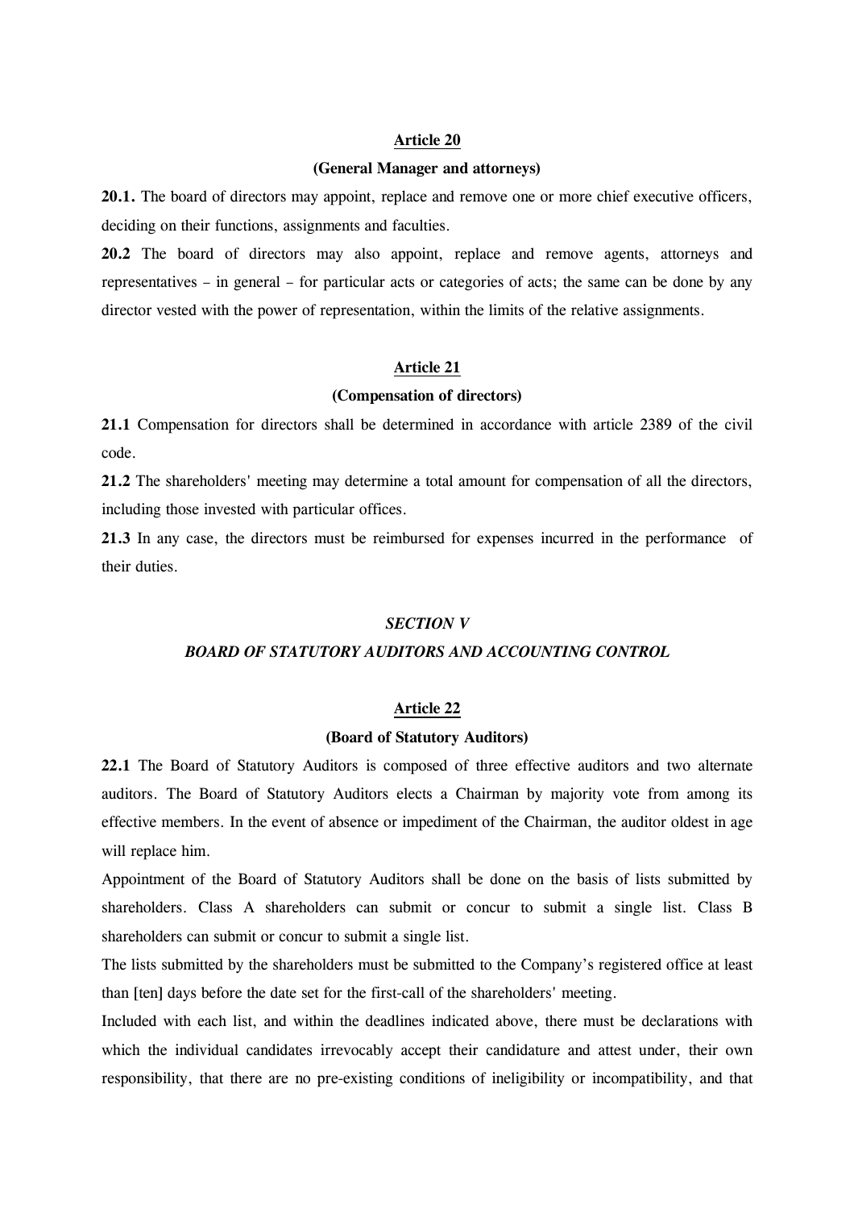**Article 20**

**(General Manager and attorneys)**

**20.1.** The board of directors may appoint, replace and remove one or more chief executive officers, deciding on their functions, assignments and faculties.

**20.2** The board of directors may also appoint, replace and remove agents, attorneys and representatives – in general – for particular acts or categories of acts; the same can be done by any director vested with the power of representation, within the limits of the relative assignments.

**Article 21**

**(Compensation of directors)**

**21.1** Compensation for directors shall be determined in accordance with article 2389 of the civil code.

**21.2** The shareholders' meeting may determine a total amount for compensation of all the directors, including those invested with particular offices.

**21.3** In any case, the directors must be reimbursed for expenses incurred in the performance of their duties.

***SECTION V***

***BOARD OF STATUTORY AUDITORS AND ACCOUNTING CONTROL***

**Article 22**

**(Board of Statutory Auditors)**

**22.1** The Board of Statutory Auditors is composed of three effective auditors and two alternate auditors. The Board of Statutory Auditors elects a Chairman by majority vote from among its effective members. In the event of absence or impediment of the Chairman, the auditor oldest in age will replace him.

Appointment of the Board of Statutory Auditors shall be done on the basis of lists submitted by shareholders. Class A shareholders can submit or concur to submit a single list. Class B shareholders can submit or concur to submit a single list.

The lists submitted by the shareholders must be submitted to the Company's registered office at least than [ten] days before the date set for the first-call of the shareholders' meeting.

Included with each list, and within the deadlines indicated above, there must be declarations with which the individual candidates irrevocably accept their candidature and attest under, their own responsibility, that there are no pre-existing conditions of ineligibility or incompatibility, and that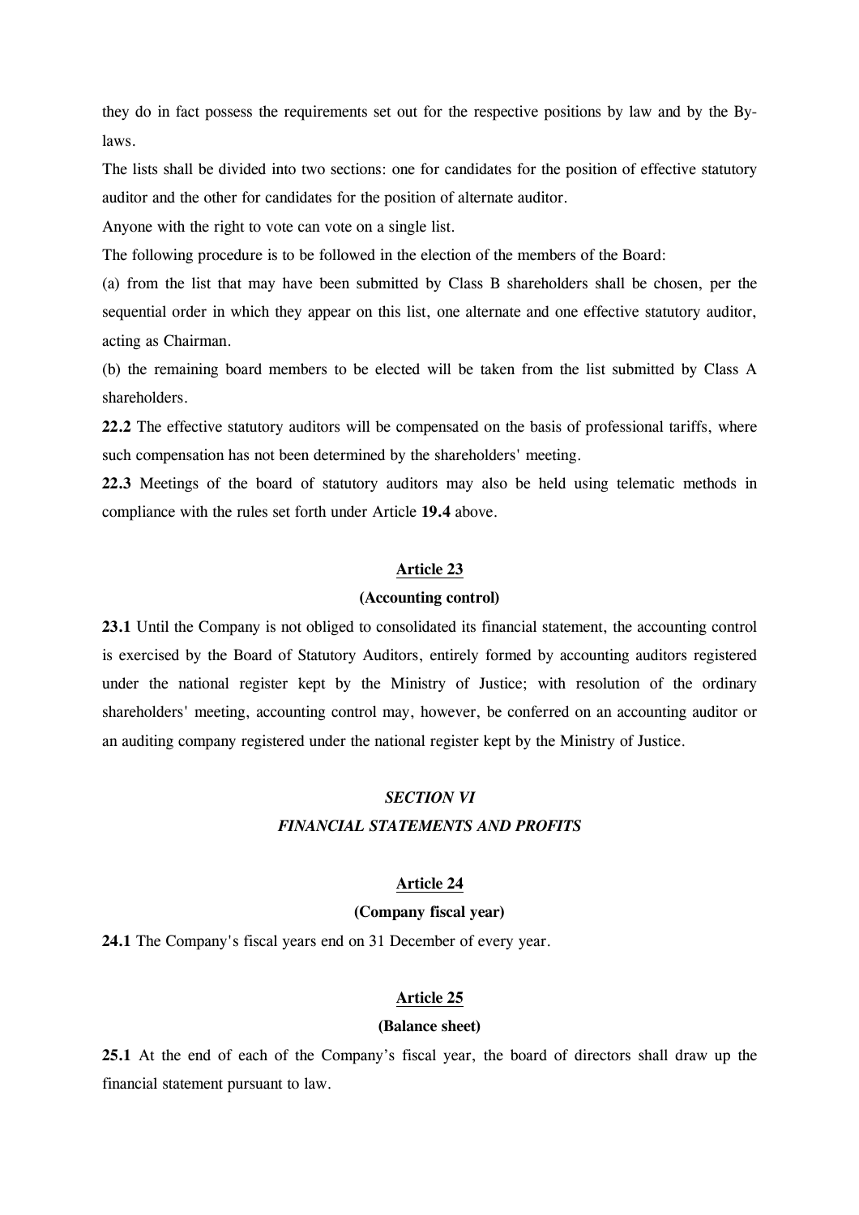they do in fact possess the requirements set out for the respective positions by law and by the By-laws.

The lists shall be divided into two sections: one for candidates for the position of effective statutory auditor and the other for candidates for the position of alternate auditor.

Anyone with the right to vote can vote on a single list.

The following procedure is to be followed in the election of the members of the Board:

(a) from the list that may have been submitted by Class B shareholders shall be chosen, per the sequential order in which they appear on this list, one alternate and one effective statutory auditor, acting as Chairman.

(b) the remaining board members to be elected will be taken from the list submitted by Class A shareholders.

**22.2** The effective statutory auditors will be compensated on the basis of professional tariffs, where such compensation has not been determined by the shareholders' meeting.

**22.3** Meetings of the board of statutory auditors may also be held using telematic methods in compliance with the rules set forth under Article **19.4** above.

## Article 23

### (Accounting control)

**23.1** Until the Company is not obliged to consolidated its financial statement, the accounting control is exercised by the Board of Statutory Auditors, entirely formed by accounting auditors registered under the national register kept by the Ministry of Justice; with resolution of the ordinary shareholders' meeting, accounting control may, however, be conferred on an accounting auditor or an auditing company registered under the national register kept by the Ministry of Justice.

# *SECTION VI*

# *FINANCIAL STATEMENTS AND PROFITS*

## Article 24

### (Company fiscal year)

**24.1** The Company's fiscal years end on 31 December of every year.

## Article 25

### (Balance sheet)

**25.1** At the end of each of the Company's fiscal year, the board of directors shall draw up the financial statement pursuant to law.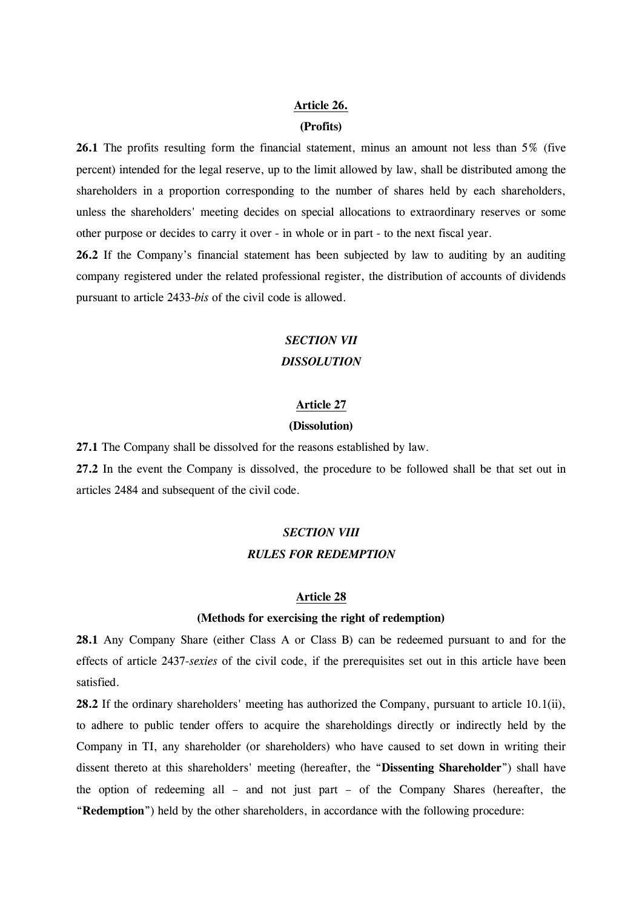**Article 26.**

**(Profits)**

**26.1** The profits resulting form the financial statement, minus an amount not less than 5% (five percent) intended for the legal reserve, up to the limit allowed by law, shall be distributed among the shareholders in a proportion corresponding to the number of shares held by each shareholders, unless the shareholders' meeting decides on special allocations to extraordinary reserves or some other purpose or decides to carry it over - in whole or in part - to the next fiscal year.

**26.2** If the Company's financial statement has been subjected by law to auditing by an auditing company registered under the related professional register, the distribution of accounts of dividends pursuant to article 2433-*bis* of the civil code is allowed.

## *SECTION VII*
## *DISSOLUTION*

**Article 27**

**(Dissolution)**

**27.1** The Company shall be dissolved for the reasons established by law.

**27.2** In the event the Company is dissolved, the procedure to be followed shall be that set out in articles 2484 and subsequent of the civil code.

## *SECTION VIII*
## *RULES FOR REDEMPTION*

**Article 28**

**(Methods for exercising the right of redemption)**

**28.1** Any Company Share (either Class A or Class B) can be redeemed pursuant to and for the effects of article 2437-*sexies* of the civil code, if the prerequisites set out in this article have been satisfied.

**28.2** If the ordinary shareholders' meeting has authorized the Company, pursuant to article 10.1(ii), to adhere to public tender offers to acquire the shareholdings directly or indirectly held by the Company in TI, any shareholder (or shareholders) who have caused to set down in writing their dissent thereto at this shareholders' meeting (hereafter, the "**Dissenting Shareholder**") shall have the option of redeeming all – and not just part – of the Company Shares (hereafter, the "**Redemption**") held by the other shareholders, in accordance with the following procedure: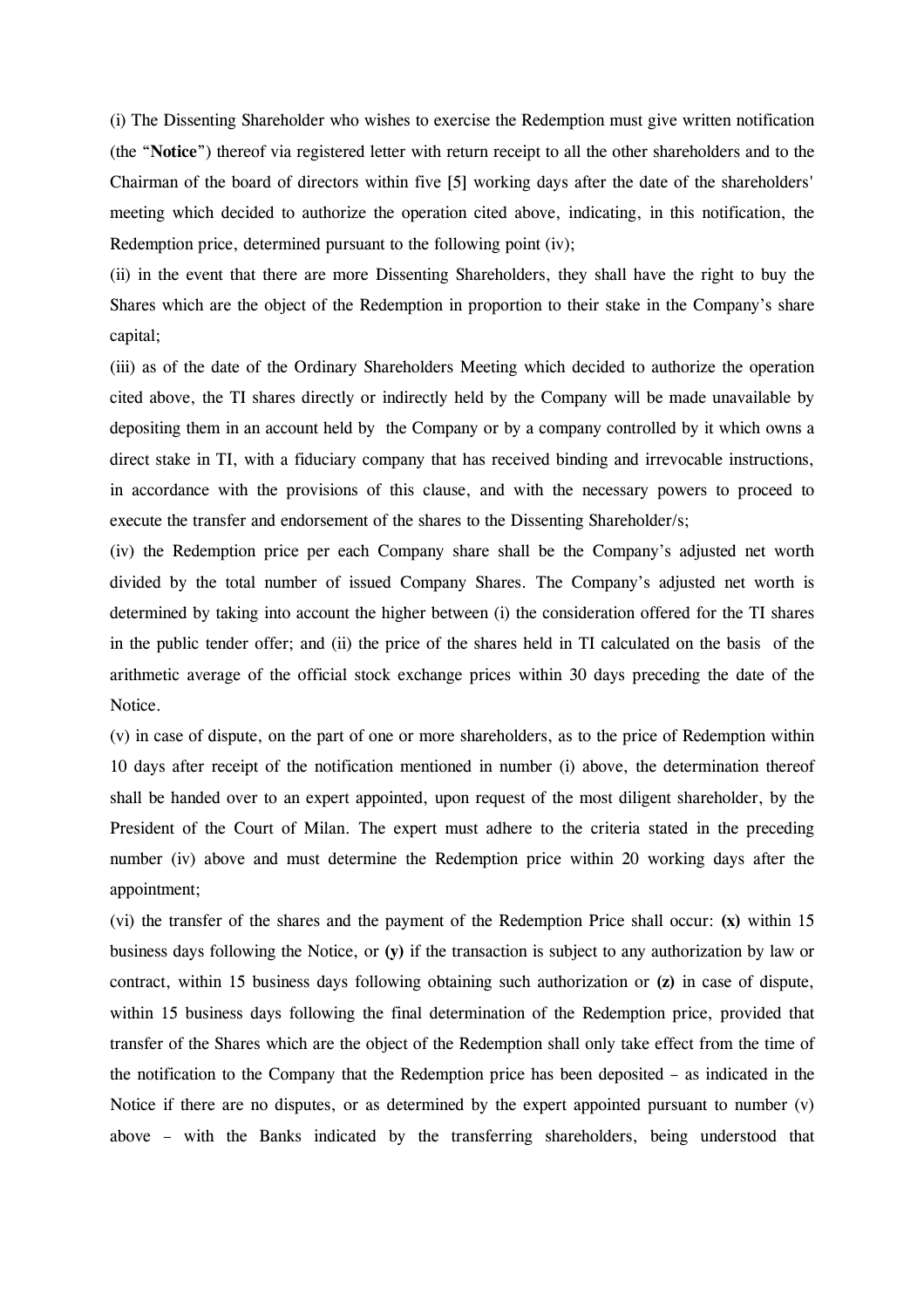(i) The Dissenting Shareholder who wishes to exercise the Redemption must give written notification (the "**Notice**") thereof via registered letter with return receipt to all the other shareholders and to the Chairman of the board of directors within five [5] working days after the date of the shareholders' meeting which decided to authorize the operation cited above, indicating, in this notification, the Redemption price, determined pursuant to the following point (iv);

(ii) in the event that there are more Dissenting Shareholders, they shall have the right to buy the Shares which are the object of the Redemption in proportion to their stake in the Company's share capital;

(iii) as of the date of the Ordinary Shareholders Meeting which decided to authorize the operation cited above, the TI shares directly or indirectly held by the Company will be made unavailable by depositing them in an account held by the Company or by a company controlled by it which owns a direct stake in TI, with a fiduciary company that has received binding and irrevocable instructions, in accordance with the provisions of this clause, and with the necessary powers to proceed to execute the transfer and endorsement of the shares to the Dissenting Shareholder/s;

(iv) the Redemption price per each Company share shall be the Company's adjusted net worth divided by the total number of issued Company Shares. The Company's adjusted net worth is determined by taking into account the higher between (i) the consideration offered for the TI shares in the public tender offer; and (ii) the price of the shares held in TI calculated on the basis of the arithmetic average of the official stock exchange prices within 30 days preceding the date of the Notice.

(v) in case of dispute, on the part of one or more shareholders, as to the price of Redemption within 10 days after receipt of the notification mentioned in number (i) above, the determination thereof shall be handed over to an expert appointed, upon request of the most diligent shareholder, by the President of the Court of Milan. The expert must adhere to the criteria stated in the preceding number (iv) above and must determine the Redemption price within 20 working days after the appointment;

(vi) the transfer of the shares and the payment of the Redemption Price shall occur: **(x)** within 15 business days following the Notice, or **(y)** if the transaction is subject to any authorization by law or contract, within 15 business days following obtaining such authorization or **(z)** in case of dispute, within 15 business days following the final determination of the Redemption price, provided that transfer of the Shares which are the object of the Redemption shall only take effect from the time of the notification to the Company that the Redemption price has been deposited – as indicated in the Notice if there are no disputes, or as determined by the expert appointed pursuant to number (v) above – with the Banks indicated by the transferring shareholders, being understood that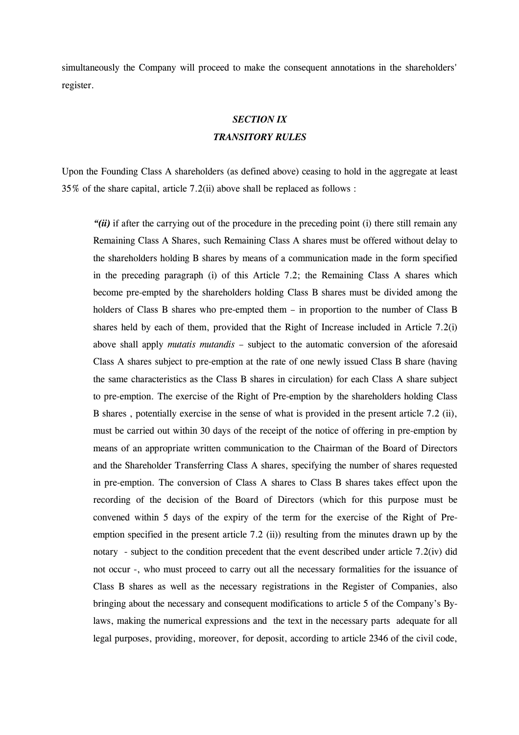simultaneously the Company will proceed to make the consequent annotations in the shareholders' register.

## *SECTION IX*
## *TRANSITORY RULES*

Upon the Founding Class A shareholders (as defined above) ceasing to hold in the aggregate at least 35% of the share capital, article 7.2(ii) above shall be replaced as follows :

> ***"(ii)*** if after the carrying out of the procedure in the preceding point (i) there still remain any Remaining Class A Shares, such Remaining Class A shares must be offered without delay to the shareholders holding B shares by means of a communication made in the form specified in the preceding paragraph (i) of this Article 7.2; the Remaining Class A shares which become pre-empted by the shareholders holding Class B shares must be divided among the holders of Class B shares who pre-empted them – in proportion to the number of Class B shares held by each of them, provided that the Right of Increase included in Article 7.2(i) above shall apply *mutatis mutandis* – subject to the automatic conversion of the aforesaid Class A shares subject to pre-emption at the rate of one newly issued Class B share (having the same characteristics as the Class B shares in circulation) for each Class A share subject to pre-emption. The exercise of the Right of Pre-emption by the shareholders holding Class B shares , potentially exercise in the sense of what is provided in the present article 7.2 (ii), must be carried out within 30 days of the receipt of the notice of offering in pre-emption by means of an appropriate written communication to the Chairman of the Board of Directors and the Shareholder Transferring Class A shares, specifying the number of shares requested in pre-emption. The conversion of Class A shares to Class B shares takes effect upon the recording of the decision of the Board of Directors (which for this purpose must be convened within 5 days of the expiry of the term for the exercise of the Right of Pre-emption specified in the present article 7.2 (ii)) resulting from the minutes drawn up by the notary - subject to the condition precedent that the event described under article 7.2(iv) did not occur -, who must proceed to carry out all the necessary formalities for the issuance of Class B shares as well as the necessary registrations in the Register of Companies, also bringing about the necessary and consequent modifications to article 5 of the Company's By-laws, making the numerical expressions and the text in the necessary parts adequate for all legal purposes, providing, moreover, for deposit, according to article 2346 of the civil code,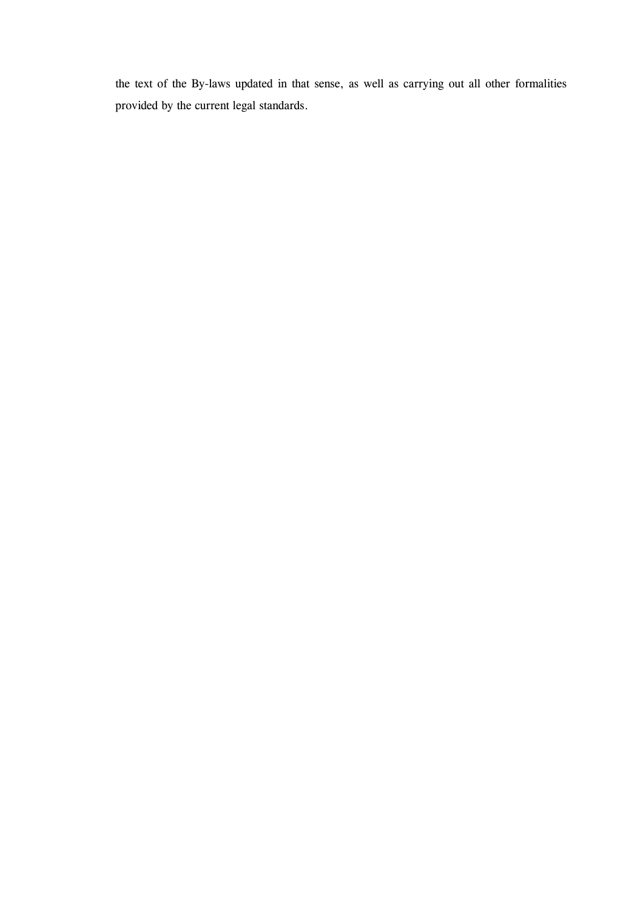the text of the By-laws updated in that sense, as well as carrying out all other formalities provided by the current legal standards.